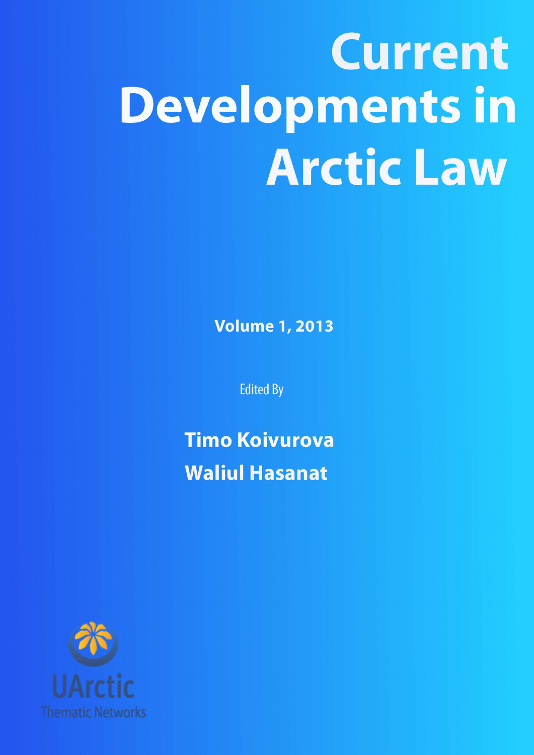# Current Developments in Arctic Law

**Volume 1, 2013**

Edited By

**Timo Koivurova**

**Waliul Hasanat**

UArctic

Thematic Networks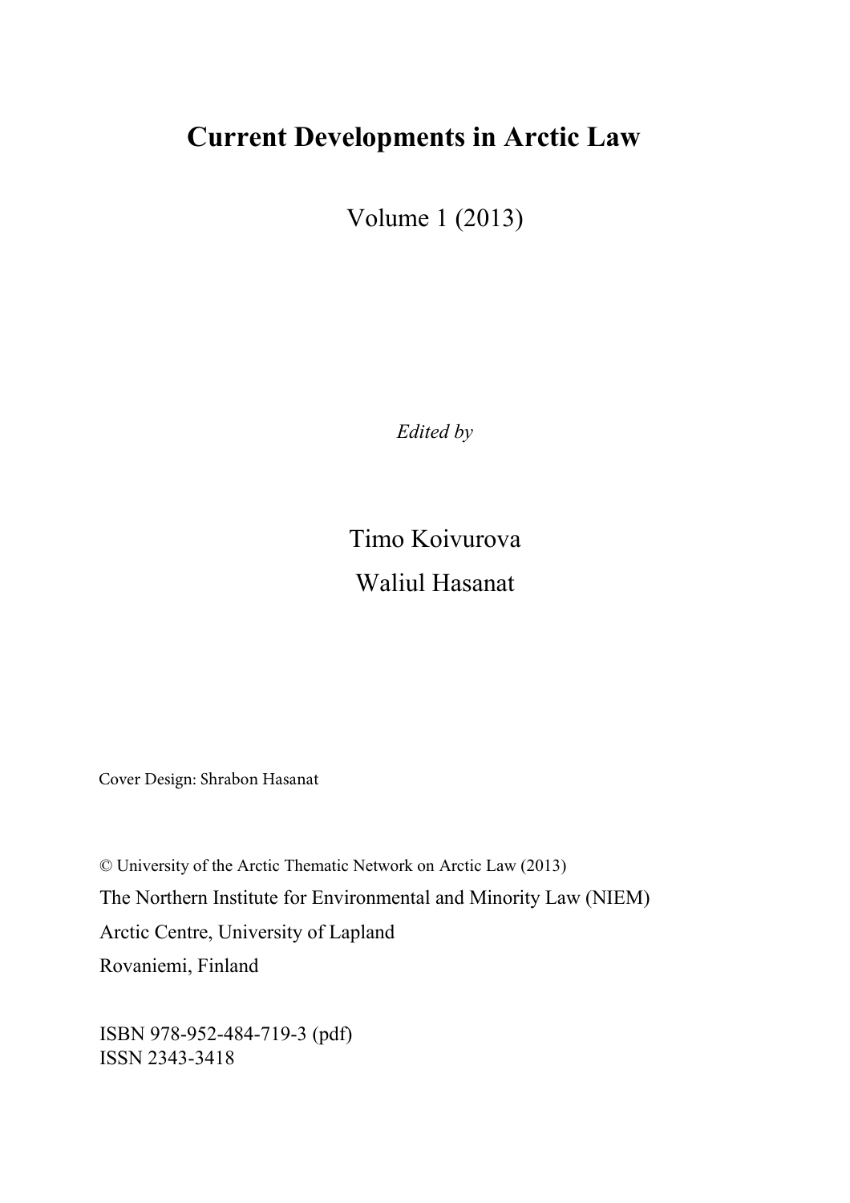# Current Developments in Arctic Law

Volume 1 (2013)

*Edited by*

Timo Koivurova

Waliul Hasanat

Cover Design: Shrabon Hasanat

© University of the Arctic Thematic Network on Arctic Law (2013)

The Northern Institute for Environmental and Minority Law (NIEM)

Arctic Centre, University of Lapland

Rovaniemi, Finland

ISBN 978-952-484-719-3 (pdf)
ISSN 2343-3418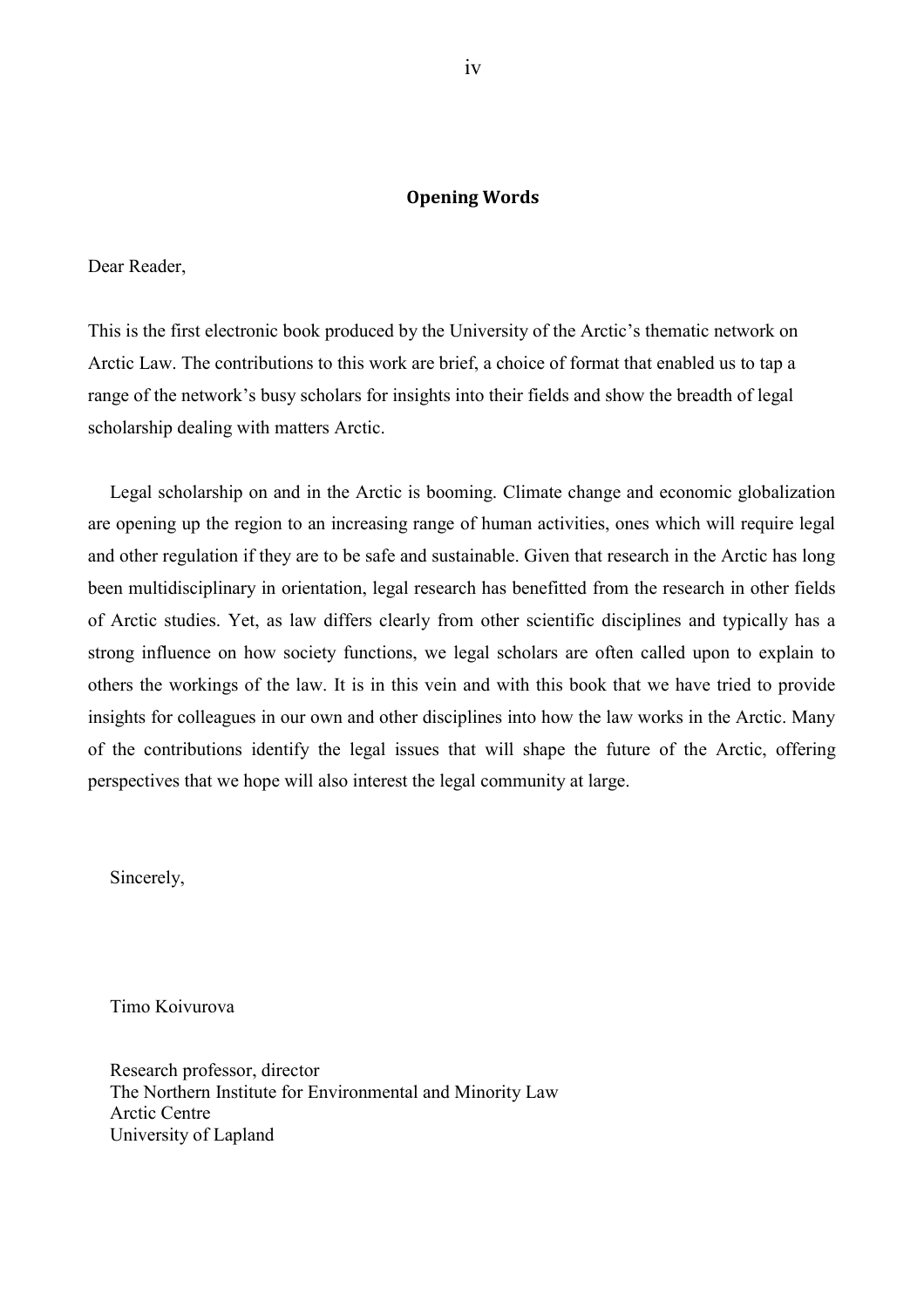## Opening Words

Dear Reader,

This is the first electronic book produced by the University of the Arctic's thematic network on Arctic Law. The contributions to this work are brief, a choice of format that enabled us to tap a range of the network's busy scholars for insights into their fields and show the breadth of legal scholarship dealing with matters Arctic.

Legal scholarship on and in the Arctic is booming. Climate change and economic globalization are opening up the region to an increasing range of human activities, ones which will require legal and other regulation if they are to be safe and sustainable. Given that research in the Arctic has long been multidisciplinary in orientation, legal research has benefitted from the research in other fields of Arctic studies. Yet, as law differs clearly from other scientific disciplines and typically has a strong influence on how society functions, we legal scholars are often called upon to explain to others the workings of the law. It is in this vein and with this book that we have tried to provide insights for colleagues in our own and other disciplines into how the law works in the Arctic. Many of the contributions identify the legal issues that will shape the future of the Arctic, offering perspectives that we hope will also interest the legal community at large.

Sincerely,

Timo Koivurova

Research professor, director
The Northern Institute for Environmental and Minority Law
Arctic Centre
University of Lapland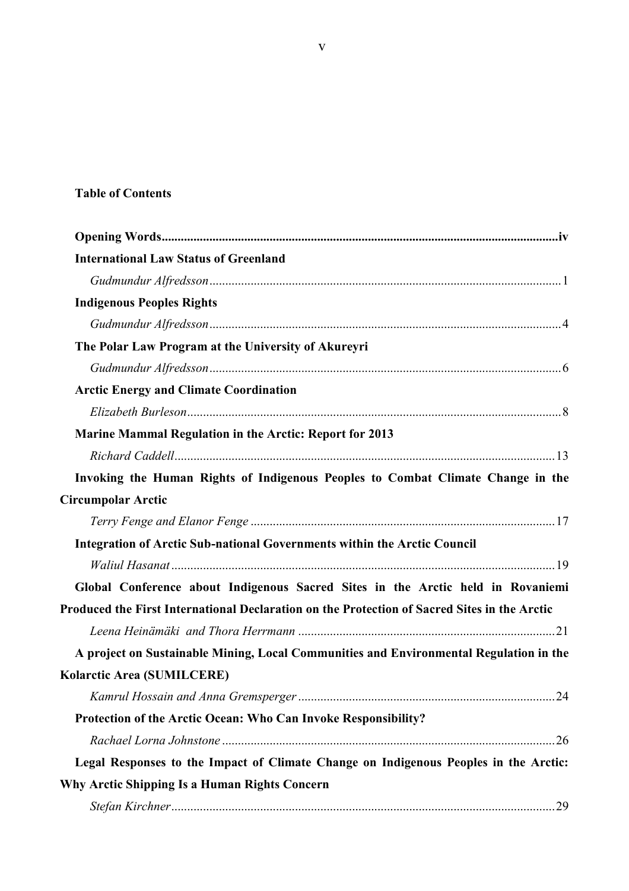**Table of Contents**

**Opening Words** ... iv

**International Law Status of Greenland**
*Gudmundur Alfredsson* ... 1

**Indigenous Peoples Rights**
*Gudmundur Alfredsson* ... 4

**The Polar Law Program at the University of Akureyri**
*Gudmundur Alfredsson* ... 6

**Arctic Energy and Climate Coordination**
*Elizabeth Burleson* ... 8

**Marine Mammal Regulation in the Arctic: Report for 2013**
*Richard Caddell* ... 13

**Invoking the Human Rights of Indigenous Peoples to Combat Climate Change in the Circumpolar Arctic**
*Terry Fenge and Elanor Fenge* ... 17

**Integration of Arctic Sub-national Governments within the Arctic Council**
*Waliul Hasanat* ... 19

**Global Conference about Indigenous Sacred Sites in the Arctic held in Rovaniemi Produced the First International Declaration on the Protection of Sacred Sites in the Arctic**
*Leena Heinämäki and Thora Herrmann* ... 21

**A project on Sustainable Mining, Local Communities and Environmental Regulation in the Kolarctic Area (SUMILCERE)**
*Kamrul Hossain and Anna Gremsperger* ... 24

**Protection of the Arctic Ocean: Who Can Invoke Responsibility?**
*Rachael Lorna Johnstone* ... 26

**Legal Responses to the Impact of Climate Change on Indigenous Peoples in the Arctic: Why Arctic Shipping Is a Human Rights Concern**
*Stefan Kirchner* ... 29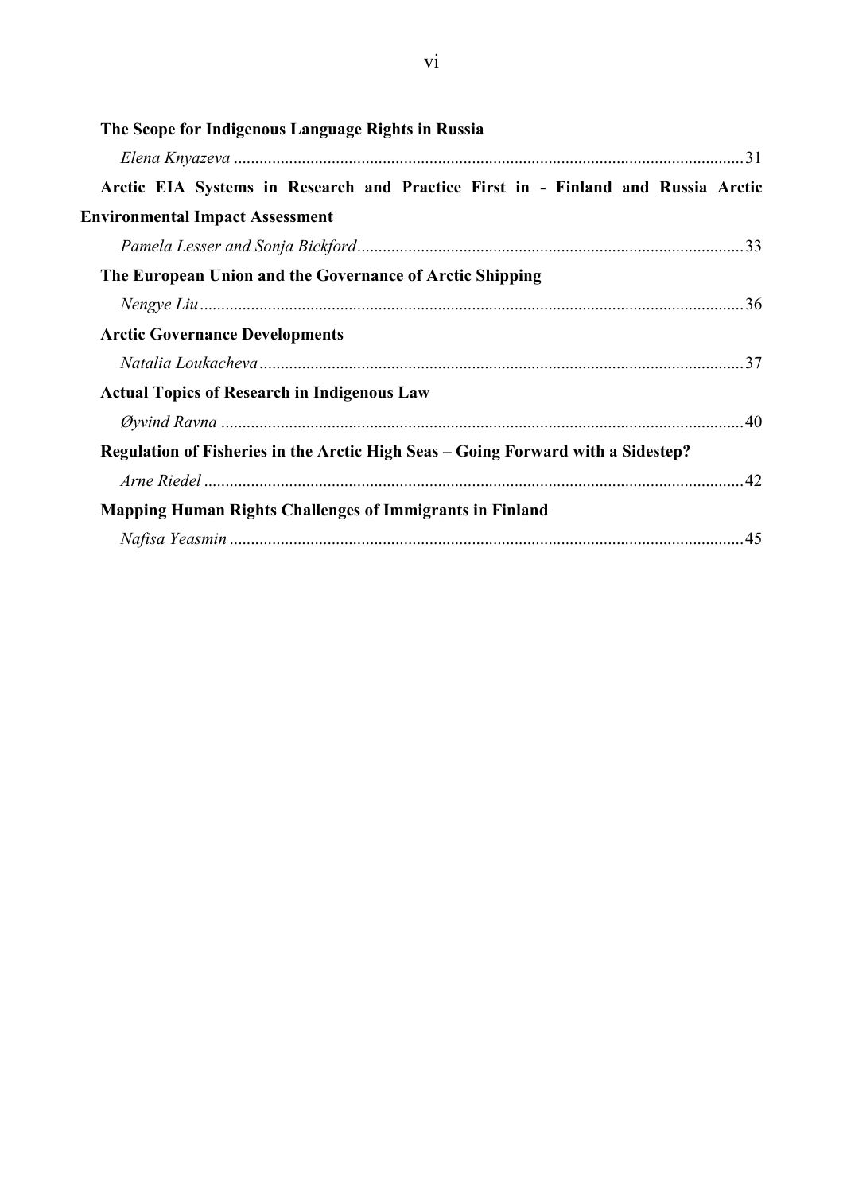**The Scope for Indigenous Language Rights in Russia**

*Elena Knyazeva* .......................................................................................................................31

**Arctic EIA Systems in Research and Practice First in - Finland and Russia Arctic Environmental Impact Assessment**

*Pamela Lesser and Sonja Bickford*..........................................................................................33

**The European Union and the Governance of Arctic Shipping**

*Nengye Liu*...............................................................................................................................36

**Arctic Governance Developments**

*Natalia Loukacheva*.................................................................................................................37

**Actual Topics of Research in Indigenous Law**

*Øyvind Ravna* ..........................................................................................................................40

**Regulation of Fisheries in the Arctic High Seas – Going Forward with a Sidestep?**

*Arne Riedel* ..............................................................................................................................42

**Mapping Human Rights Challenges of Immigrants in Finland**

*Nafisa Yeasmin* ........................................................................................................................45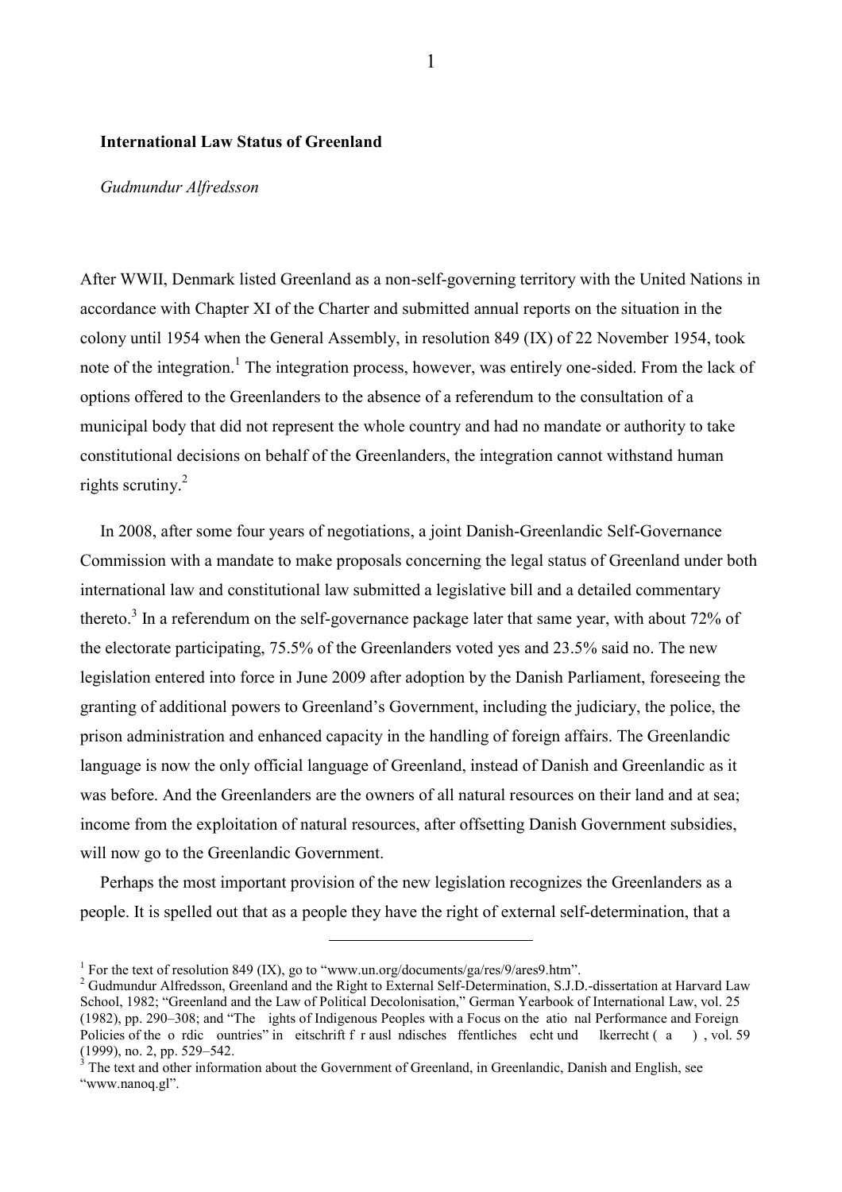**International Law Status of Greenland**

*Gudmundur Alfredsson*

After WWII, Denmark listed Greenland as a non-self-governing territory with the United Nations in accordance with Chapter XI of the Charter and submitted annual reports on the situation in the colony until 1954 when the General Assembly, in resolution 849 (IX) of 22 November 1954, took note of the integration.[1] The integration process, however, was entirely one-sided. From the lack of options offered to the Greenlanders to the absence of a referendum to the consultation of a municipal body that did not represent the whole country and had no mandate or authority to take constitutional decisions on behalf of the Greenlanders, the integration cannot withstand human rights scrutiny.[2]

In 2008, after some four years of negotiations, a joint Danish-Greenlandic Self-Governance Commission with a mandate to make proposals concerning the legal status of Greenland under both international law and constitutional law submitted a legislative bill and a detailed commentary thereto.[3] In a referendum on the self-governance package later that same year, with about 72% of the electorate participating, 75.5% of the Greenlanders voted yes and 23.5% said no. The new legislation entered into force in June 2009 after adoption by the Danish Parliament, foreseeing the granting of additional powers to Greenland's Government, including the judiciary, the police, the prison administration and enhanced capacity in the handling of foreign affairs. The Greenlandic language is now the only official language of Greenland, instead of Danish and Greenlandic as it was before. And the Greenlanders are the owners of all natural resources on their land and at sea; income from the exploitation of natural resources, after offsetting Danish Government subsidies, will now go to the Greenlandic Government.

Perhaps the most important provision of the new legislation recognizes the Greenlanders as a people. It is spelled out that as a people they have the right of external self-determination, that a

---

[1] For the text of resolution 849 (IX), go to "www.un.org/documents/ga/res/9/ares9.htm".

[2] Gudmundur Alfredsson, Greenland and the Right to External Self-Determination, S.J.D.-dissertation at Harvard Law School, 1982; "Greenland and the Law of Political Decolonisation," German Yearbook of International Law, vol. 25 (1982), pp. 290–308; and "The ights of Indigenous Peoples with a Focus on the atio nal Performance and Foreign Policies of the o rdic ountries" in eitschrift f r ausl ndisches ffentliches echt und lkerrecht ( a ) , vol. 59 (1999), no. 2, pp. 529–542.

[3] The text and other information about the Government of Greenland, in Greenlandic, Danish and English, see "www.nanoq.gl".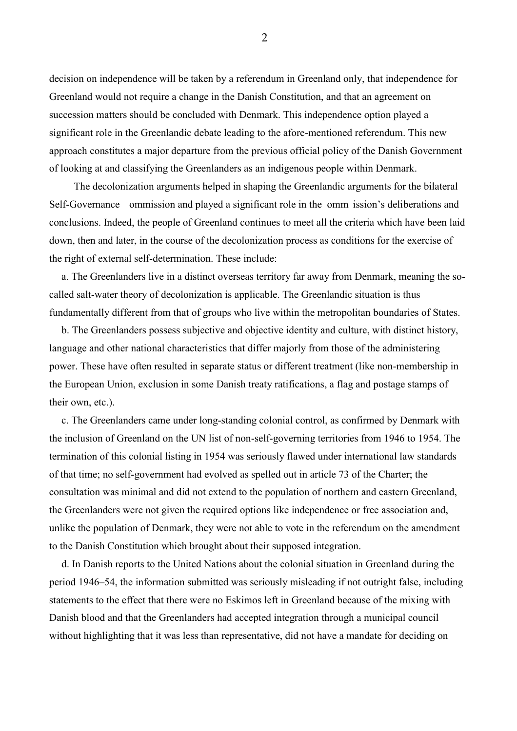decision on independence will be taken by a referendum in Greenland only, that independence for Greenland would not require a change in the Danish Constitution, and that an agreement on succession matters should be concluded with Denmark. This independence option played a significant role in the Greenlandic debate leading to the afore-mentioned referendum. This new approach constitutes a major departure from the previous official policy of the Danish Government of looking at and classifying the Greenlanders as an indigenous people within Denmark.

The decolonization arguments helped in shaping the Greenlandic arguments for the bilateral Self-Governance ommission and played a significant role in the omm ission's deliberations and conclusions. Indeed, the people of Greenland continues to meet all the criteria which have been laid down, then and later, in the course of the decolonization process as conditions for the exercise of the right of external self-determination. These include:

a. The Greenlanders live in a distinct overseas territory far away from Denmark, meaning the so-called salt-water theory of decolonization is applicable. The Greenlandic situation is thus fundamentally different from that of groups who live within the metropolitan boundaries of States.

b. The Greenlanders possess subjective and objective identity and culture, with distinct history, language and other national characteristics that differ majorly from those of the administering power. These have often resulted in separate status or different treatment (like non-membership in the European Union, exclusion in some Danish treaty ratifications, a flag and postage stamps of their own, etc.).

c. The Greenlanders came under long-standing colonial control, as confirmed by Denmark with the inclusion of Greenland on the UN list of non-self-governing territories from 1946 to 1954. The termination of this colonial listing in 1954 was seriously flawed under international law standards of that time; no self-government had evolved as spelled out in article 73 of the Charter; the consultation was minimal and did not extend to the population of northern and eastern Greenland, the Greenlanders were not given the required options like independence or free association and, unlike the population of Denmark, they were not able to vote in the referendum on the amendment to the Danish Constitution which brought about their supposed integration.

d. In Danish reports to the United Nations about the colonial situation in Greenland during the period 1946–54, the information submitted was seriously misleading if not outright false, including statements to the effect that there were no Eskimos left in Greenland because of the mixing with Danish blood and that the Greenlanders had accepted integration through a municipal council without highlighting that it was less than representative, did not have a mandate for deciding on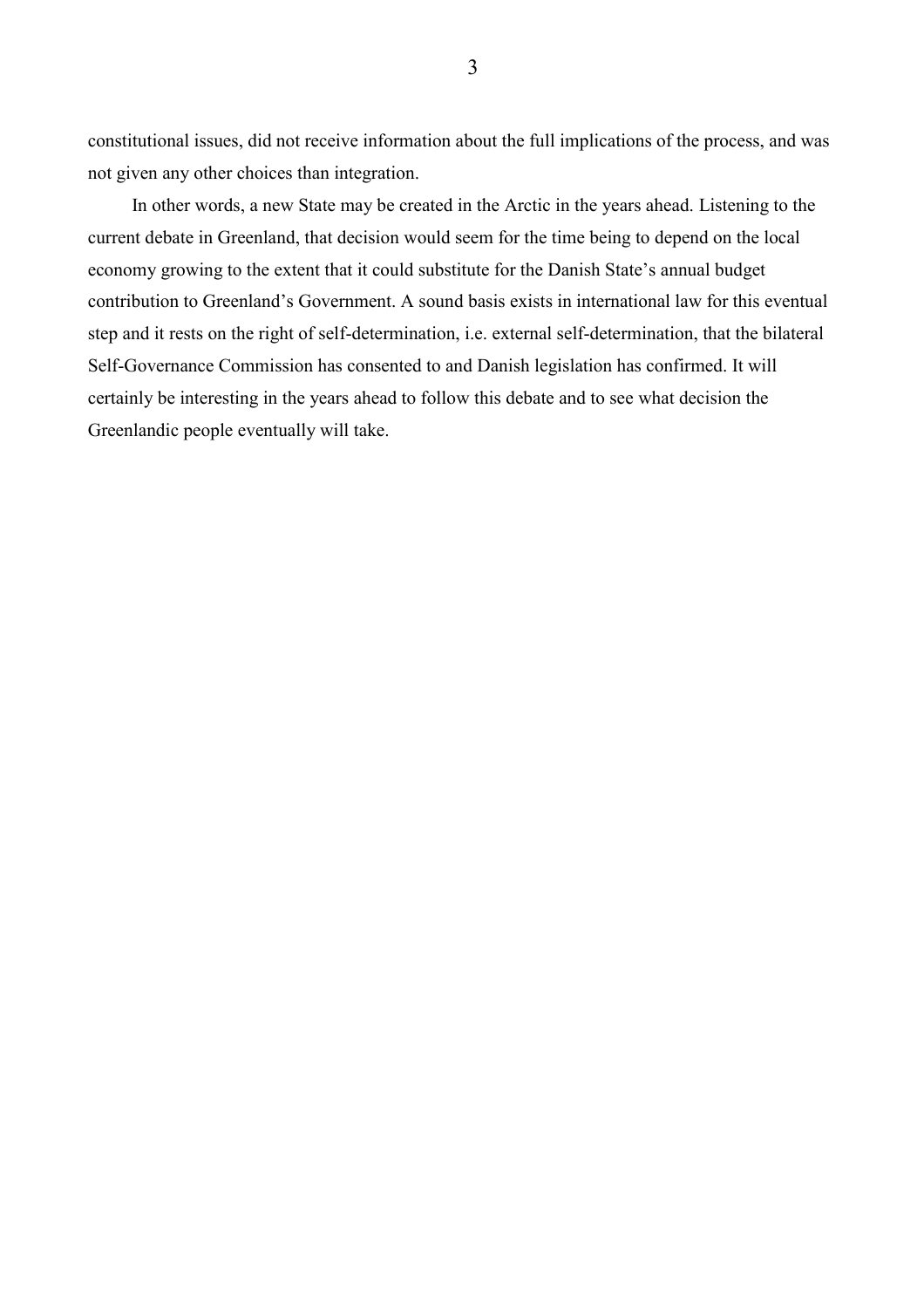constitutional issues, did not receive information about the full implications of the process, and was not given any other choices than integration.

In other words, a new State may be created in the Arctic in the years ahead. Listening to the current debate in Greenland, that decision would seem for the time being to depend on the local economy growing to the extent that it could substitute for the Danish State's annual budget contribution to Greenland's Government. A sound basis exists in international law for this eventual step and it rests on the right of self-determination, i.e. external self-determination, that the bilateral Self-Governance Commission has consented to and Danish legislation has confirmed. It will certainly be interesting in the years ahead to follow this debate and to see what decision the Greenlandic people eventually will take.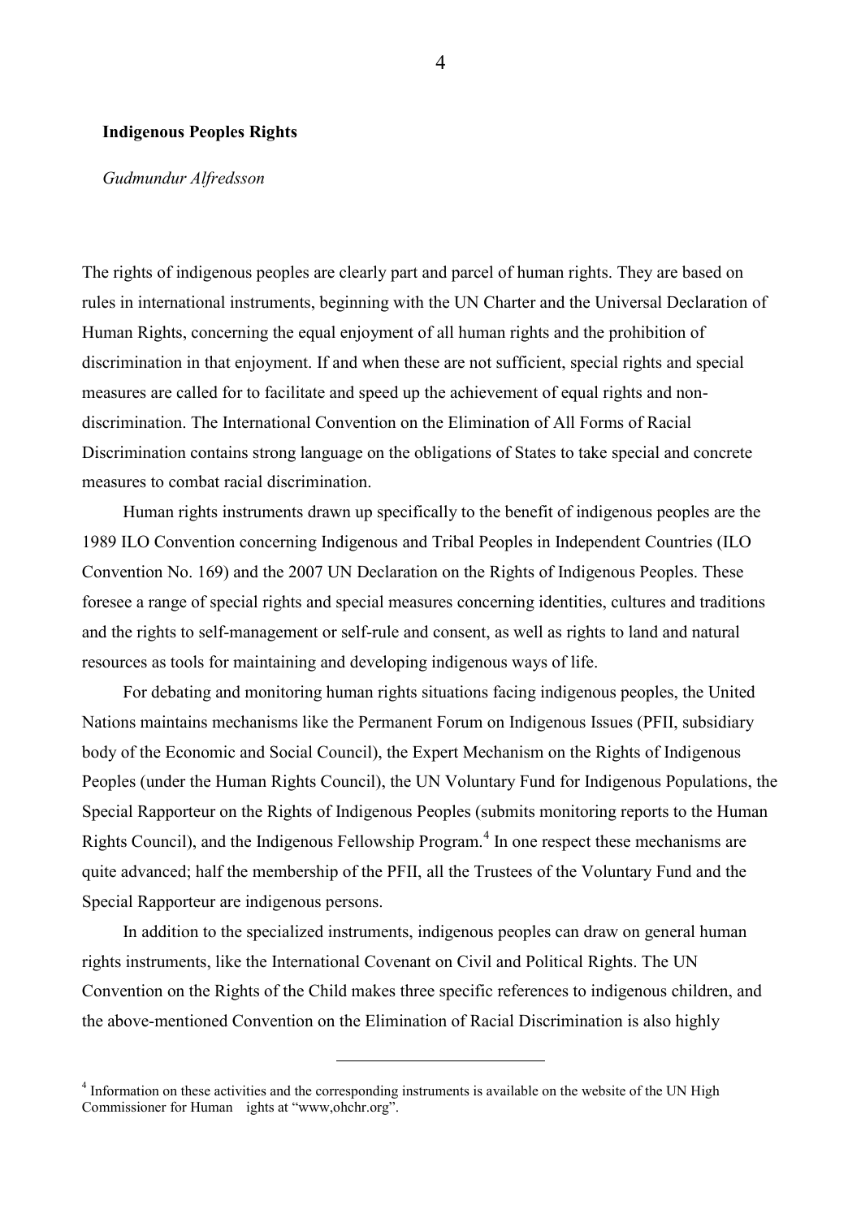**Indigenous Peoples Rights**

*Gudmundur Alfredsson*

The rights of indigenous peoples are clearly part and parcel of human rights. They are based on rules in international instruments, beginning with the UN Charter and the Universal Declaration of Human Rights, concerning the equal enjoyment of all human rights and the prohibition of discrimination in that enjoyment. If and when these are not sufficient, special rights and special measures are called for to facilitate and speed up the achievement of equal rights and non-discrimination. The International Convention on the Elimination of All Forms of Racial Discrimination contains strong language on the obligations of States to take special and concrete measures to combat racial discrimination.

Human rights instruments drawn up specifically to the benefit of indigenous peoples are the 1989 ILO Convention concerning Indigenous and Tribal Peoples in Independent Countries (ILO Convention No. 169) and the 2007 UN Declaration on the Rights of Indigenous Peoples. These foresee a range of special rights and special measures concerning identities, cultures and traditions and the rights to self-management or self-rule and consent, as well as rights to land and natural resources as tools for maintaining and developing indigenous ways of life.

For debating and monitoring human rights situations facing indigenous peoples, the United Nations maintains mechanisms like the Permanent Forum on Indigenous Issues (PFII, subsidiary body of the Economic and Social Council), the Expert Mechanism on the Rights of Indigenous Peoples (under the Human Rights Council), the UN Voluntary Fund for Indigenous Populations, the Special Rapporteur on the Rights of Indigenous Peoples (submits monitoring reports to the Human Rights Council), and the Indigenous Fellowship Program.[4] In one respect these mechanisms are quite advanced; half the membership of the PFII, all the Trustees of the Voluntary Fund and the Special Rapporteur are indigenous persons.

In addition to the specialized instruments, indigenous peoples can draw on general human rights instruments, like the International Covenant on Civil and Political Rights. The UN Convention on the Rights of the Child makes three specific references to indigenous children, and the above-mentioned Convention on the Elimination of Racial Discrimination is also highly

---

[4] Information on these activities and the corresponding instruments is available on the website of the UN High Commissioner for Human ights at "www,ohchr.org".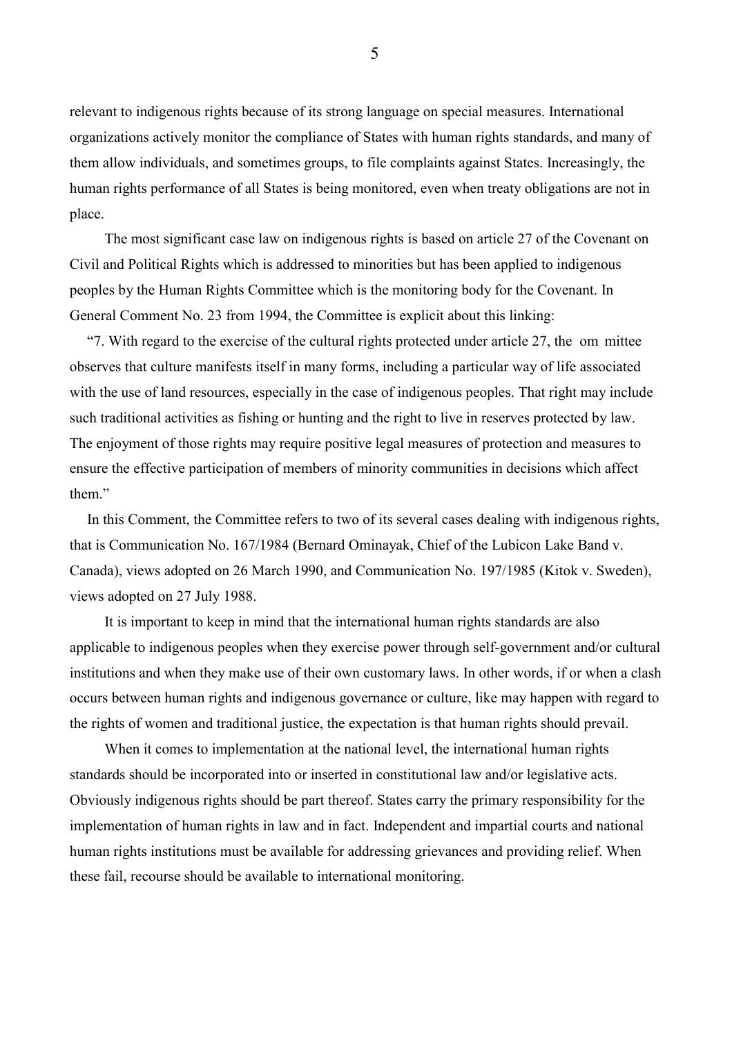relevant to indigenous rights because of its strong language on special measures. International organizations actively monitor the compliance of States with human rights standards, and many of them allow individuals, and sometimes groups, to file complaints against States. Increasingly, the human rights performance of all States is being monitored, even when treaty obligations are not in place.

The most significant case law on indigenous rights is based on article 27 of the Covenant on Civil and Political Rights which is addressed to minorities but has been applied to indigenous peoples by the Human Rights Committee which is the monitoring body for the Covenant. In General Comment No. 23 from 1994, the Committee is explicit about this linking:

"7. With regard to the exercise of the cultural rights protected under article 27, the om mittee observes that culture manifests itself in many forms, including a particular way of life associated with the use of land resources, especially in the case of indigenous peoples. That right may include such traditional activities as fishing or hunting and the right to live in reserves protected by law. The enjoyment of those rights may require positive legal measures of protection and measures to ensure the effective participation of members of minority communities in decisions which affect them."

In this Comment, the Committee refers to two of its several cases dealing with indigenous rights, that is Communication No. 167/1984 (Bernard Ominayak, Chief of the Lubicon Lake Band v. Canada), views adopted on 26 March 1990, and Communication No. 197/1985 (Kitok v. Sweden), views adopted on 27 July 1988.

It is important to keep in mind that the international human rights standards are also applicable to indigenous peoples when they exercise power through self-government and/or cultural institutions and when they make use of their own customary laws. In other words, if or when a clash occurs between human rights and indigenous governance or culture, like may happen with regard to the rights of women and traditional justice, the expectation is that human rights should prevail.

When it comes to implementation at the national level, the international human rights standards should be incorporated into or inserted in constitutional law and/or legislative acts. Obviously indigenous rights should be part thereof. States carry the primary responsibility for the implementation of human rights in law and in fact. Independent and impartial courts and national human rights institutions must be available for addressing grievances and providing relief. When these fail, recourse should be available to international monitoring.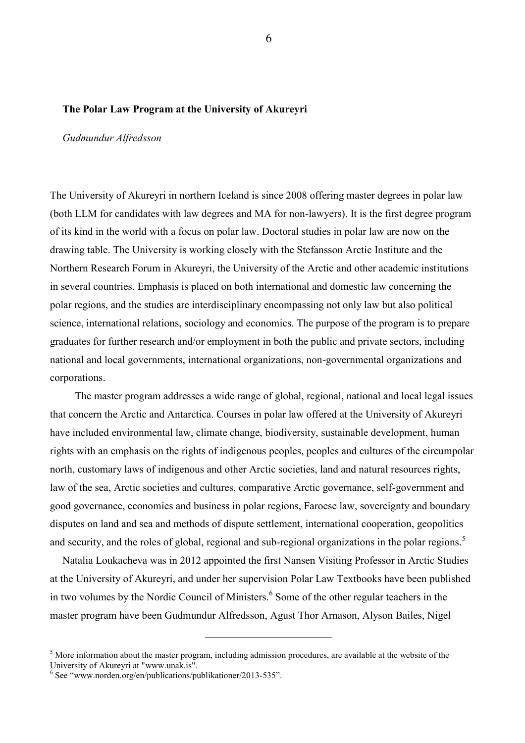**The Polar Law Program at the University of Akureyri**

*Gudmundur Alfredsson*

The University of Akureyri in northern Iceland is since 2008 offering master degrees in polar law (both LLM for candidates with law degrees and MA for non-lawyers). It is the first degree program of its kind in the world with a focus on polar law. Doctoral studies in polar law are now on the drawing table. The University is working closely with the Stefansson Arctic Institute and the Northern Research Forum in Akureyri, the University of the Arctic and other academic institutions in several countries. Emphasis is placed on both international and domestic law concerning the polar regions, and the studies are interdisciplinary encompassing not only law but also political science, international relations, sociology and economics. The purpose of the program is to prepare graduates for further research and/or employment in both the public and private sectors, including national and local governments, international organizations, non-governmental organizations and corporations.

The master program addresses a wide range of global, regional, national and local legal issues that concern the Arctic and Antarctica. Courses in polar law offered at the University of Akureyri have included environmental law, climate change, biodiversity, sustainable development, human rights with an emphasis on the rights of indigenous peoples, peoples and cultures of the circumpolar north, customary laws of indigenous and other Arctic societies, land and natural resources rights, law of the sea, Arctic societies and cultures, comparative Arctic governance, self-government and good governance, economies and business in polar regions, Faroese law, sovereignty and boundary disputes on land and sea and methods of dispute settlement, international cooperation, geopolitics and security, and the roles of global, regional and sub-regional organizations in the polar regions.[5]

Natalia Loukacheva was in 2012 appointed the first Nansen Visiting Professor in Arctic Studies at the University of Akureyri, and under her supervision Polar Law Textbooks have been published in two volumes by the Nordic Council of Ministers.[6] Some of the other regular teachers in the master program have been Gudmundur Alfredsson, Agust Thor Arnason, Alyson Bailes, Nigel

---

[5] More information about the master program, including admission procedures, are available at the website of the University of Akureyri at "www.unak.is".

[6] See "www.norden.org/en/publications/publikationer/2013-535".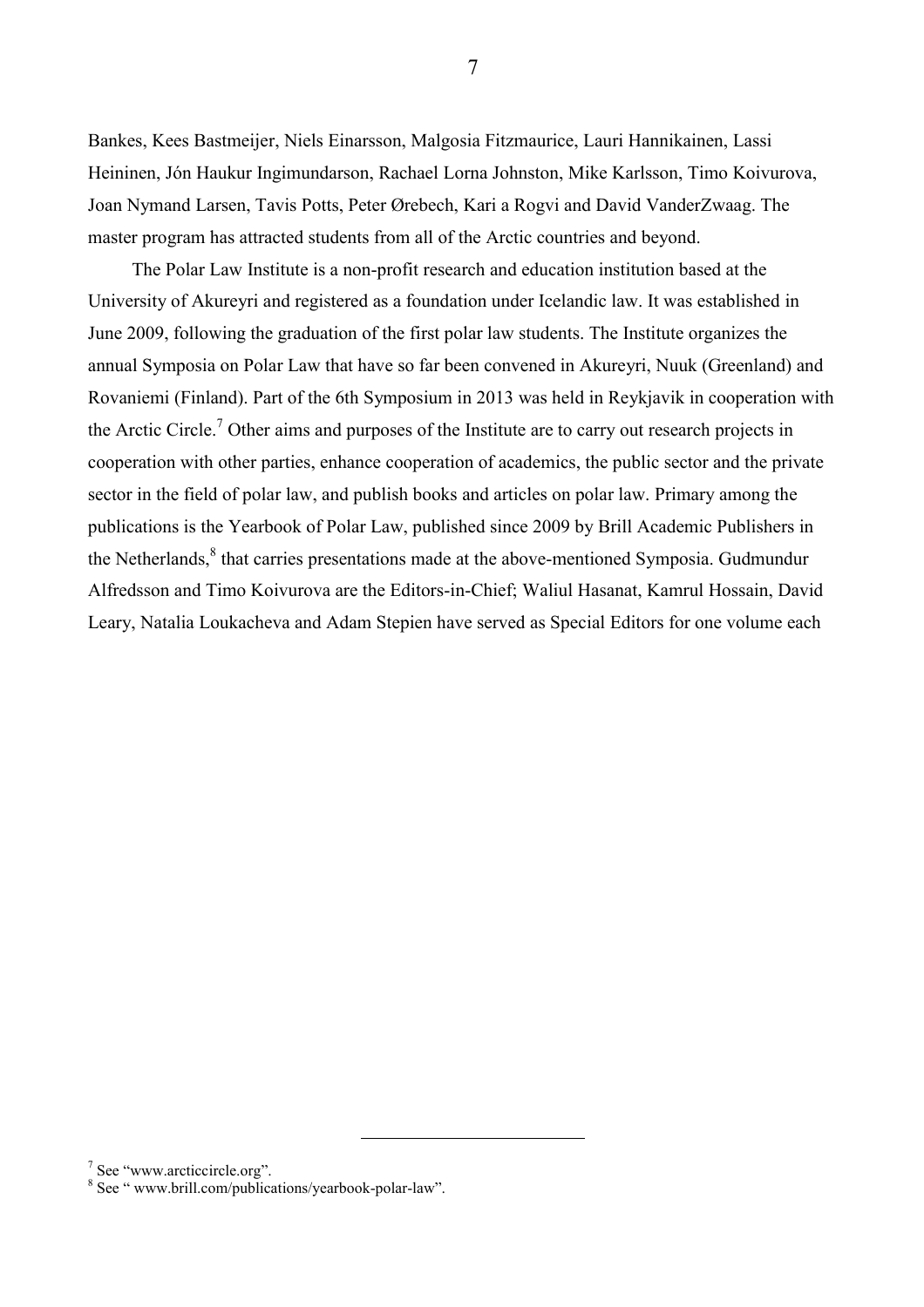Bankes, Kees Bastmeijer, Niels Einarsson, Malgosia Fitzmaurice, Lauri Hannikainen, Lassi Heininen, Jón Haukur Ingimundarson, Rachael Lorna Johnston, Mike Karlsson, Timo Koivurova, Joan Nymand Larsen, Tavis Potts, Peter Ørebech, Kari a Rogvi and David VanderZwaag. The master program has attracted students from all of the Arctic countries and beyond.

The Polar Law Institute is a non-profit research and education institution based at the University of Akureyri and registered as a foundation under Icelandic law. It was established in June 2009, following the graduation of the first polar law students. The Institute organizes the annual Symposia on Polar Law that have so far been convened in Akureyri, Nuuk (Greenland) and Rovaniemi (Finland). Part of the 6th Symposium in 2013 was held in Reykjavik in cooperation with the Arctic Circle.[7] Other aims and purposes of the Institute are to carry out research projects in cooperation with other parties, enhance cooperation of academics, the public sector and the private sector in the field of polar law, and publish books and articles on polar law. Primary among the publications is the Yearbook of Polar Law, published since 2009 by Brill Academic Publishers in the Netherlands,[8] that carries presentations made at the above-mentioned Symposia. Gudmundur Alfredsson and Timo Koivurova are the Editors-in-Chief; Waliul Hasanat, Kamrul Hossain, David Leary, Natalia Loukacheva and Adam Stepien have served as Special Editors for one volume each

---

[7] See "www.arcticcircle.org".

[8] See " www.brill.com/publications/yearbook-polar-law".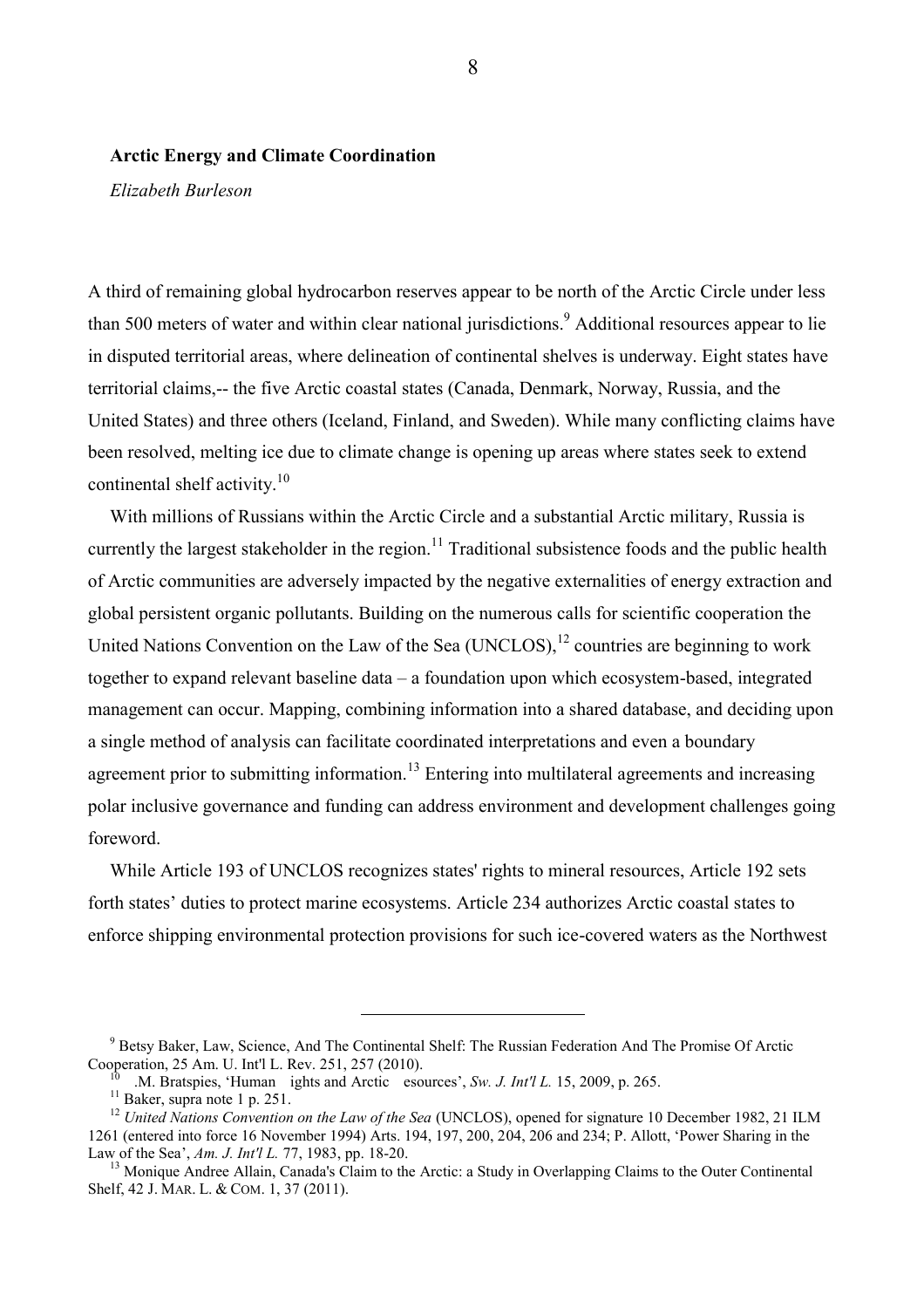**Arctic Energy and Climate Coordination**

*Elizabeth Burleson*

A third of remaining global hydrocarbon reserves appear to be north of the Arctic Circle under less than 500 meters of water and within clear national jurisdictions.[9] Additional resources appear to lie in disputed territorial areas, where delineation of continental shelves is underway. Eight states have territorial claims,-- the five Arctic coastal states (Canada, Denmark, Norway, Russia, and the United States) and three others (Iceland, Finland, and Sweden). While many conflicting claims have been resolved, melting ice due to climate change is opening up areas where states seek to extend continental shelf activity.[10]

With millions of Russians within the Arctic Circle and a substantial Arctic military, Russia is currently the largest stakeholder in the region.[11] Traditional subsistence foods and the public health of Arctic communities are adversely impacted by the negative externalities of energy extraction and global persistent organic pollutants. Building on the numerous calls for scientific cooperation the United Nations Convention on the Law of the Sea (UNCLOS),[12] countries are beginning to work together to expand relevant baseline data – a foundation upon which ecosystem-based, integrated management can occur. Mapping, combining information into a shared database, and deciding upon a single method of analysis can facilitate coordinated interpretations and even a boundary agreement prior to submitting information.[13] Entering into multilateral agreements and increasing polar inclusive governance and funding can address environment and development challenges going foreword.

While Article 193 of UNCLOS recognizes states' rights to mineral resources, Article 192 sets forth states' duties to protect marine ecosystems. Article 234 authorizes Arctic coastal states to enforce shipping environmental protection provisions for such ice-covered waters as the Northwest

---

[9] Betsy Baker, Law, Science, And The Continental Shelf: The Russian Federation And The Promise Of Arctic Cooperation, 25 Am. U. Int'l L. Rev. 251, 257 (2010).

[10] .M. Bratspies, 'Human ights and Arctic esources', *Sw. J. Int'l L.* 15, 2009, p. 265.

[11] Baker, supra note 1 p. 251.

[12] *United Nations Convention on the Law of the Sea* (UNCLOS), opened for signature 10 December 1982, 21 ILM 1261 (entered into force 16 November 1994) Arts. 194, 197, 200, 204, 206 and 234; P. Allott, 'Power Sharing in the Law of the Sea', *Am. J. Int'l L.* 77, 1983, pp. 18-20.

[13] Monique Andree Allain, Canada's Claim to the Arctic: a Study in Overlapping Claims to the Outer Continental Shelf, 42 J. MAR. L. & COM. 1, 37 (2011).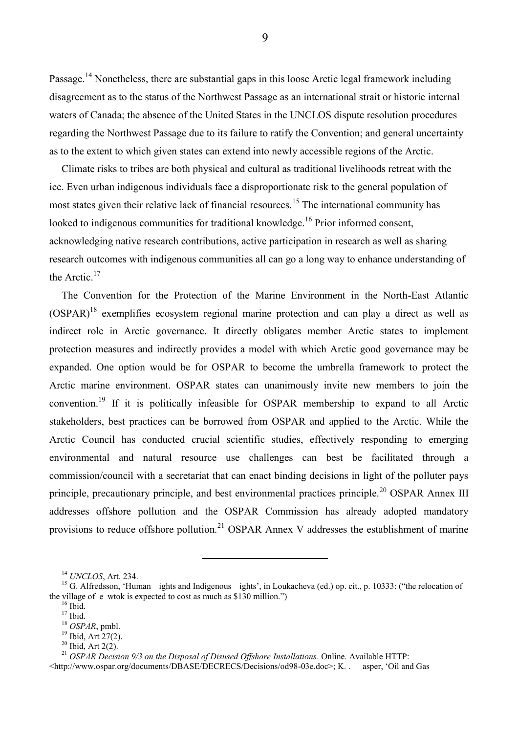Passage.[14] Nonetheless, there are substantial gaps in this loose Arctic legal framework including disagreement as to the status of the Northwest Passage as an international strait or historic internal waters of Canada; the absence of the United States in the UNCLOS dispute resolution procedures regarding the Northwest Passage due to its failure to ratify the Convention; and general uncertainty as to the extent to which given states can extend into newly accessible regions of the Arctic.

Climate risks to tribes are both physical and cultural as traditional livelihoods retreat with the ice. Even urban indigenous individuals face a disproportionate risk to the general population of most states given their relative lack of financial resources.[15] The international community has looked to indigenous communities for traditional knowledge.[16] Prior informed consent, acknowledging native research contributions, active participation in research as well as sharing research outcomes with indigenous communities all can go a long way to enhance understanding of the Arctic.[17]

The Convention for the Protection of the Marine Environment in the North-East Atlantic (OSPAR)[18] exemplifies ecosystem regional marine protection and can play a direct as well as indirect role in Arctic governance. It directly obligates member Arctic states to implement protection measures and indirectly provides a model with which Arctic good governance may be expanded. One option would be for OSPAR to become the umbrella framework to protect the Arctic marine environment. OSPAR states can unanimously invite new members to join the convention.[19] If it is politically infeasible for OSPAR membership to expand to all Arctic stakeholders, best practices can be borrowed from OSPAR and applied to the Arctic. While the Arctic Council has conducted crucial scientific studies, effectively responding to emerging environmental and natural resource use challenges can best be facilitated through a commission/council with a secretariat that can enact binding decisions in light of the polluter pays principle, precautionary principle, and best environmental practices principle.[20] OSPAR Annex III addresses offshore pollution and the OSPAR Commission has already adopted mandatory provisions to reduce offshore pollution.[21] OSPAR Annex V addresses the establishment of marine

---

[14] *UNCLOS*, Art. 234.

[15] G. Alfredsson, 'Human ights and Indigenous ights', in Loukacheva (ed.) op. cit., p. 10333: ("the relocation of the village of e wtok is expected to cost as much as $130 million.")

[16] Ibid.

[17] Ibid.

[18] *OSPAR*, pmbl.

[19] Ibid, Art 27(2).

[20] Ibid, Art 2(2).

[21] *OSPAR Decision 9/3 on the Disposal of Disused Offshore Installations*. Online. Available HTTP: <http://www.ospar.org/documents/DBASE/DECRECS/Decisions/od98-03e.doc>; K. . asper, 'Oil and Gas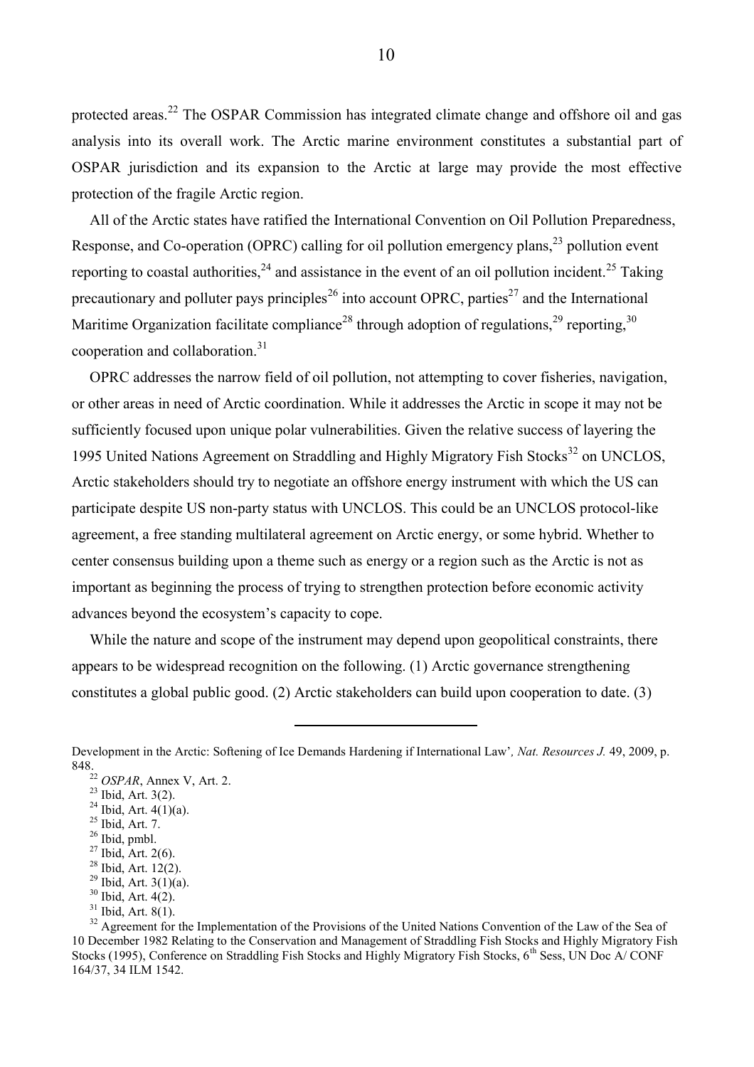protected areas.[22] The OSPAR Commission has integrated climate change and offshore oil and gas analysis into its overall work. The Arctic marine environment constitutes a substantial part of OSPAR jurisdiction and its expansion to the Arctic at large may provide the most effective protection of the fragile Arctic region.

All of the Arctic states have ratified the International Convention on Oil Pollution Preparedness, Response, and Co-operation (OPRC) calling for oil pollution emergency plans,[23] pollution event reporting to coastal authorities,[24] and assistance in the event of an oil pollution incident.[25] Taking precautionary and polluter pays principles[26] into account OPRC, parties[27] and the International Maritime Organization facilitate compliance[28] through adoption of regulations,[29] reporting,[30] cooperation and collaboration.[31]

OPRC addresses the narrow field of oil pollution, not attempting to cover fisheries, navigation, or other areas in need of Arctic coordination. While it addresses the Arctic in scope it may not be sufficiently focused upon unique polar vulnerabilities. Given the relative success of layering the 1995 United Nations Agreement on Straddling and Highly Migratory Fish Stocks[32] on UNCLOS, Arctic stakeholders should try to negotiate an offshore energy instrument with which the US can participate despite US non-party status with UNCLOS. This could be an UNCLOS protocol-like agreement, a free standing multilateral agreement on Arctic energy, or some hybrid. Whether to center consensus building upon a theme such as energy or a region such as the Arctic is not as important as beginning the process of trying to strengthen protection before economic activity advances beyond the ecosystem's capacity to cope.

While the nature and scope of the instrument may depend upon geopolitical constraints, there appears to be widespread recognition on the following. (1) Arctic governance strengthening constitutes a global public good. (2) Arctic stakeholders can build upon cooperation to date. (3)

---

Development in the Arctic: Softening of Ice Demands Hardening if International Law', *Nat. Resources J.* 49, 2009, p. 848.

[22] *OSPAR*, Annex V, Art. 2.

[23] Ibid, Art. 3(2).

[24] Ibid, Art. 4(1)(a).

[25] Ibid, Art. 7.

[26] Ibid, pmbl.

[27] Ibid, Art. 2(6).

[28] Ibid, Art. 12(2).

[29] Ibid, Art. 3(1)(a).

[30] Ibid, Art. 4(2).

[31] Ibid, Art. 8(1).

[32] Agreement for the Implementation of the Provisions of the United Nations Convention of the Law of the Sea of 10 December 1982 Relating to the Conservation and Management of Straddling Fish Stocks and Highly Migratory Fish Stocks (1995), Conference on Straddling Fish Stocks and Highly Migratory Fish Stocks, 6th Sess, UN Doc A/ CONF 164/37, 34 ILM 1542.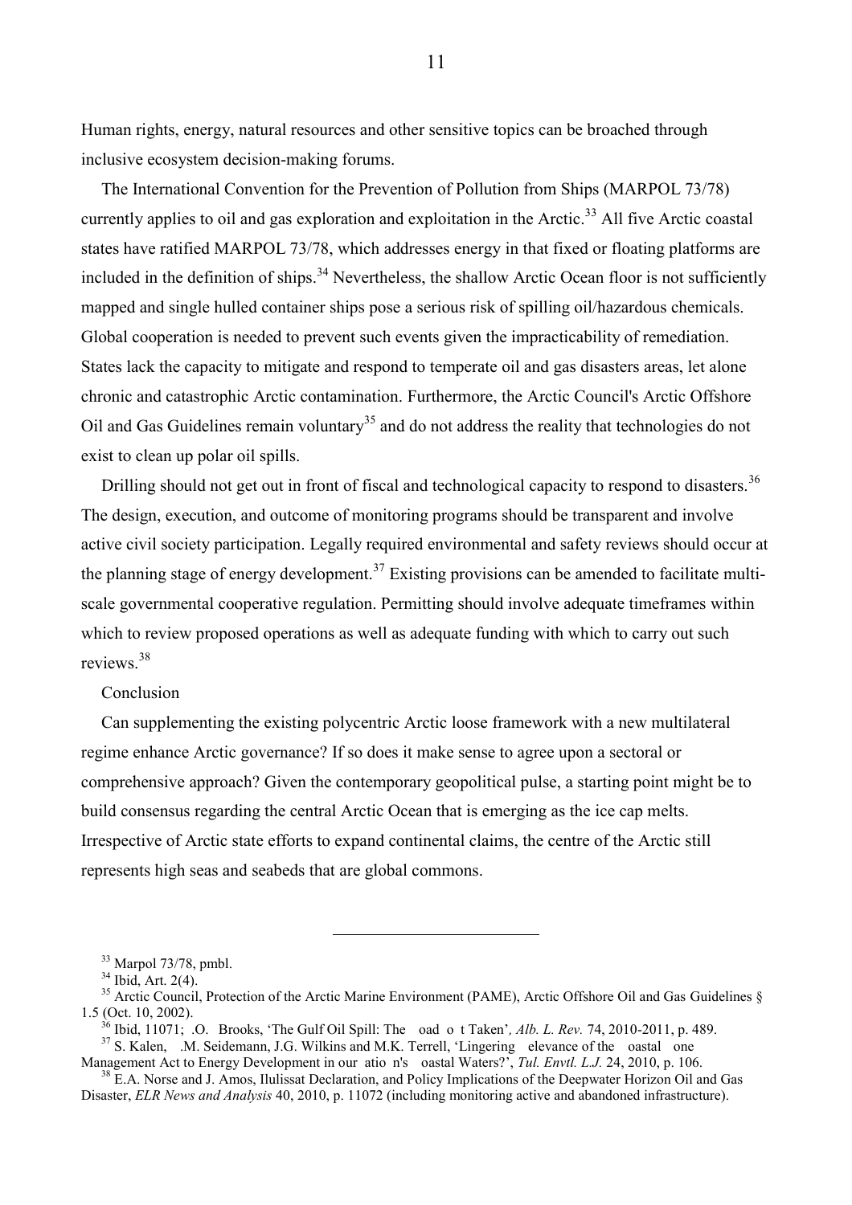Human rights, energy, natural resources and other sensitive topics can be broached through inclusive ecosystem decision-making forums.

The International Convention for the Prevention of Pollution from Ships (MARPOL 73/78) currently applies to oil and gas exploration and exploitation in the Arctic.[33] All five Arctic coastal states have ratified MARPOL 73/78, which addresses energy in that fixed or floating platforms are included in the definition of ships.[34] Nevertheless, the shallow Arctic Ocean floor is not sufficiently mapped and single hulled container ships pose a serious risk of spilling oil/hazardous chemicals. Global cooperation is needed to prevent such events given the impracticability of remediation. States lack the capacity to mitigate and respond to temperate oil and gas disasters areas, let alone chronic and catastrophic Arctic contamination. Furthermore, the Arctic Council's Arctic Offshore Oil and Gas Guidelines remain voluntary[35] and do not address the reality that technologies do not exist to clean up polar oil spills.

Drilling should not get out in front of fiscal and technological capacity to respond to disasters.[36] The design, execution, and outcome of monitoring programs should be transparent and involve active civil society participation. Legally required environmental and safety reviews should occur at the planning stage of energy development.[37] Existing provisions can be amended to facilitate multi-scale governmental cooperative regulation. Permitting should involve adequate timeframes within which to review proposed operations as well as adequate funding with which to carry out such reviews.[38]

Conclusion

Can supplementing the existing polycentric Arctic loose framework with a new multilateral regime enhance Arctic governance? If so does it make sense to agree upon a sectoral or comprehensive approach? Given the contemporary geopolitical pulse, a starting point might be to build consensus regarding the central Arctic Ocean that is emerging as the ice cap melts. Irrespective of Arctic state efforts to expand continental claims, the centre of the Arctic still represents high seas and seabeds that are global commons.

---

[33] Marpol 73/78, pmbl.

[34] Ibid, Art. 2(4).

[35] Arctic Council, Protection of the Arctic Marine Environment (PAME), Arctic Offshore Oil and Gas Guidelines § 1.5 (Oct. 10, 2002).

[36] Ibid, 11071; .O. Brooks, 'The Gulf Oil Spill: The oad o t Taken', *Alb. L. Rev.* 74, 2010-2011, p. 489.

[37] S. Kalen, .M. Seidemann, J.G. Wilkins and M.K. Terrell, 'Lingering elevance of the oastal one Management Act to Energy Development in our atio n's oastal Waters?', *Tul. Envtl. L.J.* 24, 2010, p. 106.

[38] E.A. Norse and J. Amos, Ilulissat Declaration, and Policy Implications of the Deepwater Horizon Oil and Gas Disaster, *ELR News and Analysis* 40, 2010, p. 11072 (including monitoring active and abandoned infrastructure).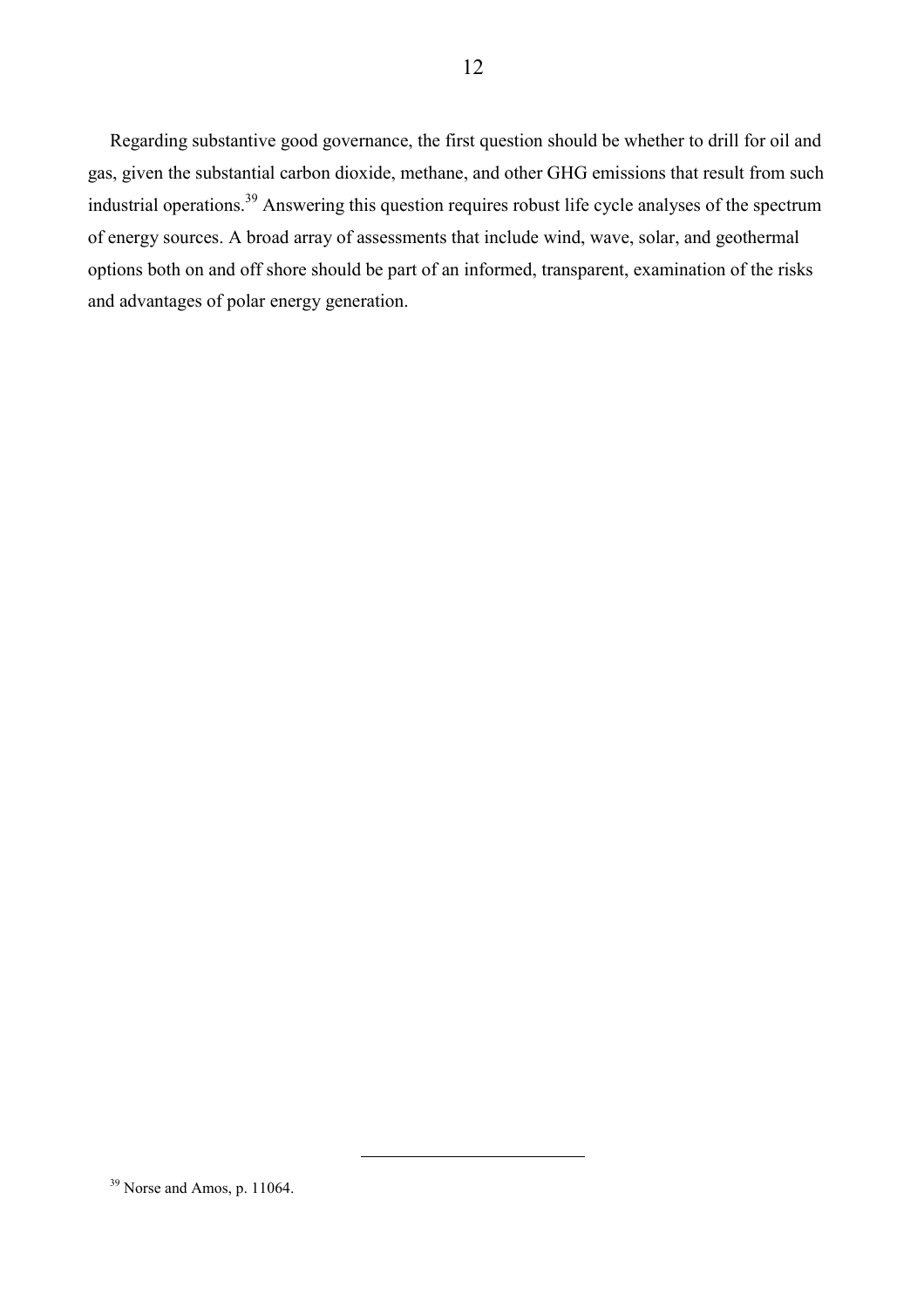Regarding substantive good governance, the first question should be whether to drill for oil and gas, given the substantial carbon dioxide, methane, and other GHG emissions that result from such industrial operations.[39] Answering this question requires robust life cycle analyses of the spectrum of energy sources. A broad array of assessments that include wind, wave, solar, and geothermal options both on and off shore should be part of an informed, transparent, examination of the risks and advantages of polar energy generation.

[39] Norse and Amos, p. 11064.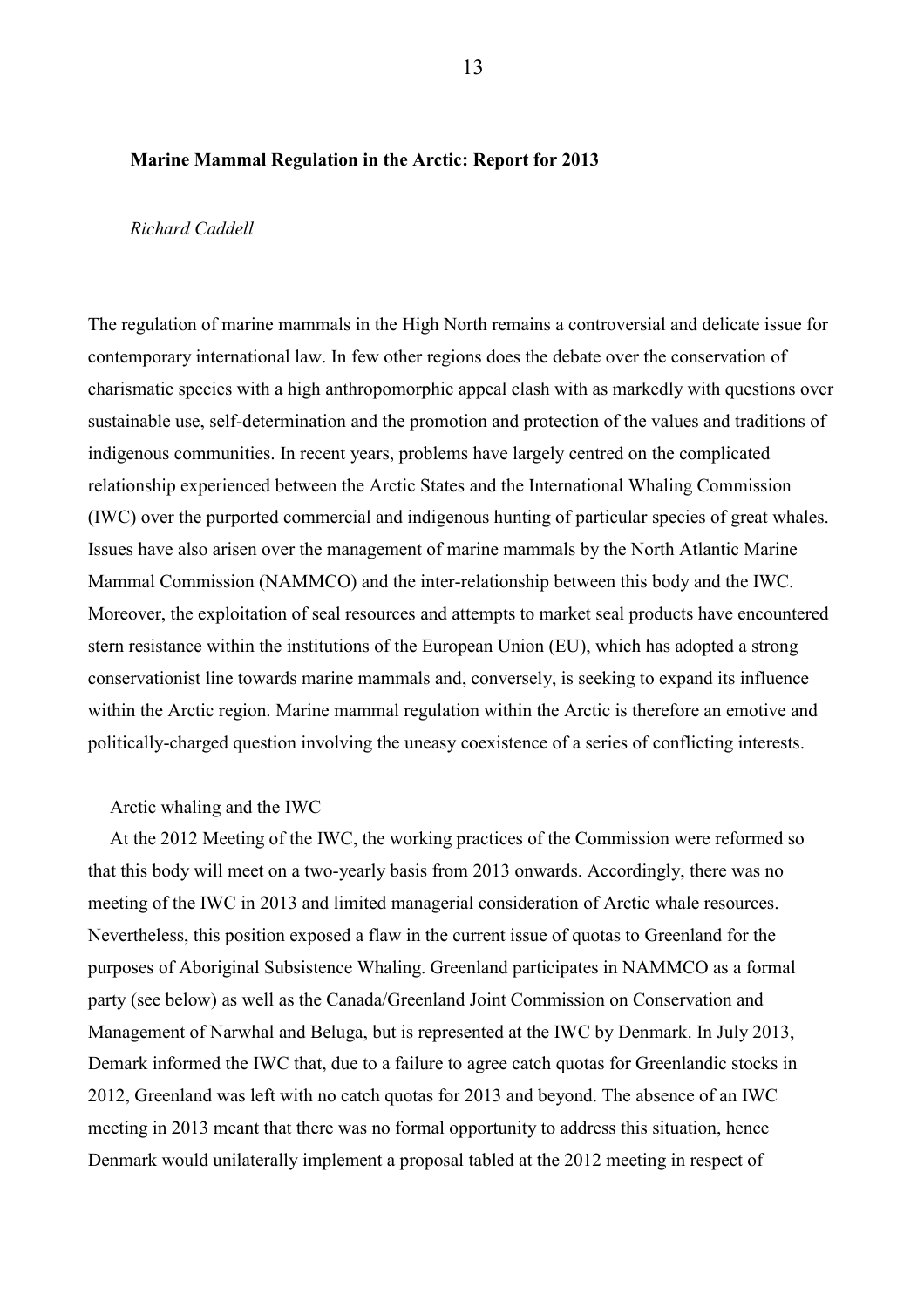## Marine Mammal Regulation in the Arctic: Report for 2013

*Richard Caddell*

The regulation of marine mammals in the High North remains a controversial and delicate issue for contemporary international law. In few other regions does the debate over the conservation of charismatic species with a high anthropomorphic appeal clash with as markedly with questions over sustainable use, self-determination and the promotion and protection of the values and traditions of indigenous communities. In recent years, problems have largely centred on the complicated relationship experienced between the Arctic States and the International Whaling Commission (IWC) over the purported commercial and indigenous hunting of particular species of great whales. Issues have also arisen over the management of marine mammals by the North Atlantic Marine Mammal Commission (NAMMCO) and the inter-relationship between this body and the IWC. Moreover, the exploitation of seal resources and attempts to market seal products have encountered stern resistance within the institutions of the European Union (EU), which has adopted a strong conservationist line towards marine mammals and, conversely, is seeking to expand its influence within the Arctic region. Marine mammal regulation within the Arctic is therefore an emotive and politically-charged question involving the uneasy coexistence of a series of conflicting interests.

### Arctic whaling and the IWC

At the 2012 Meeting of the IWC, the working practices of the Commission were reformed so that this body will meet on a two-yearly basis from 2013 onwards. Accordingly, there was no meeting of the IWC in 2013 and limited managerial consideration of Arctic whale resources. Nevertheless, this position exposed a flaw in the current issue of quotas to Greenland for the purposes of Aboriginal Subsistence Whaling. Greenland participates in NAMMCO as a formal party (see below) as well as the Canada/Greenland Joint Commission on Conservation and Management of Narwhal and Beluga, but is represented at the IWC by Denmark. In July 2013, Demark informed the IWC that, due to a failure to agree catch quotas for Greenlandic stocks in 2012, Greenland was left with no catch quotas for 2013 and beyond. The absence of an IWC meeting in 2013 meant that there was no formal opportunity to address this situation, hence Denmark would unilaterally implement a proposal tabled at the 2012 meeting in respect of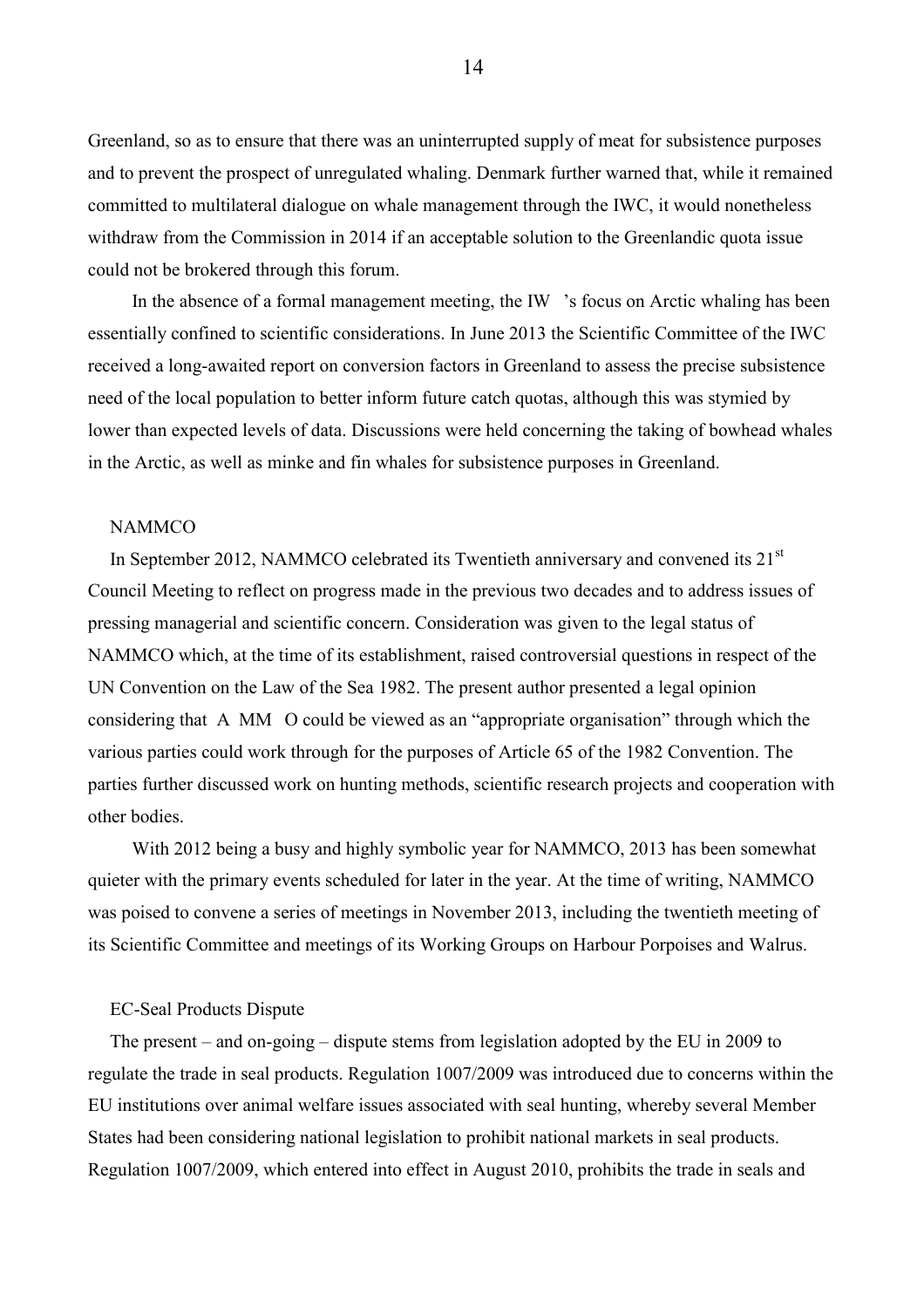Greenland, so as to ensure that there was an uninterrupted supply of meat for subsistence purposes and to prevent the prospect of unregulated whaling. Denmark further warned that, while it remained committed to multilateral dialogue on whale management through the IWC, it would nonetheless withdraw from the Commission in 2014 if an acceptable solution to the Greenlandic quota issue could not be brokered through this forum.

In the absence of a formal management meeting, the IW 's focus on Arctic whaling has been essentially confined to scientific considerations. In June 2013 the Scientific Committee of the IWC received a long-awaited report on conversion factors in Greenland to assess the precise subsistence need of the local population to better inform future catch quotas, although this was stymied by lower than expected levels of data. Discussions were held concerning the taking of bowhead whales in the Arctic, as well as minke and fin whales for subsistence purposes in Greenland.

### NAMMCO

In September 2012, NAMMCO celebrated its Twentieth anniversary and convened its 21st Council Meeting to reflect on progress made in the previous two decades and to address issues of pressing managerial and scientific concern. Consideration was given to the legal status of NAMMCO which, at the time of its establishment, raised controversial questions in respect of the UN Convention on the Law of the Sea 1982. The present author presented a legal opinion considering that A MM O could be viewed as an "appropriate organisation" through which the various parties could work through for the purposes of Article 65 of the 1982 Convention. The parties further discussed work on hunting methods, scientific research projects and cooperation with other bodies.

With 2012 being a busy and highly symbolic year for NAMMCO, 2013 has been somewhat quieter with the primary events scheduled for later in the year. At the time of writing, NAMMCO was poised to convene a series of meetings in November 2013, including the twentieth meeting of its Scientific Committee and meetings of its Working Groups on Harbour Porpoises and Walrus.

### EC-Seal Products Dispute

The present – and on-going – dispute stems from legislation adopted by the EU in 2009 to regulate the trade in seal products. Regulation 1007/2009 was introduced due to concerns within the EU institutions over animal welfare issues associated with seal hunting, whereby several Member States had been considering national legislation to prohibit national markets in seal products. Regulation 1007/2009, which entered into effect in August 2010, prohibits the trade in seals and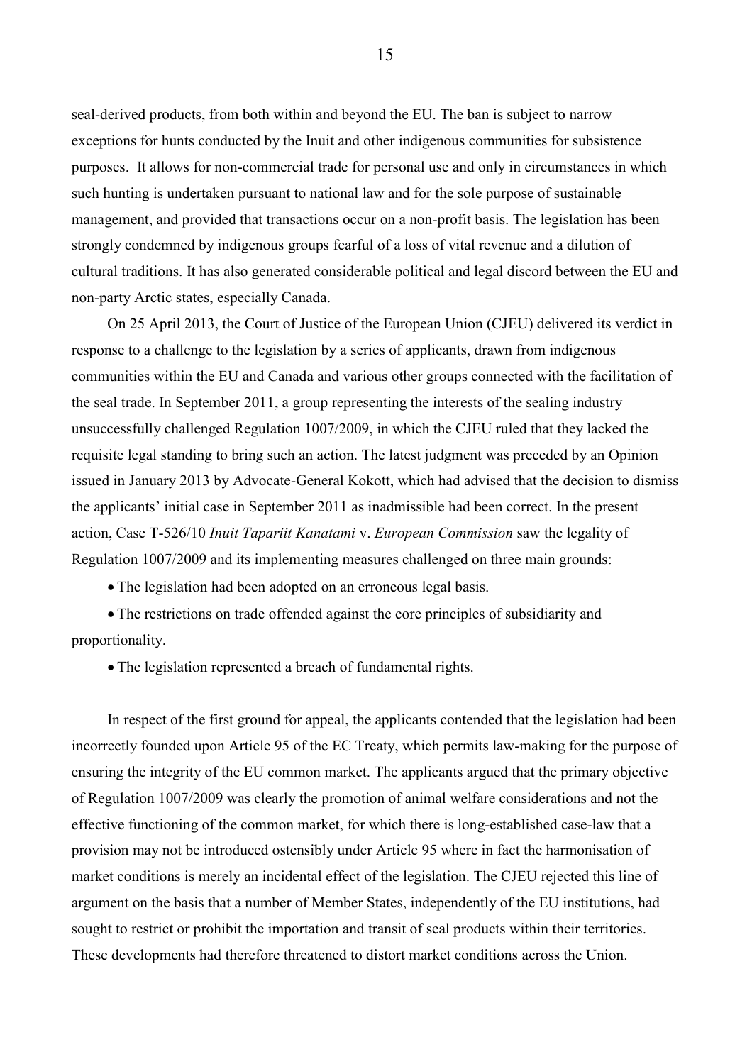seal-derived products, from both within and beyond the EU. The ban is subject to narrow exceptions for hunts conducted by the Inuit and other indigenous communities for subsistence purposes. It allows for non-commercial trade for personal use and only in circumstances in which such hunting is undertaken pursuant to national law and for the sole purpose of sustainable management, and provided that transactions occur on a non-profit basis. The legislation has been strongly condemned by indigenous groups fearful of a loss of vital revenue and a dilution of cultural traditions. It has also generated considerable political and legal discord between the EU and non-party Arctic states, especially Canada.

On 25 April 2013, the Court of Justice of the European Union (CJEU) delivered its verdict in response to a challenge to the legislation by a series of applicants, drawn from indigenous communities within the EU and Canada and various other groups connected with the facilitation of the seal trade. In September 2011, a group representing the interests of the sealing industry unsuccessfully challenged Regulation 1007/2009, in which the CJEU ruled that they lacked the requisite legal standing to bring such an action. The latest judgment was preceded by an Opinion issued in January 2013 by Advocate-General Kokott, which had advised that the decision to dismiss the applicants' initial case in September 2011 as inadmissible had been correct. In the present action, Case T-526/10 *Inuit Tapariit Kanatami* v. *European Commission* saw the legality of Regulation 1007/2009 and its implementing measures challenged on three main grounds:

- The legislation had been adopted on an erroneous legal basis.
- The restrictions on trade offended against the core principles of subsidiarity and proportionality.
- The legislation represented a breach of fundamental rights.

In respect of the first ground for appeal, the applicants contended that the legislation had been incorrectly founded upon Article 95 of the EC Treaty, which permits law-making for the purpose of ensuring the integrity of the EU common market. The applicants argued that the primary objective of Regulation 1007/2009 was clearly the promotion of animal welfare considerations and not the effective functioning of the common market, for which there is long-established case-law that a provision may not be introduced ostensibly under Article 95 where in fact the harmonisation of market conditions is merely an incidental effect of the legislation. The CJEU rejected this line of argument on the basis that a number of Member States, independently of the EU institutions, had sought to restrict or prohibit the importation and transit of seal products within their territories. These developments had therefore threatened to distort market conditions across the Union.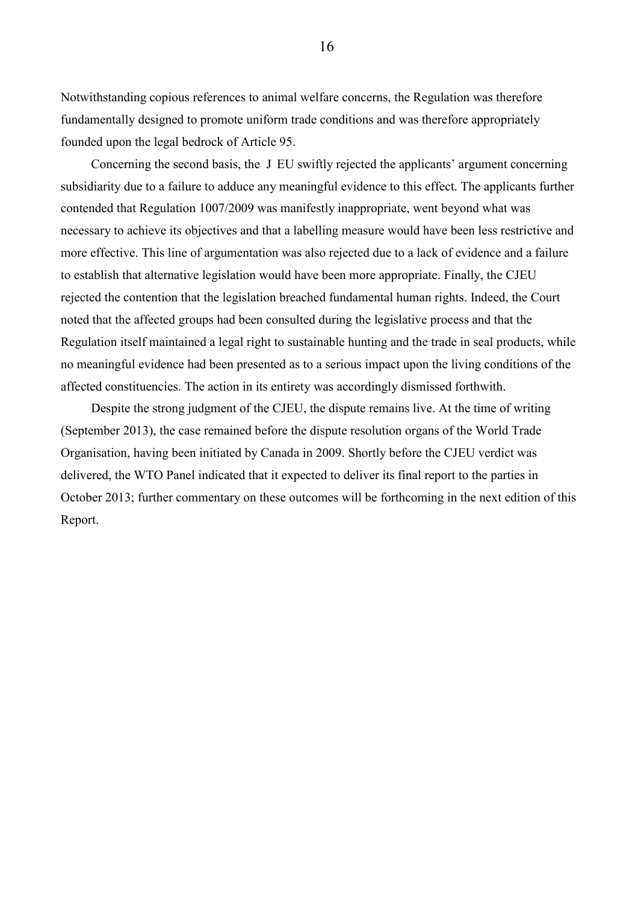Notwithstanding copious references to animal welfare concerns, the Regulation was therefore fundamentally designed to promote uniform trade conditions and was therefore appropriately founded upon the legal bedrock of Article 95.

Concerning the second basis, the J EU swiftly rejected the applicants' argument concerning subsidiarity due to a failure to adduce any meaningful evidence to this effect. The applicants further contended that Regulation 1007/2009 was manifestly inappropriate, went beyond what was necessary to achieve its objectives and that a labelling measure would have been less restrictive and more effective. This line of argumentation was also rejected due to a lack of evidence and a failure to establish that alternative legislation would have been more appropriate. Finally, the CJEU rejected the contention that the legislation breached fundamental human rights. Indeed, the Court noted that the affected groups had been consulted during the legislative process and that the Regulation itself maintained a legal right to sustainable hunting and the trade in seal products, while no meaningful evidence had been presented as to a serious impact upon the living conditions of the affected constituencies. The action in its entirety was accordingly dismissed forthwith.

Despite the strong judgment of the CJEU, the dispute remains live. At the time of writing (September 2013), the case remained before the dispute resolution organs of the World Trade Organisation, having been initiated by Canada in 2009. Shortly before the CJEU verdict was delivered, the WTO Panel indicated that it expected to deliver its final report to the parties in October 2013; further commentary on these outcomes will be forthcoming in the next edition of this Report.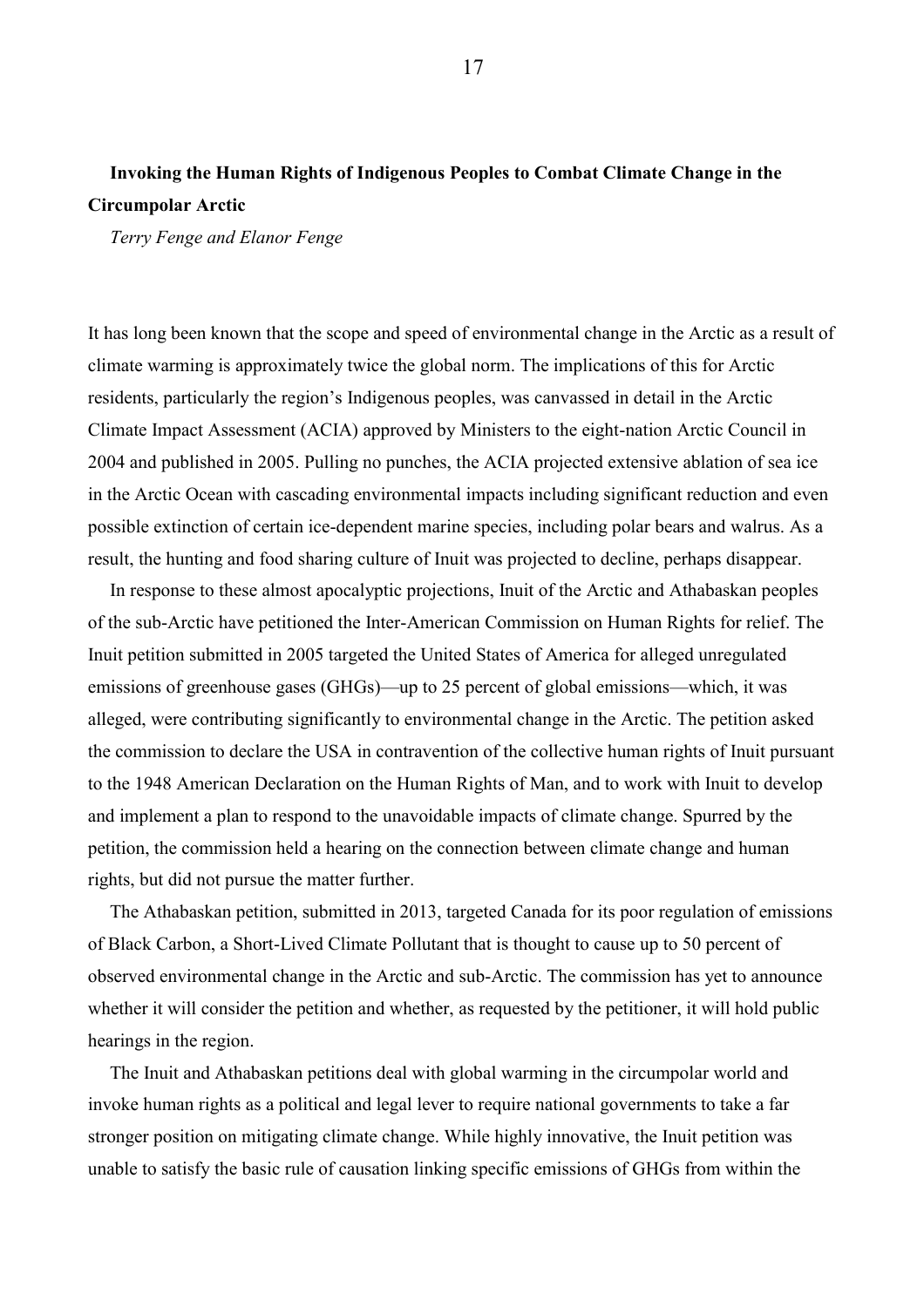## Invoking the Human Rights of Indigenous Peoples to Combat Climate Change in the Circumpolar Arctic

*Terry Fenge and Elanor Fenge*

It has long been known that the scope and speed of environmental change in the Arctic as a result of climate warming is approximately twice the global norm. The implications of this for Arctic residents, particularly the region's Indigenous peoples, was canvassed in detail in the Arctic Climate Impact Assessment (ACIA) approved by Ministers to the eight-nation Arctic Council in 2004 and published in 2005. Pulling no punches, the ACIA projected extensive ablation of sea ice in the Arctic Ocean with cascading environmental impacts including significant reduction and even possible extinction of certain ice-dependent marine species, including polar bears and walrus. As a result, the hunting and food sharing culture of Inuit was projected to decline, perhaps disappear.

In response to these almost apocalyptic projections, Inuit of the Arctic and Athabaskan peoples of the sub-Arctic have petitioned the Inter-American Commission on Human Rights for relief. The Inuit petition submitted in 2005 targeted the United States of America for alleged unregulated emissions of greenhouse gases (GHGs)—up to 25 percent of global emissions—which, it was alleged, were contributing significantly to environmental change in the Arctic. The petition asked the commission to declare the USA in contravention of the collective human rights of Inuit pursuant to the 1948 American Declaration on the Human Rights of Man, and to work with Inuit to develop and implement a plan to respond to the unavoidable impacts of climate change. Spurred by the petition, the commission held a hearing on the connection between climate change and human rights, but did not pursue the matter further.

The Athabaskan petition, submitted in 2013, targeted Canada for its poor regulation of emissions of Black Carbon, a Short-Lived Climate Pollutant that is thought to cause up to 50 percent of observed environmental change in the Arctic and sub-Arctic. The commission has yet to announce whether it will consider the petition and whether, as requested by the petitioner, it will hold public hearings in the region.

The Inuit and Athabaskan petitions deal with global warming in the circumpolar world and invoke human rights as a political and legal lever to require national governments to take a far stronger position on mitigating climate change. While highly innovative, the Inuit petition was unable to satisfy the basic rule of causation linking specific emissions of GHGs from within the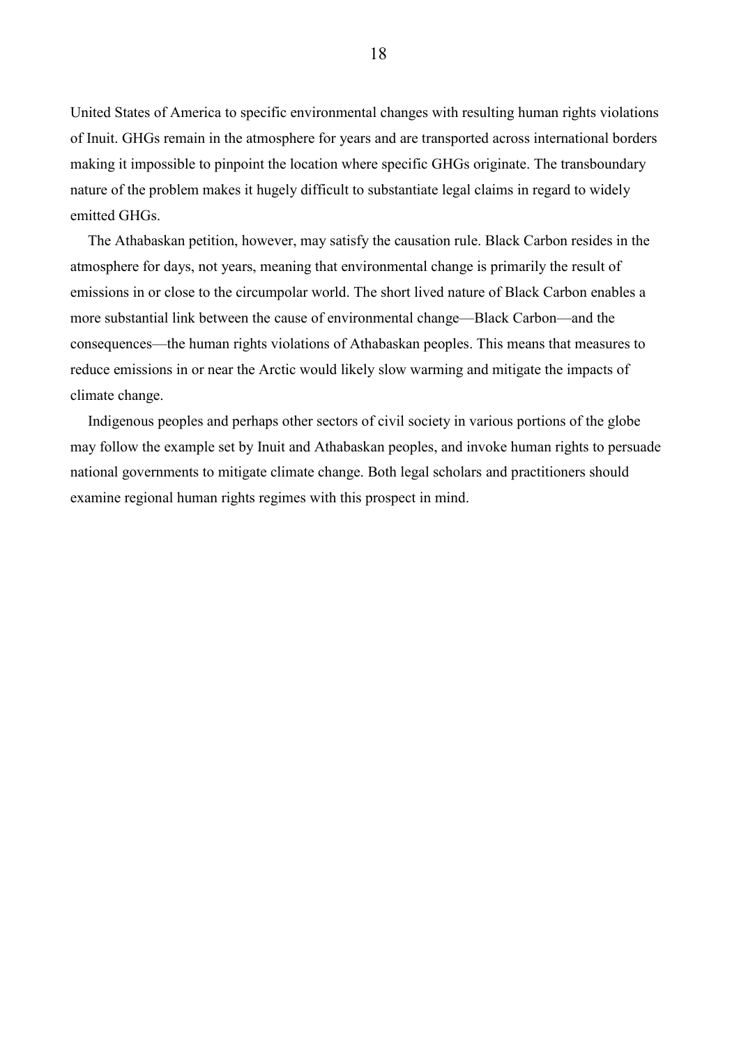United States of America to specific environmental changes with resulting human rights violations of Inuit. GHGs remain in the atmosphere for years and are transported across international borders making it impossible to pinpoint the location where specific GHGs originate. The transboundary nature of the problem makes it hugely difficult to substantiate legal claims in regard to widely emitted GHGs.

The Athabaskan petition, however, may satisfy the causation rule. Black Carbon resides in the atmosphere for days, not years, meaning that environmental change is primarily the result of emissions in or close to the circumpolar world. The short lived nature of Black Carbon enables a more substantial link between the cause of environmental change—Black Carbon—and the consequences—the human rights violations of Athabaskan peoples. This means that measures to reduce emissions in or near the Arctic would likely slow warming and mitigate the impacts of climate change.

Indigenous peoples and perhaps other sectors of civil society in various portions of the globe may follow the example set by Inuit and Athabaskan peoples, and invoke human rights to persuade national governments to mitigate climate change. Both legal scholars and practitioners should examine regional human rights regimes with this prospect in mind.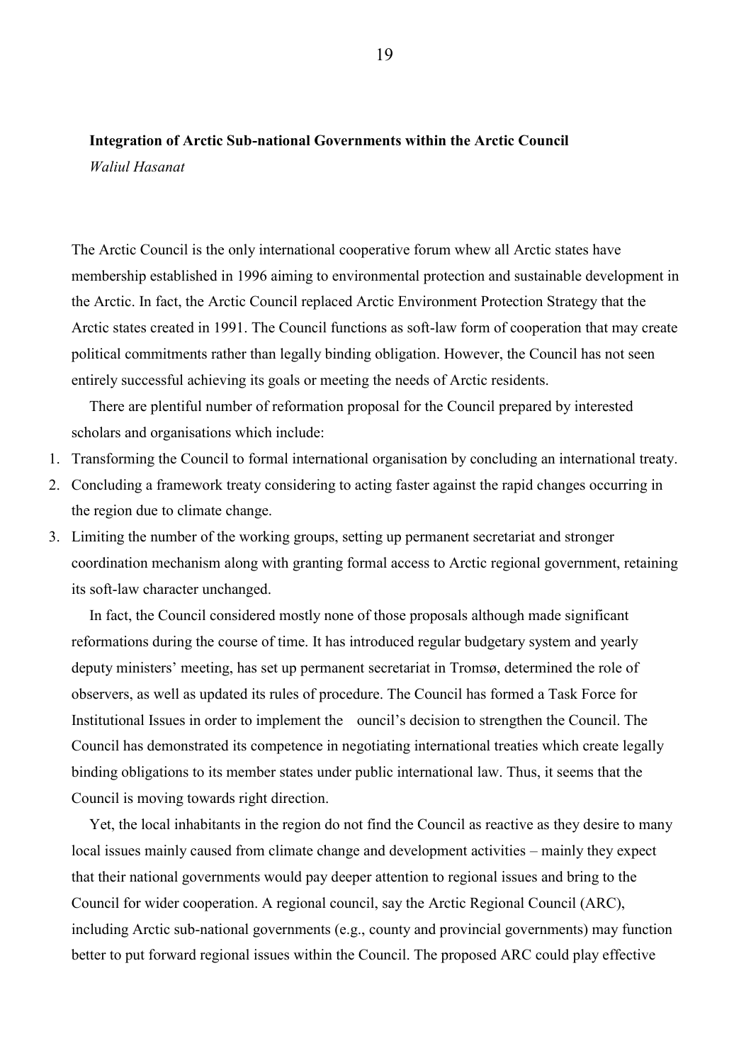**Integration of Arctic Sub-national Governments within the Arctic Council**

*Waliul Hasanat*

The Arctic Council is the only international cooperative forum whew all Arctic states have membership established in 1996 aiming to environmental protection and sustainable development in the Arctic. In fact, the Arctic Council replaced Arctic Environment Protection Strategy that the Arctic states created in 1991. The Council functions as soft-law form of cooperation that may create political commitments rather than legally binding obligation. However, the Council has not seen entirely successful achieving its goals or meeting the needs of Arctic residents.

There are plentiful number of reformation proposal for the Council prepared by interested scholars and organisations which include:

1. Transforming the Council to formal international organisation by concluding an international treaty.
2. Concluding a framework treaty considering to acting faster against the rapid changes occurring in the region due to climate change.
3. Limiting the number of the working groups, setting up permanent secretariat and stronger coordination mechanism along with granting formal access to Arctic regional government, retaining its soft-law character unchanged.

In fact, the Council considered mostly none of those proposals although made significant reformations during the course of time. It has introduced regular budgetary system and yearly deputy ministers' meeting, has set up permanent secretariat in Tromsø, determined the role of observers, as well as updated its rules of procedure. The Council has formed a Task Force for Institutional Issues in order to implement the ouncil's decision to strengthen the Council. The Council has demonstrated its competence in negotiating international treaties which create legally binding obligations to its member states under public international law. Thus, it seems that the Council is moving towards right direction.

Yet, the local inhabitants in the region do not find the Council as reactive as they desire to many local issues mainly caused from climate change and development activities – mainly they expect that their national governments would pay deeper attention to regional issues and bring to the Council for wider cooperation. A regional council, say the Arctic Regional Council (ARC), including Arctic sub-national governments (e.g., county and provincial governments) may function better to put forward regional issues within the Council. The proposed ARC could play effective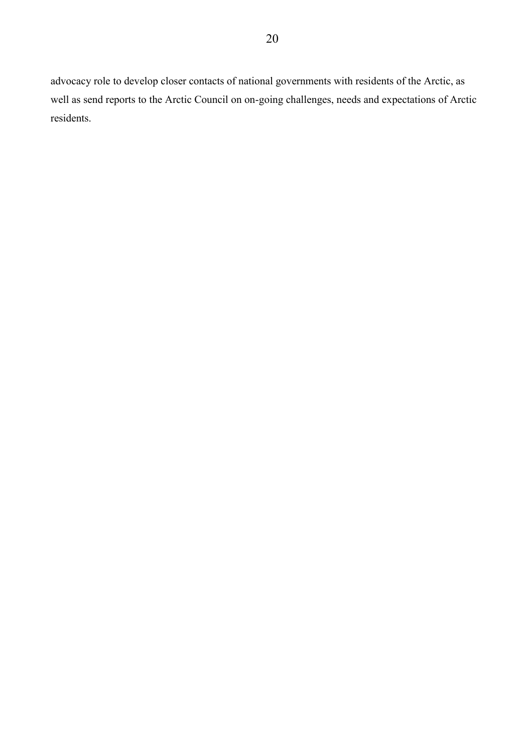advocacy role to develop closer contacts of national governments with residents of the Arctic, as well as send reports to the Arctic Council on on-going challenges, needs and expectations of Arctic residents.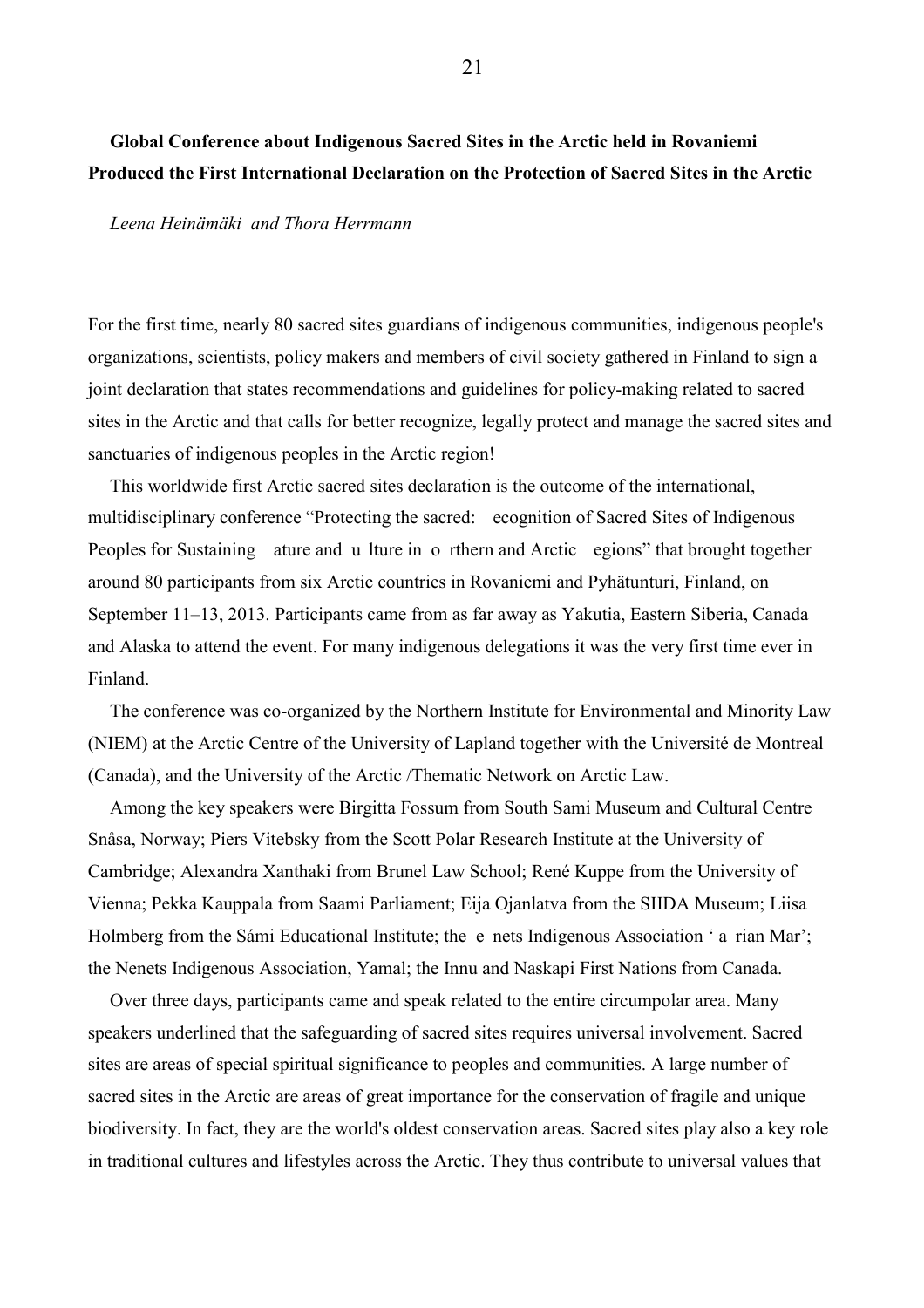**Global Conference about Indigenous Sacred Sites in the Arctic held in Rovaniemi Produced the First International Declaration on the Protection of Sacred Sites in the Arctic**

*Leena Heinämäki and Thora Herrmann*

For the first time, nearly 80 sacred sites guardians of indigenous communities, indigenous people's organizations, scientists, policy makers and members of civil society gathered in Finland to sign a joint declaration that states recommendations and guidelines for policy-making related to sacred sites in the Arctic and that calls for better recognize, legally protect and manage the sacred sites and sanctuaries of indigenous peoples in the Arctic region!

This worldwide first Arctic sacred sites declaration is the outcome of the international, multidisciplinary conference "Protecting the sacred: ecognition of Sacred Sites of Indigenous Peoples for Sustaining ature and u lture in o rthern and Arctic egions" that brought together around 80 participants from six Arctic countries in Rovaniemi and Pyhätunturi, Finland, on September 11–13, 2013. Participants came from as far away as Yakutia, Eastern Siberia, Canada and Alaska to attend the event. For many indigenous delegations it was the very first time ever in Finland.

The conference was co-organized by the Northern Institute for Environmental and Minority Law (NIEM) at the Arctic Centre of the University of Lapland together with the Université de Montreal (Canada), and the University of the Arctic /Thematic Network on Arctic Law.

Among the key speakers were Birgitta Fossum from South Sami Museum and Cultural Centre Snåsa, Norway; Piers Vitebsky from the Scott Polar Research Institute at the University of Cambridge; Alexandra Xanthaki from Brunel Law School; René Kuppe from the University of Vienna; Pekka Kauppala from Saami Parliament; Eija Ojanlatva from the SIIDA Museum; Liisa Holmberg from the Sámi Educational Institute; the e nets Indigenous Association ' a rian Mar'; the Nenets Indigenous Association, Yamal; the Innu and Naskapi First Nations from Canada.

Over three days, participants came and speak related to the entire circumpolar area. Many speakers underlined that the safeguarding of sacred sites requires universal involvement. Sacred sites are areas of special spiritual significance to peoples and communities. A large number of sacred sites in the Arctic are areas of great importance for the conservation of fragile and unique biodiversity. In fact, they are the world's oldest conservation areas. Sacred sites play also a key role in traditional cultures and lifestyles across the Arctic. They thus contribute to universal values that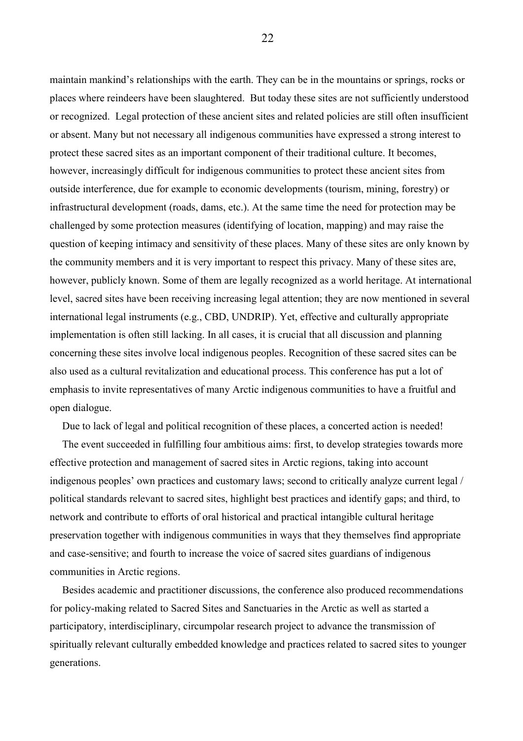maintain mankind's relationships with the earth. They can be in the mountains or springs, rocks or places where reindeers have been slaughtered. But today these sites are not sufficiently understood or recognized. Legal protection of these ancient sites and related policies are still often insufficient or absent. Many but not necessary all indigenous communities have expressed a strong interest to protect these sacred sites as an important component of their traditional culture. It becomes, however, increasingly difficult for indigenous communities to protect these ancient sites from outside interference, due for example to economic developments (tourism, mining, forestry) or infrastructural development (roads, dams, etc.). At the same time the need for protection may be challenged by some protection measures (identifying of location, mapping) and may raise the question of keeping intimacy and sensitivity of these places. Many of these sites are only known by the community members and it is very important to respect this privacy. Many of these sites are, however, publicly known. Some of them are legally recognized as a world heritage. At international level, sacred sites have been receiving increasing legal attention; they are now mentioned in several international legal instruments (e.g., CBD, UNDRIP). Yet, effective and culturally appropriate implementation is often still lacking. In all cases, it is crucial that all discussion and planning concerning these sites involve local indigenous peoples. Recognition of these sacred sites can be also used as a cultural revitalization and educational process. This conference has put a lot of emphasis to invite representatives of many Arctic indigenous communities to have a fruitful and open dialogue.

Due to lack of legal and political recognition of these places, a concerted action is needed!

The event succeeded in fulfilling four ambitious aims: first, to develop strategies towards more effective protection and management of sacred sites in Arctic regions, taking into account indigenous peoples' own practices and customary laws; second to critically analyze current legal / political standards relevant to sacred sites, highlight best practices and identify gaps; and third, to network and contribute to efforts of oral historical and practical intangible cultural heritage preservation together with indigenous communities in ways that they themselves find appropriate and case-sensitive; and fourth to increase the voice of sacred sites guardians of indigenous communities in Arctic regions.

Besides academic and practitioner discussions, the conference also produced recommendations for policy-making related to Sacred Sites and Sanctuaries in the Arctic as well as started a participatory, interdisciplinary, circumpolar research project to advance the transmission of spiritually relevant culturally embedded knowledge and practices related to sacred sites to younger generations.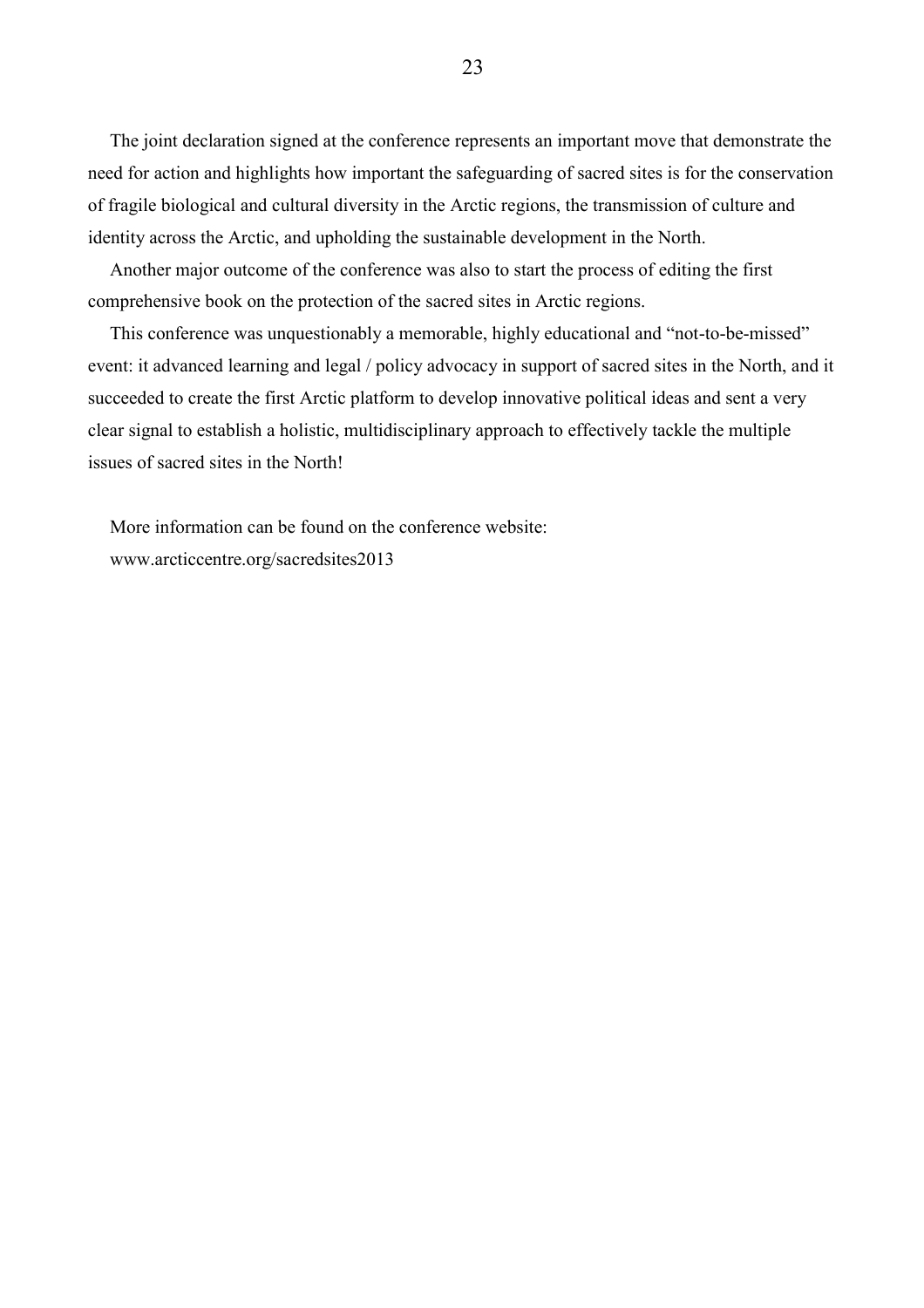The joint declaration signed at the conference represents an important move that demonstrate the need for action and highlights how important the safeguarding of sacred sites is for the conservation of fragile biological and cultural diversity in the Arctic regions, the transmission of culture and identity across the Arctic, and upholding the sustainable development in the North.

Another major outcome of the conference was also to start the process of editing the first comprehensive book on the protection of the sacred sites in Arctic regions.

This conference was unquestionably a memorable, highly educational and "not-to-be-missed" event: it advanced learning and legal / policy advocacy in support of sacred sites in the North, and it succeeded to create the first Arctic platform to develop innovative political ideas and sent a very clear signal to establish a holistic, multidisciplinary approach to effectively tackle the multiple issues of sacred sites in the North!

More information can be found on the conference website:
www.arcticcentre.org/sacredsites2013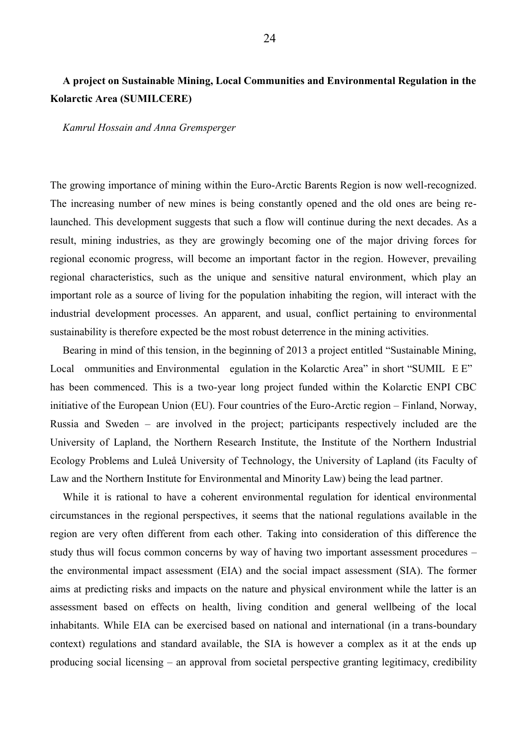### A project on Sustainable Mining, Local Communities and Environmental Regulation in the Kolarctic Area (SUMILCERE)

*Kamrul Hossain and Anna Gremsperger*

The growing importance of mining within the Euro-Arctic Barents Region is now well-recognized. The increasing number of new mines is being constantly opened and the old ones are being re-launched. This development suggests that such a flow will continue during the next decades. As a result, mining industries, as they are growingly becoming one of the major driving forces for regional economic progress, will become an important factor in the region. However, prevailing regional characteristics, such as the unique and sensitive natural environment, which play an important role as a source of living for the population inhabiting the region, will interact with the industrial development processes. An apparent, and usual, conflict pertaining to environmental sustainability is therefore expected be the most robust deterrence in the mining activities.

Bearing in mind of this tension, in the beginning of 2013 a project entitled "Sustainable Mining, Local ommunities and Environmental egulation in the Kolarctic Area" in short "SUMIL E E" has been commenced. This is a two-year long project funded within the Kolarctic ENPI CBC initiative of the European Union (EU). Four countries of the Euro-Arctic region – Finland, Norway, Russia and Sweden – are involved in the project; participants respectively included are the University of Lapland, the Northern Research Institute, the Institute of the Northern Industrial Ecology Problems and Luleå University of Technology, the University of Lapland (its Faculty of Law and the Northern Institute for Environmental and Minority Law) being the lead partner.

While it is rational to have a coherent environmental regulation for identical environmental circumstances in the regional perspectives, it seems that the national regulations available in the region are very often different from each other. Taking into consideration of this difference the study thus will focus common concerns by way of having two important assessment procedures – the environmental impact assessment (EIA) and the social impact assessment (SIA). The former aims at predicting risks and impacts on the nature and physical environment while the latter is an assessment based on effects on health, living condition and general wellbeing of the local inhabitants. While EIA can be exercised based on national and international (in a trans-boundary context) regulations and standard available, the SIA is however a complex as it at the ends up producing social licensing – an approval from societal perspective granting legitimacy, credibility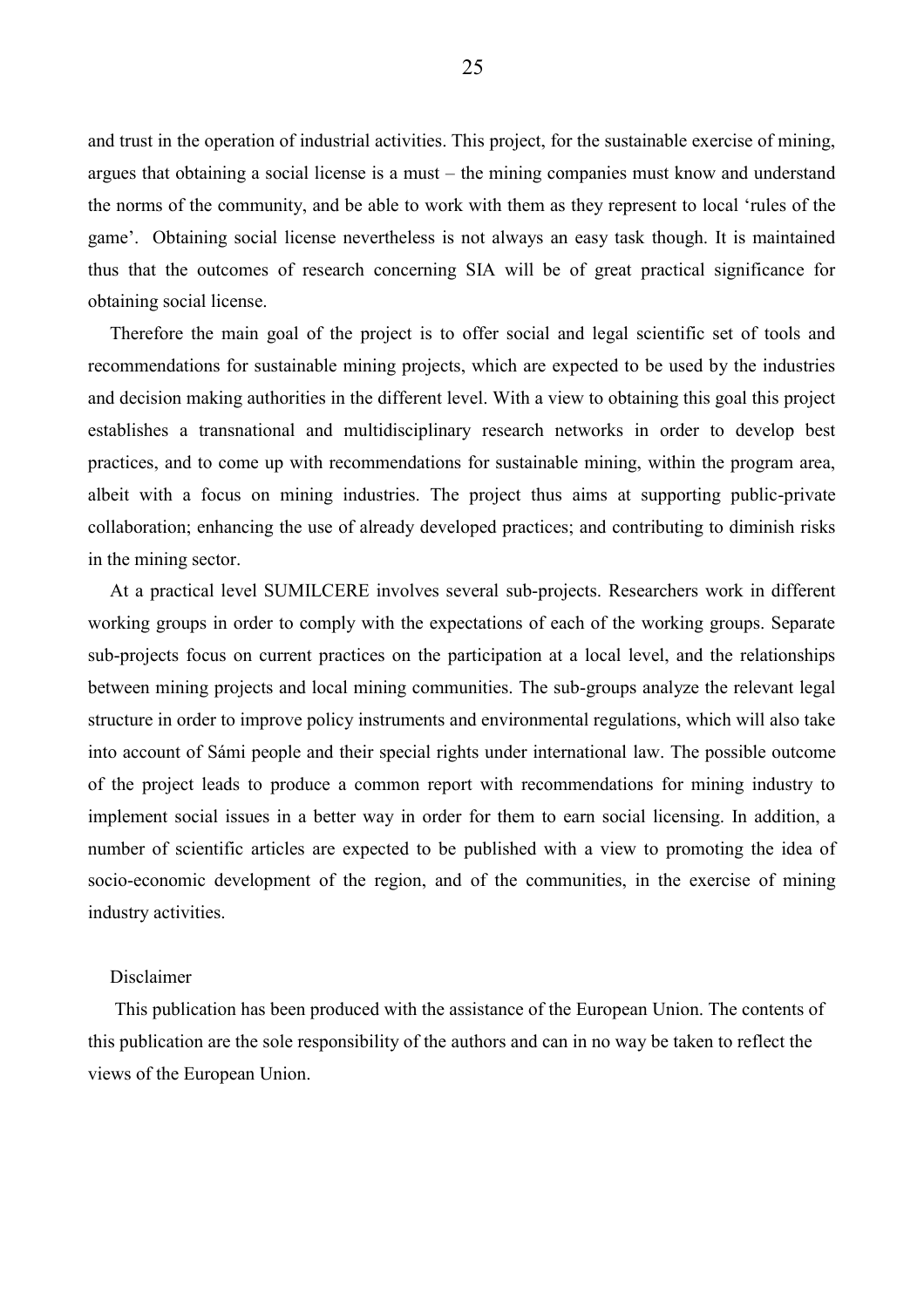and trust in the operation of industrial activities. This project, for the sustainable exercise of mining, argues that obtaining a social license is a must – the mining companies must know and understand the norms of the community, and be able to work with them as they represent to local 'rules of the game'. Obtaining social license nevertheless is not always an easy task though. It is maintained thus that the outcomes of research concerning SIA will be of great practical significance for obtaining social license.

Therefore the main goal of the project is to offer social and legal scientific set of tools and recommendations for sustainable mining projects, which are expected to be used by the industries and decision making authorities in the different level. With a view to obtaining this goal this project establishes a transnational and multidisciplinary research networks in order to develop best practices, and to come up with recommendations for sustainable mining, within the program area, albeit with a focus on mining industries. The project thus aims at supporting public-private collaboration; enhancing the use of already developed practices; and contributing to diminish risks in the mining sector.

At a practical level SUMILCERE involves several sub-projects. Researchers work in different working groups in order to comply with the expectations of each of the working groups. Separate sub-projects focus on current practices on the participation at a local level, and the relationships between mining projects and local mining communities. The sub-groups analyze the relevant legal structure in order to improve policy instruments and environmental regulations, which will also take into account of Sámi people and their special rights under international law. The possible outcome of the project leads to produce a common report with recommendations for mining industry to implement social issues in a better way in order for them to earn social licensing. In addition, a number of scientific articles are expected to be published with a view to promoting the idea of socio-economic development of the region, and of the communities, in the exercise of mining industry activities.

Disclaimer

This publication has been produced with the assistance of the European Union. The contents of this publication are the sole responsibility of the authors and can in no way be taken to reflect the views of the European Union.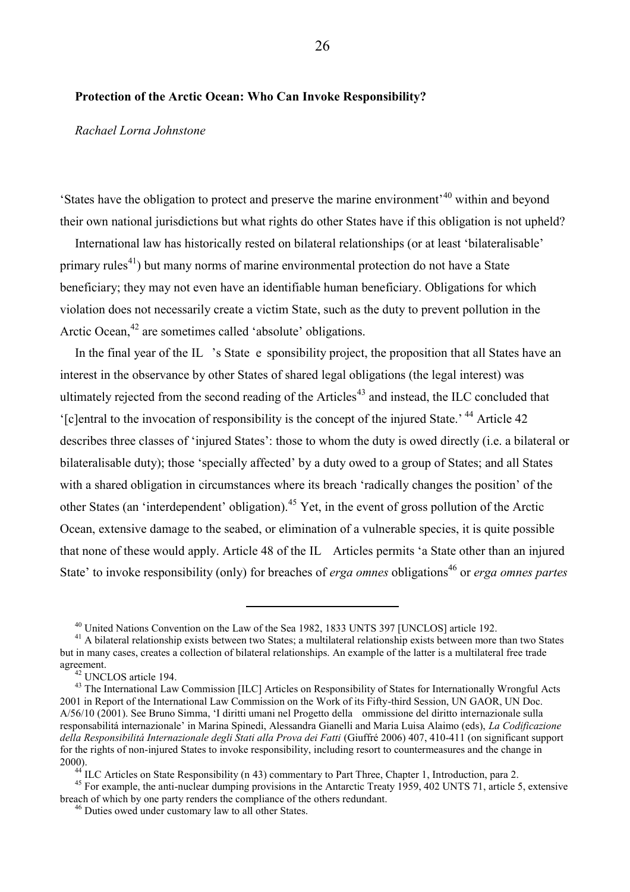## Protection of the Arctic Ocean: Who Can Invoke Responsibility?

*Rachael Lorna Johnstone*

'States have the obligation to protect and preserve the marine environment'[40] within and beyond their own national jurisdictions but what rights do other States have if this obligation is not upheld?

International law has historically rested on bilateral relationships (or at least 'bilateralisable' primary rules[41]) but many norms of marine environmental protection do not have a State beneficiary; they may not even have an identifiable human beneficiary. Obligations for which violation does not necessarily create a victim State, such as the duty to prevent pollution in the Arctic Ocean,[42] are sometimes called 'absolute' obligations.

In the final year of the IL 's State e sponsibility project, the proposition that all States have an interest in the observance by other States of shared legal obligations (the legal interest) was ultimately rejected from the second reading of the Articles[43] and instead, the ILC concluded that '[c]entral to the invocation of responsibility is the concept of the injured State.'[44] Article 42 describes three classes of 'injured States': those to whom the duty is owed directly (i.e. a bilateral or bilateralisable duty); those 'specially affected' by a duty owed to a group of States; and all States with a shared obligation in circumstances where its breach 'radically changes the position' of the other States (an 'interdependent' obligation).[45] Yet, in the event of gross pollution of the Arctic Ocean, extensive damage to the seabed, or elimination of a vulnerable species, it is quite possible that none of these would apply. Article 48 of the IL Articles permits 'a State other than an injured State' to invoke responsibility (only) for breaches of *erga omnes* obligations[46] or *erga omnes partes*

---

[40] United Nations Convention on the Law of the Sea 1982, 1833 UNTS 397 [UNCLOS] article 192.

[41] A bilateral relationship exists between two States; a multilateral relationship exists between more than two States but in many cases, creates a collection of bilateral relationships. An example of the latter is a multilateral free trade agreement.

[42] UNCLOS article 194.

[43] The International Law Commission [ILC] Articles on Responsibility of States for Internationally Wrongful Acts 2001 in Report of the International Law Commission on the Work of its Fifty-third Session, UN GAOR, UN Doc. A/56/10 (2001). See Bruno Simma, 'I diritti umani nel Progetto della ommissione del diritto internazionale sulla responsabilitá internazionale' in Marina Spinedi, Alessandra Gianelli and Maria Luisa Alaimo (eds), *La Codificazione della Responsibilitá Internazionale degli Stati alla Prova dei Fatti* (Giuffré 2006) 407, 410-411 (on significant support for the rights of non-injured States to invoke responsibility, including resort to countermeasures and the change in 2000).

[44] ILC Articles on State Responsibility (n 43) commentary to Part Three, Chapter 1, Introduction, para 2.

[45] For example, the anti-nuclear dumping provisions in the Antarctic Treaty 1959, 402 UNTS 71, article 5, extensive breach of which by one party renders the compliance of the others redundant.

[46] Duties owed under customary law to all other States.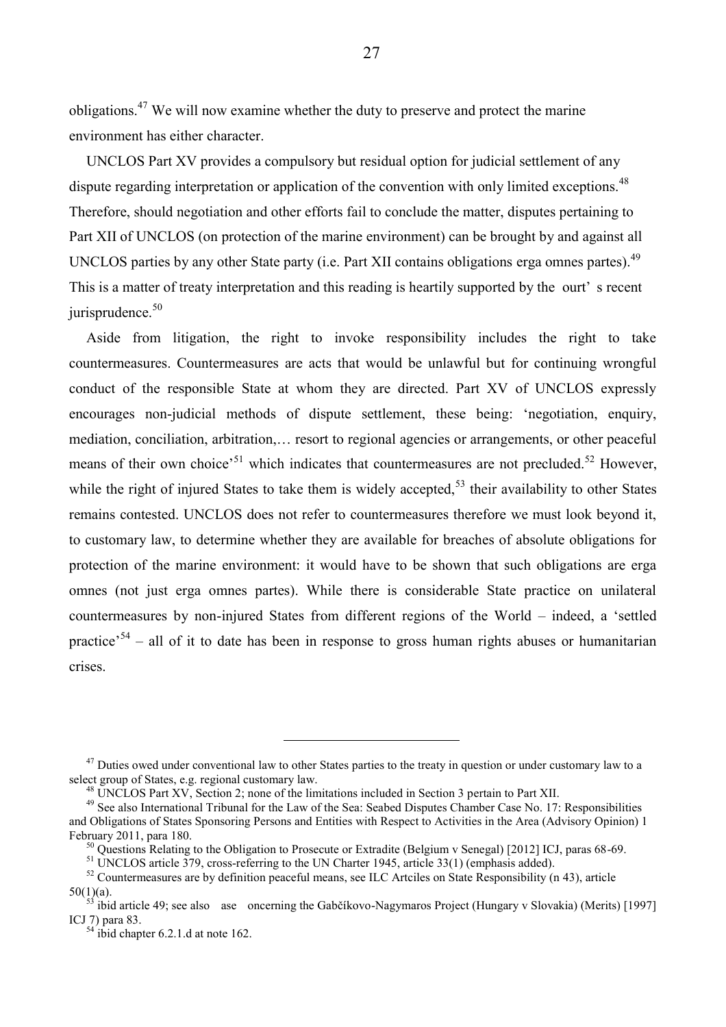obligations.[47] We will now examine whether the duty to preserve and protect the marine environment has either character.

UNCLOS Part XV provides a compulsory but residual option for judicial settlement of any dispute regarding interpretation or application of the convention with only limited exceptions.[48] Therefore, should negotiation and other efforts fail to conclude the matter, disputes pertaining to Part XII of UNCLOS (on protection of the marine environment) can be brought by and against all UNCLOS parties by any other State party (i.e. Part XII contains obligations erga omnes partes).[49] This is a matter of treaty interpretation and this reading is heartily supported by the ourt' s recent jurisprudence.[50]

Aside from litigation, the right to invoke responsibility includes the right to take countermeasures. Countermeasures are acts that would be unlawful but for continuing wrongful conduct of the responsible State at whom they are directed. Part XV of UNCLOS expressly encourages non-judicial methods of dispute settlement, these being: 'negotiation, enquiry, mediation, conciliation, arbitration,… resort to regional agencies or arrangements, or other peaceful means of their own choice'[51] which indicates that countermeasures are not precluded.[52] However, while the right of injured States to take them is widely accepted,[53] their availability to other States remains contested. UNCLOS does not refer to countermeasures therefore we must look beyond it, to customary law, to determine whether they are available for breaches of absolute obligations for protection of the marine environment: it would have to be shown that such obligations are erga omnes (not just erga omnes partes). While there is considerable State practice on unilateral countermeasures by non-injured States from different regions of the World – indeed, a 'settled practice'[54] – all of it to date has been in response to gross human rights abuses or humanitarian crises.

---

[47] Duties owed under conventional law to other States parties to the treaty in question or under customary law to a select group of States, e.g. regional customary law.

[48] UNCLOS Part XV, Section 2; none of the limitations included in Section 3 pertain to Part XII.

[49] See also International Tribunal for the Law of the Sea: Seabed Disputes Chamber Case No. 17: Responsibilities and Obligations of States Sponsoring Persons and Entities with Respect to Activities in the Area (Advisory Opinion) 1 February 2011, para 180.

[50] Questions Relating to the Obligation to Prosecute or Extradite (Belgium v Senegal) [2012] ICJ, paras 68-69.

[51] UNCLOS article 379, cross-referring to the UN Charter 1945, article 33(1) (emphasis added).

[52] Countermeasures are by definition peaceful means, see ILC Artciles on State Responsibility (n 43), article 50(1)(a).

[53] ibid article 49; see also ase oncerning the Gabčíkovo-Nagymaros Project (Hungary v Slovakia) (Merits) [1997] ICJ 7) para 83.

[54] ibid chapter 6.2.1.d at note 162.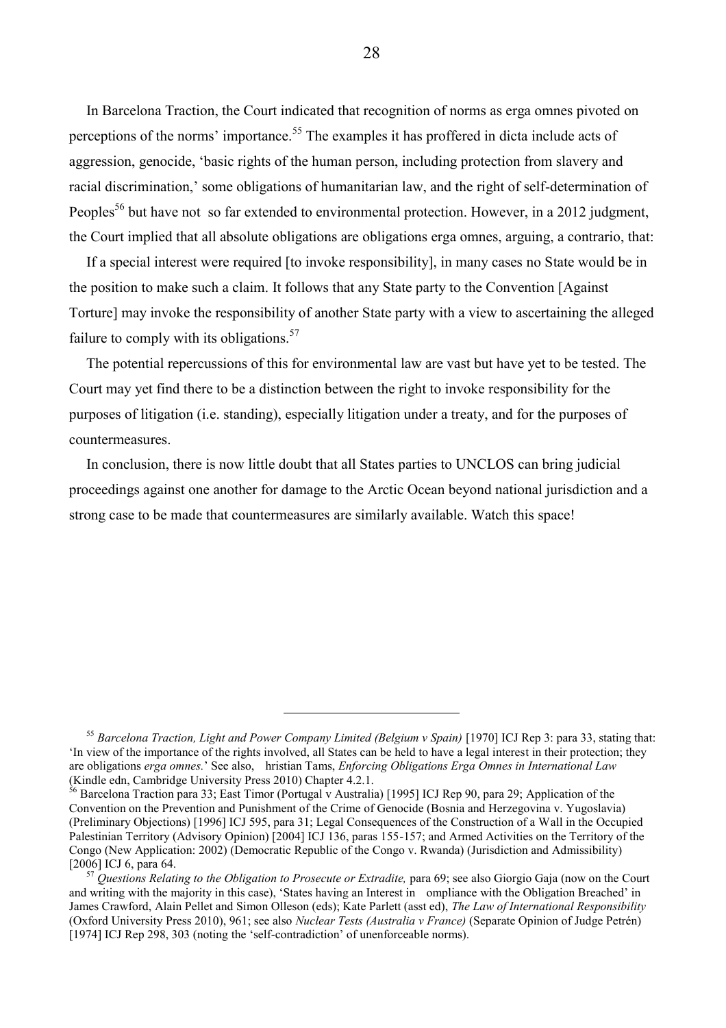In Barcelona Traction, the Court indicated that recognition of norms as erga omnes pivoted on perceptions of the norms' importance.[55] The examples it has proffered in dicta include acts of aggression, genocide, 'basic rights of the human person, including protection from slavery and racial discrimination,' some obligations of humanitarian law, and the right of self-determination of Peoples[56] but have not so far extended to environmental protection. However, in a 2012 judgment, the Court implied that all absolute obligations are obligations erga omnes, arguing, a contrario, that:

If a special interest were required [to invoke responsibility], in many cases no State would be in the position to make such a claim. It follows that any State party to the Convention [Against Torture] may invoke the responsibility of another State party with a view to ascertaining the alleged failure to comply with its obligations.[57]

The potential repercussions of this for environmental law are vast but have yet to be tested. The Court may yet find there to be a distinction between the right to invoke responsibility for the purposes of litigation (i.e. standing), especially litigation under a treaty, and for the purposes of countermeasures.

In conclusion, there is now little doubt that all States parties to UNCLOS can bring judicial proceedings against one another for damage to the Arctic Ocean beyond national jurisdiction and a strong case to be made that countermeasures are similarly available. Watch this space!

---

[55] *Barcelona Traction, Light and Power Company Limited (Belgium v Spain)* [1970] ICJ Rep 3: para 33, stating that: 'In view of the importance of the rights involved, all States can be held to have a legal interest in their protection; they are obligations *erga omnes.*' See also, hristian Tams, *Enforcing Obligations Erga Omnes in International Law* (Kindle edn, Cambridge University Press 2010) Chapter 4.2.1.

[56] Barcelona Traction para 33; East Timor (Portugal v Australia) [1995] ICJ Rep 90, para 29; Application of the Convention on the Prevention and Punishment of the Crime of Genocide (Bosnia and Herzegovina v. Yugoslavia) (Preliminary Objections) [1996] ICJ 595, para 31; Legal Consequences of the Construction of a Wall in the Occupied Palestinian Territory (Advisory Opinion) [2004] ICJ 136, paras 155-157; and Armed Activities on the Territory of the Congo (New Application: 2002) (Democratic Republic of the Congo v. Rwanda) (Jurisdiction and Admissibility) [2006] ICJ 6, para 64.

[57] *Questions Relating to the Obligation to Prosecute or Extradite,* para 69; see also Giorgio Gaja (now on the Court and writing with the majority in this case), 'States having an Interest in ompliance with the Obligation Breached' in James Crawford, Alain Pellet and Simon Olleson (eds); Kate Parlett (asst ed), *The Law of International Responsibility* (Oxford University Press 2010), 961; see also *Nuclear Tests (Australia v France)* (Separate Opinion of Judge Petrén) [1974] ICJ Rep 298, 303 (noting the 'self-contradiction' of unenforceable norms).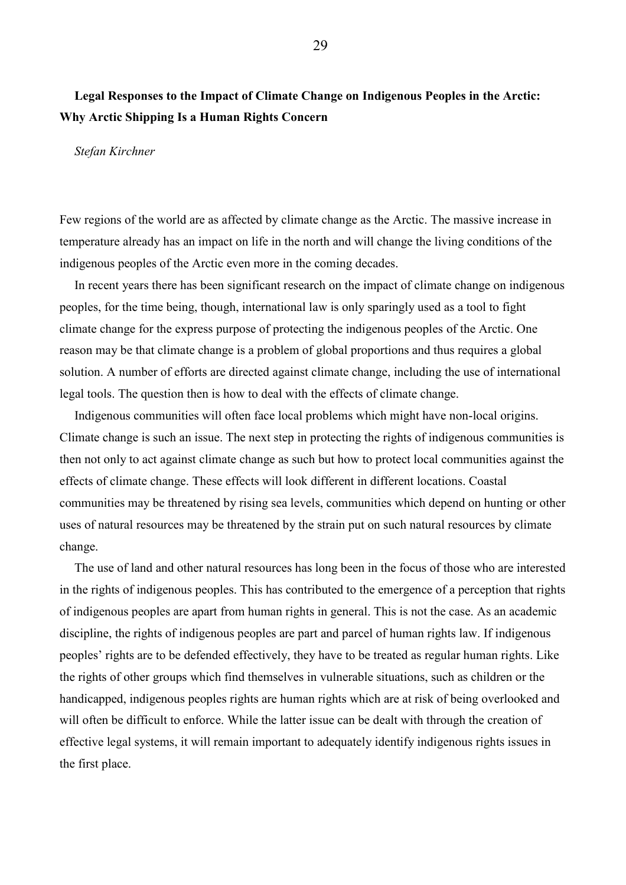## Legal Responses to the Impact of Climate Change on Indigenous Peoples in the Arctic: Why Arctic Shipping Is a Human Rights Concern

*Stefan Kirchner*

Few regions of the world are as affected by climate change as the Arctic. The massive increase in temperature already has an impact on life in the north and will change the living conditions of the indigenous peoples of the Arctic even more in the coming decades.

In recent years there has been significant research on the impact of climate change on indigenous peoples, for the time being, though, international law is only sparingly used as a tool to fight climate change for the express purpose of protecting the indigenous peoples of the Arctic. One reason may be that climate change is a problem of global proportions and thus requires a global solution. A number of efforts are directed against climate change, including the use of international legal tools. The question then is how to deal with the effects of climate change.

Indigenous communities will often face local problems which might have non-local origins. Climate change is such an issue. The next step in protecting the rights of indigenous communities is then not only to act against climate change as such but how to protect local communities against the effects of climate change. These effects will look different in different locations. Coastal communities may be threatened by rising sea levels, communities which depend on hunting or other uses of natural resources may be threatened by the strain put on such natural resources by climate change.

The use of land and other natural resources has long been in the focus of those who are interested in the rights of indigenous peoples. This has contributed to the emergence of a perception that rights of indigenous peoples are apart from human rights in general. This is not the case. As an academic discipline, the rights of indigenous peoples are part and parcel of human rights law. If indigenous peoples' rights are to be defended effectively, they have to be treated as regular human rights. Like the rights of other groups which find themselves in vulnerable situations, such as children or the handicapped, indigenous peoples rights are human rights which are at risk of being overlooked and will often be difficult to enforce. While the latter issue can be dealt with through the creation of effective legal systems, it will remain important to adequately identify indigenous rights issues in the first place.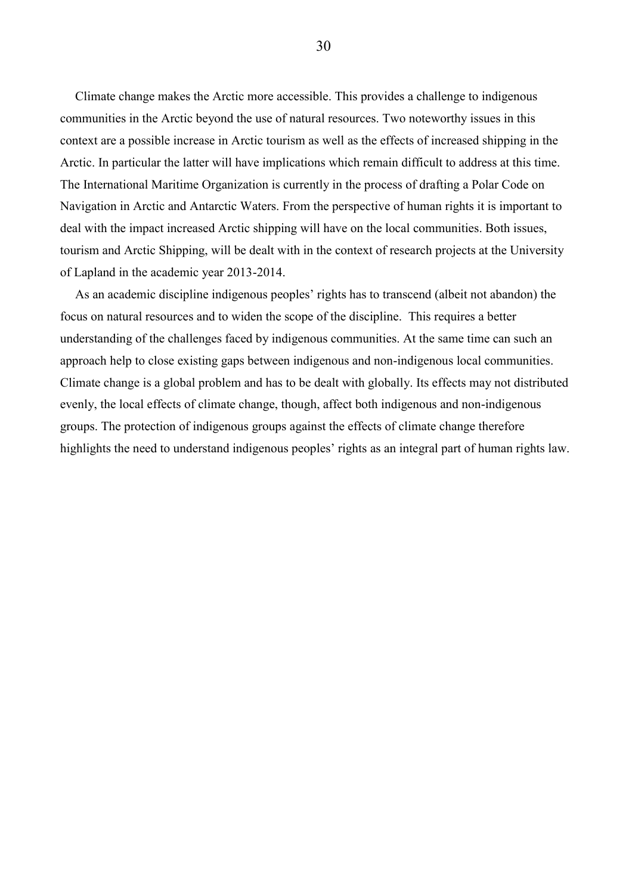Climate change makes the Arctic more accessible. This provides a challenge to indigenous communities in the Arctic beyond the use of natural resources. Two noteworthy issues in this context are a possible increase in Arctic tourism as well as the effects of increased shipping in the Arctic. In particular the latter will have implications which remain difficult to address at this time. The International Maritime Organization is currently in the process of drafting a Polar Code on Navigation in Arctic and Antarctic Waters. From the perspective of human rights it is important to deal with the impact increased Arctic shipping will have on the local communities. Both issues, tourism and Arctic Shipping, will be dealt with in the context of research projects at the University of Lapland in the academic year 2013-2014.

As an academic discipline indigenous peoples' rights has to transcend (albeit not abandon) the focus on natural resources and to widen the scope of the discipline. This requires a better understanding of the challenges faced by indigenous communities. At the same time can such an approach help to close existing gaps between indigenous and non-indigenous local communities. Climate change is a global problem and has to be dealt with globally. Its effects may not distributed evenly, the local effects of climate change, though, affect both indigenous and non-indigenous groups. The protection of indigenous groups against the effects of climate change therefore highlights the need to understand indigenous peoples' rights as an integral part of human rights law.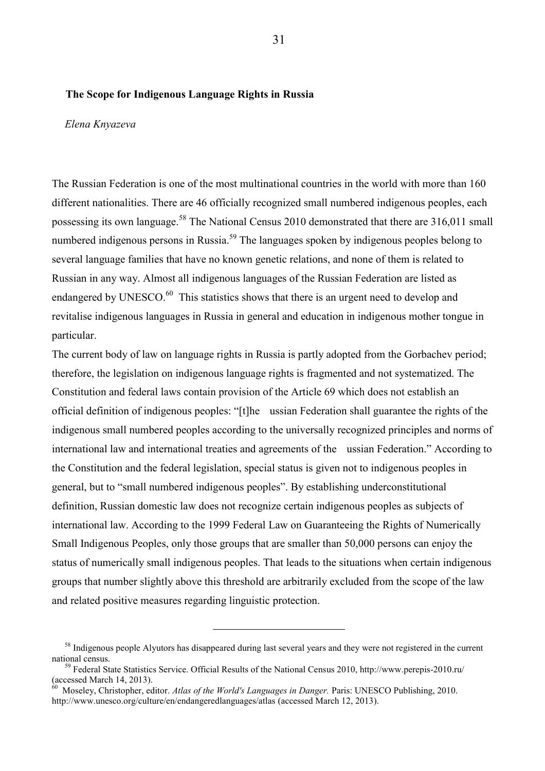## The Scope for Indigenous Language Rights in Russia

*Elena Knyazeva*

The Russian Federation is one of the most multinational countries in the world with more than 160 different nationalities. There are 46 officially recognized small numbered indigenous peoples, each possessing its own language.[58] The National Census 2010 demonstrated that there are 316,011 small numbered indigenous persons in Russia.[59] The languages spoken by indigenous peoples belong to several language families that have no known genetic relations, and none of them is related to Russian in any way. Almost all indigenous languages of the Russian Federation are listed as endangered by UNESCO.[60] This statistics shows that there is an urgent need to develop and revitalise indigenous languages in Russia in general and education in indigenous mother tongue in particular.

The current body of law on language rights in Russia is partly adopted from the Gorbachev period; therefore, the legislation on indigenous language rights is fragmented and not systematized. The Constitution and federal laws contain provision of the Article 69 which does not establish an official definition of indigenous peoples: "[t]he ussian Federation shall guarantee the rights of the indigenous small numbered peoples according to the universally recognized principles and norms of international law and international treaties and agreements of the ussian Federation." According to the Constitution and the federal legislation, special status is given not to indigenous peoples in general, but to "small numbered indigenous peoples". By establishing underconstitutional definition, Russian domestic law does not recognize certain indigenous peoples as subjects of international law. According to the 1999 Federal Law on Guaranteeing the Rights of Numerically Small Indigenous Peoples, only those groups that are smaller than 50,000 persons can enjoy the status of numerically small indigenous peoples. That leads to the situations when certain indigenous groups that number slightly above this threshold are arbitrarily excluded from the scope of the law and related positive measures regarding linguistic protection.

---

[58] Indigenous people Alyutors has disappeared during last several years and they were not registered in the current national census.

[59] Federal State Statistics Service. Official Results of the National Census 2010, http://www.perepis-2010.ru/ (accessed March 14, 2013).

[60] Moseley, Christopher, editor. *Atlas of the World's Languages in Danger.* Paris: UNESCO Publishing, 2010. http://www.unesco.org/culture/en/endangeredlanguages/atlas (accessed March 12, 2013).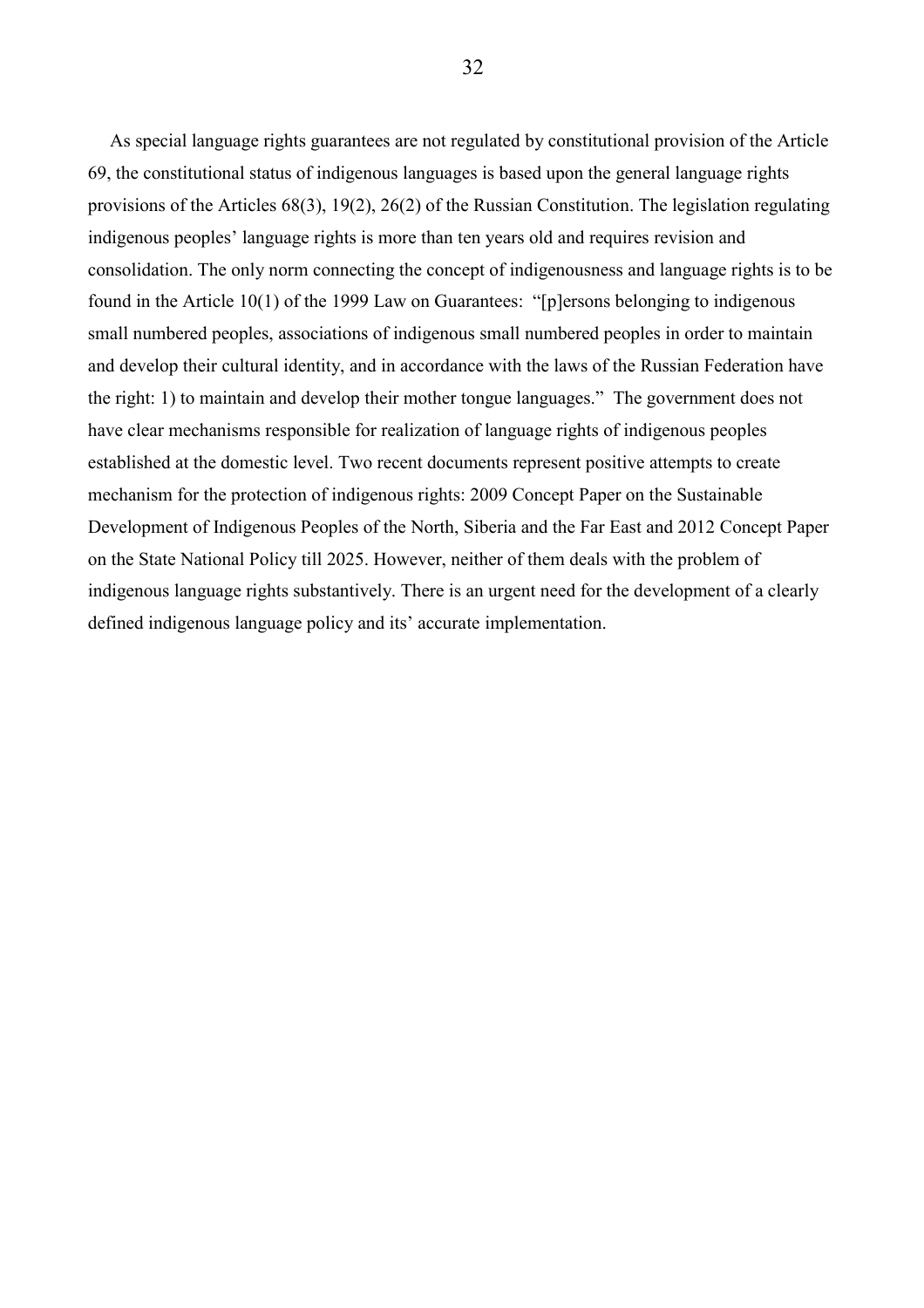As special language rights guarantees are not regulated by constitutional provision of the Article 69, the constitutional status of indigenous languages is based upon the general language rights provisions of the Articles 68(3), 19(2), 26(2) of the Russian Constitution. The legislation regulating indigenous peoples' language rights is more than ten years old and requires revision and consolidation. The only norm connecting the concept of indigenousness and language rights is to be found in the Article 10(1) of the 1999 Law on Guarantees: "[p]ersons belonging to indigenous small numbered peoples, associations of indigenous small numbered peoples in order to maintain and develop their cultural identity, and in accordance with the laws of the Russian Federation have the right: 1) to maintain and develop their mother tongue languages." The government does not have clear mechanisms responsible for realization of language rights of indigenous peoples established at the domestic level. Two recent documents represent positive attempts to create mechanism for the protection of indigenous rights: 2009 Concept Paper on the Sustainable Development of Indigenous Peoples of the North, Siberia and the Far East and 2012 Concept Paper on the State National Policy till 2025. However, neither of them deals with the problem of indigenous language rights substantively. There is an urgent need for the development of a clearly defined indigenous language policy and its' accurate implementation.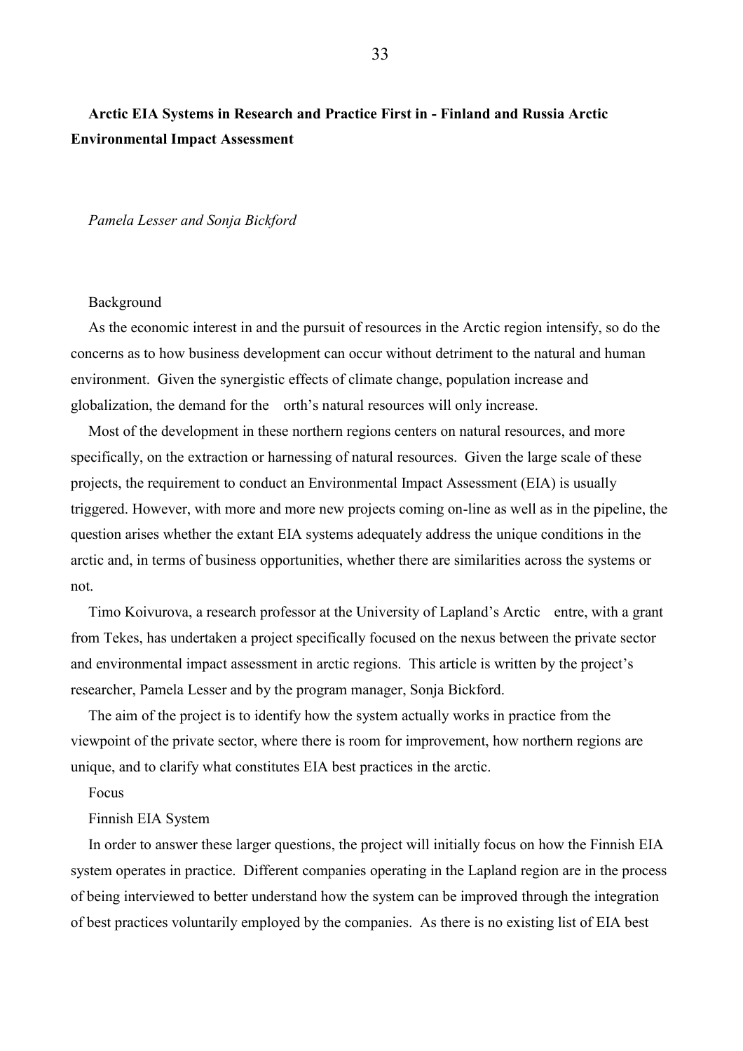**Arctic EIA Systems in Research and Practice First in - Finland and Russia Arctic Environmental Impact Assessment**

*Pamela Lesser and Sonja Bickford*

Background

As the economic interest in and the pursuit of resources in the Arctic region intensify, so do the concerns as to how business development can occur without detriment to the natural and human environment. Given the synergistic effects of climate change, population increase and globalization, the demand for the orth's natural resources will only increase.

Most of the development in these northern regions centers on natural resources, and more specifically, on the extraction or harnessing of natural resources. Given the large scale of these projects, the requirement to conduct an Environmental Impact Assessment (EIA) is usually triggered. However, with more and more new projects coming on-line as well as in the pipeline, the question arises whether the extant EIA systems adequately address the unique conditions in the arctic and, in terms of business opportunities, whether there are similarities across the systems or not.

Timo Koivurova, a research professor at the University of Lapland's Arctic entre, with a grant from Tekes, has undertaken a project specifically focused on the nexus between the private sector and environmental impact assessment in arctic regions. This article is written by the project's researcher, Pamela Lesser and by the program manager, Sonja Bickford.

The aim of the project is to identify how the system actually works in practice from the viewpoint of the private sector, where there is room for improvement, how northern regions are unique, and to clarify what constitutes EIA best practices in the arctic.

Focus

Finnish EIA System

In order to answer these larger questions, the project will initially focus on how the Finnish EIA system operates in practice. Different companies operating in the Lapland region are in the process of being interviewed to better understand how the system can be improved through the integration of best practices voluntarily employed by the companies. As there is no existing list of EIA best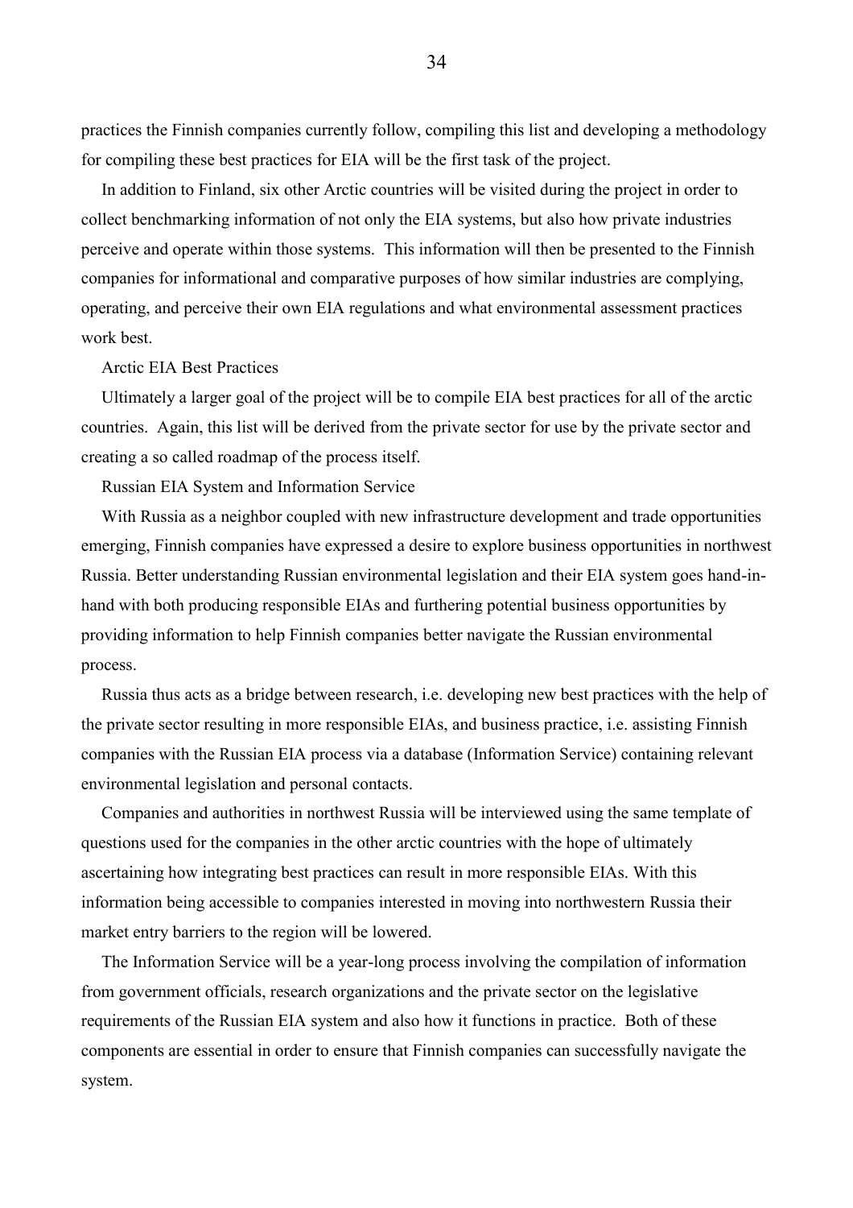practices the Finnish companies currently follow, compiling this list and developing a methodology for compiling these best practices for EIA will be the first task of the project.

In addition to Finland, six other Arctic countries will be visited during the project in order to collect benchmarking information of not only the EIA systems, but also how private industries perceive and operate within those systems. This information will then be presented to the Finnish companies for informational and comparative purposes of how similar industries are complying, operating, and perceive their own EIA regulations and what environmental assessment practices work best.

### Arctic EIA Best Practices

Ultimately a larger goal of the project will be to compile EIA best practices for all of the arctic countries. Again, this list will be derived from the private sector for use by the private sector and creating a so called roadmap of the process itself.

### Russian EIA System and Information Service

With Russia as a neighbor coupled with new infrastructure development and trade opportunities emerging, Finnish companies have expressed a desire to explore business opportunities in northwest Russia. Better understanding Russian environmental legislation and their EIA system goes hand-in-hand with both producing responsible EIAs and furthering potential business opportunities by providing information to help Finnish companies better navigate the Russian environmental process.

Russia thus acts as a bridge between research, i.e. developing new best practices with the help of the private sector resulting in more responsible EIAs, and business practice, i.e. assisting Finnish companies with the Russian EIA process via a database (Information Service) containing relevant environmental legislation and personal contacts.

Companies and authorities in northwest Russia will be interviewed using the same template of questions used for the companies in the other arctic countries with the hope of ultimately ascertaining how integrating best practices can result in more responsible EIAs. With this information being accessible to companies interested in moving into northwestern Russia their market entry barriers to the region will be lowered.

The Information Service will be a year-long process involving the compilation of information from government officials, research organizations and the private sector on the legislative requirements of the Russian EIA system and also how it functions in practice. Both of these components are essential in order to ensure that Finnish companies can successfully navigate the system.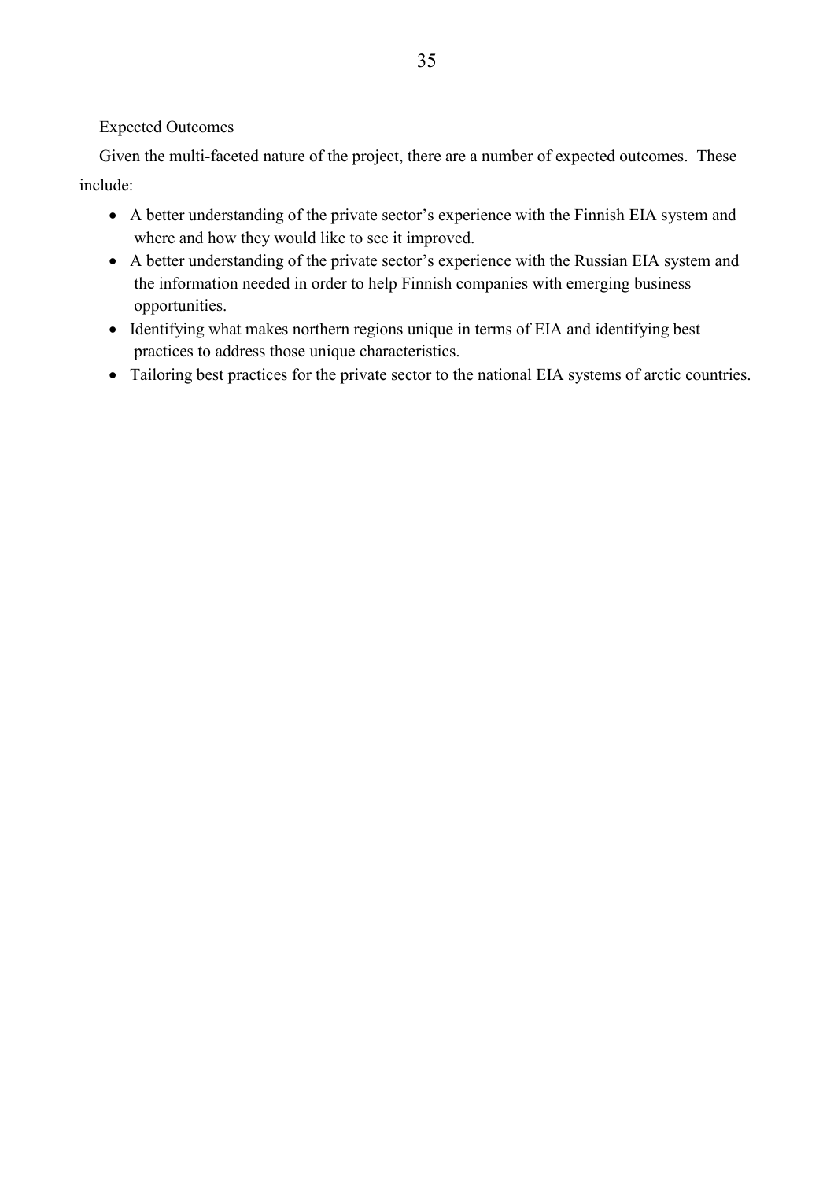Expected Outcomes

Given the multi-faceted nature of the project, there are a number of expected outcomes. These include:

- A better understanding of the private sector's experience with the Finnish EIA system and where and how they would like to see it improved.
- A better understanding of the private sector's experience with the Russian EIA system and the information needed in order to help Finnish companies with emerging business opportunities.
- Identifying what makes northern regions unique in terms of EIA and identifying best practices to address those unique characteristics.
- Tailoring best practices for the private sector to the national EIA systems of arctic countries.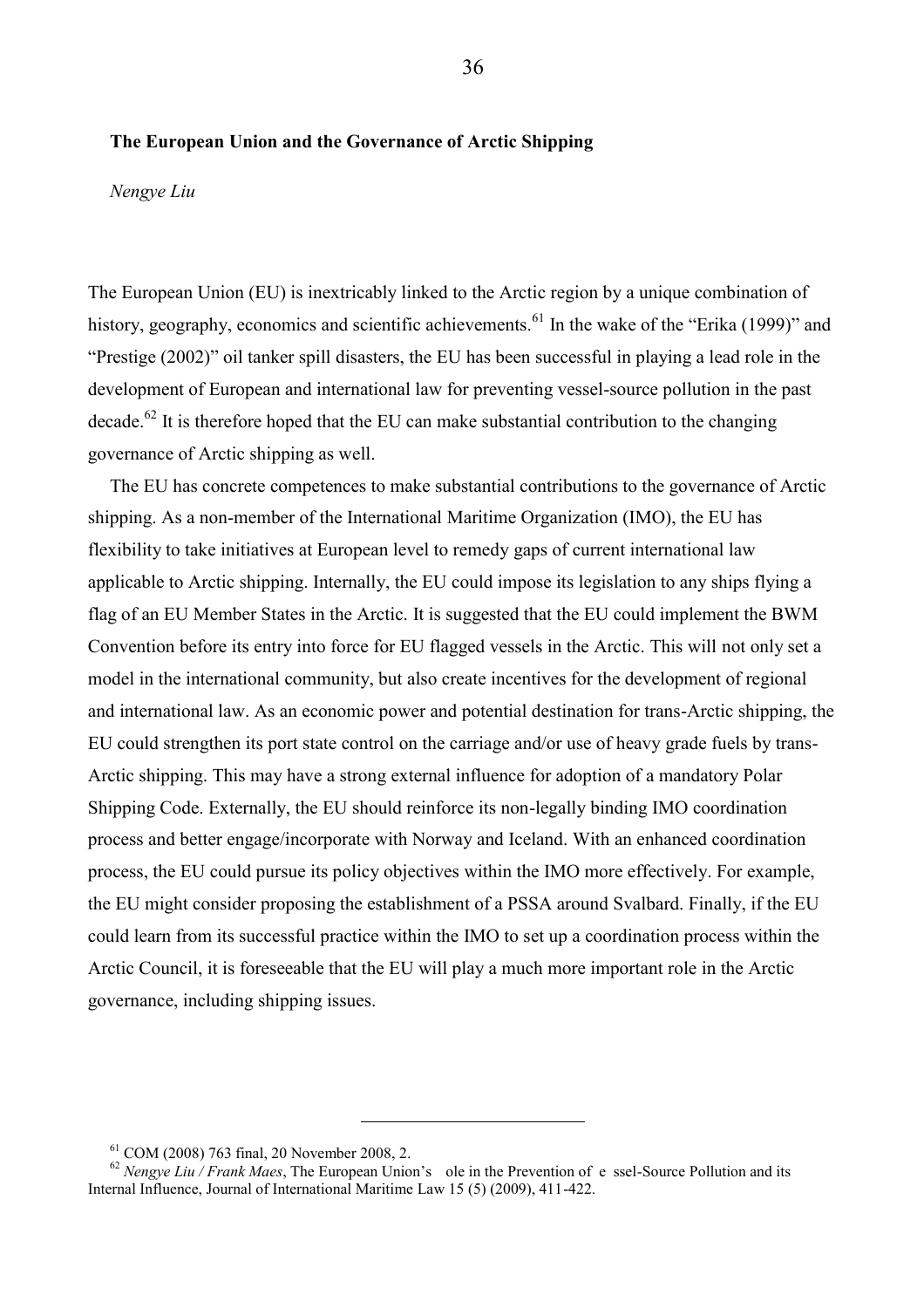### The European Union and the Governance of Arctic Shipping

*Nengye Liu*

The European Union (EU) is inextricably linked to the Arctic region by a unique combination of history, geography, economics and scientific achievements.[61] In the wake of the "Erika (1999)" and "Prestige (2002)" oil tanker spill disasters, the EU has been successful in playing a lead role in the development of European and international law for preventing vessel-source pollution in the past decade.[62] It is therefore hoped that the EU can make substantial contribution to the changing governance of Arctic shipping as well.

The EU has concrete competences to make substantial contributions to the governance of Arctic shipping. As a non-member of the International Maritime Organization (IMO), the EU has flexibility to take initiatives at European level to remedy gaps of current international law applicable to Arctic shipping. Internally, the EU could impose its legislation to any ships flying a flag of an EU Member States in the Arctic. It is suggested that the EU could implement the BWM Convention before its entry into force for EU flagged vessels in the Arctic. This will not only set a model in the international community, but also create incentives for the development of regional and international law. As an economic power and potential destination for trans-Arctic shipping, the EU could strengthen its port state control on the carriage and/or use of heavy grade fuels by trans-Arctic shipping. This may have a strong external influence for adoption of a mandatory Polar Shipping Code. Externally, the EU should reinforce its non-legally binding IMO coordination process and better engage/incorporate with Norway and Iceland. With an enhanced coordination process, the EU could pursue its policy objectives within the IMO more effectively. For example, the EU might consider proposing the establishment of a PSSA around Svalbard. Finally, if the EU could learn from its successful practice within the IMO to set up a coordination process within the Arctic Council, it is foreseeable that the EU will play a much more important role in the Arctic governance, including shipping issues.

---

[61] COM (2008) 763 final, 20 November 2008, 2.

[62] *Nengye Liu / Frank Maes*, The European Union's ole in the Prevention of e ssel-Source Pollution and its Internal Influence, Journal of International Maritime Law 15 (5) (2009), 411-422.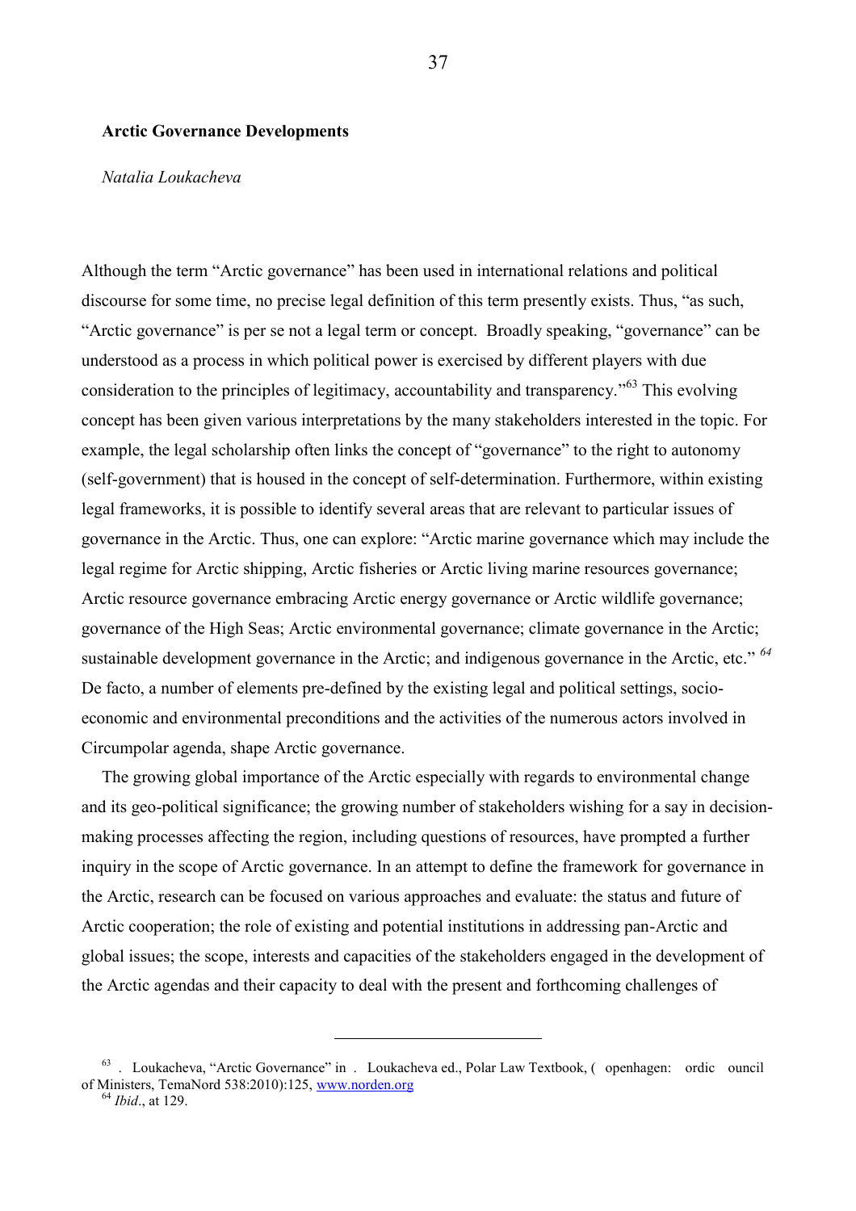**Arctic Governance Developments**

*Natalia Loukacheva*

Although the term "Arctic governance" has been used in international relations and political discourse for some time, no precise legal definition of this term presently exists. Thus, "as such, "Arctic governance" is per se not a legal term or concept. Broadly speaking, "governance" can be understood as a process in which political power is exercised by different players with due consideration to the principles of legitimacy, accountability and transparency."[63] This evolving concept has been given various interpretations by the many stakeholders interested in the topic. For example, the legal scholarship often links the concept of "governance" to the right to autonomy (self-government) that is housed in the concept of self-determination. Furthermore, within existing legal frameworks, it is possible to identify several areas that are relevant to particular issues of governance in the Arctic. Thus, one can explore: "Arctic marine governance which may include the legal regime for Arctic shipping, Arctic fisheries or Arctic living marine resources governance; Arctic resource governance embracing Arctic energy governance or Arctic wildlife governance; governance of the High Seas; Arctic environmental governance; climate governance in the Arctic; sustainable development governance in the Arctic; and indigenous governance in the Arctic, etc." [64] De facto, a number of elements pre-defined by the existing legal and political settings, socio-economic and environmental preconditions and the activities of the numerous actors involved in Circumpolar agenda, shape Arctic governance.

The growing global importance of the Arctic especially with regards to environmental change and its geo-political significance; the growing number of stakeholders wishing for a say in decision-making processes affecting the region, including questions of resources, have prompted a further inquiry in the scope of Arctic governance. In an attempt to define the framework for governance in the Arctic, research can be focused on various approaches and evaluate: the status and future of Arctic cooperation; the role of existing and potential institutions in addressing pan-Arctic and global issues; the scope, interests and capacities of the stakeholders engaged in the development of the Arctic agendas and their capacity to deal with the present and forthcoming challenges of

---

[63] . Loukacheva, "Arctic Governance" in . Loukacheva ed., Polar Law Textbook, ( openhagen: ordic ouncil of Ministers, TemaNord 538:2010):125, www.norden.org

[64] *Ibid*., at 129.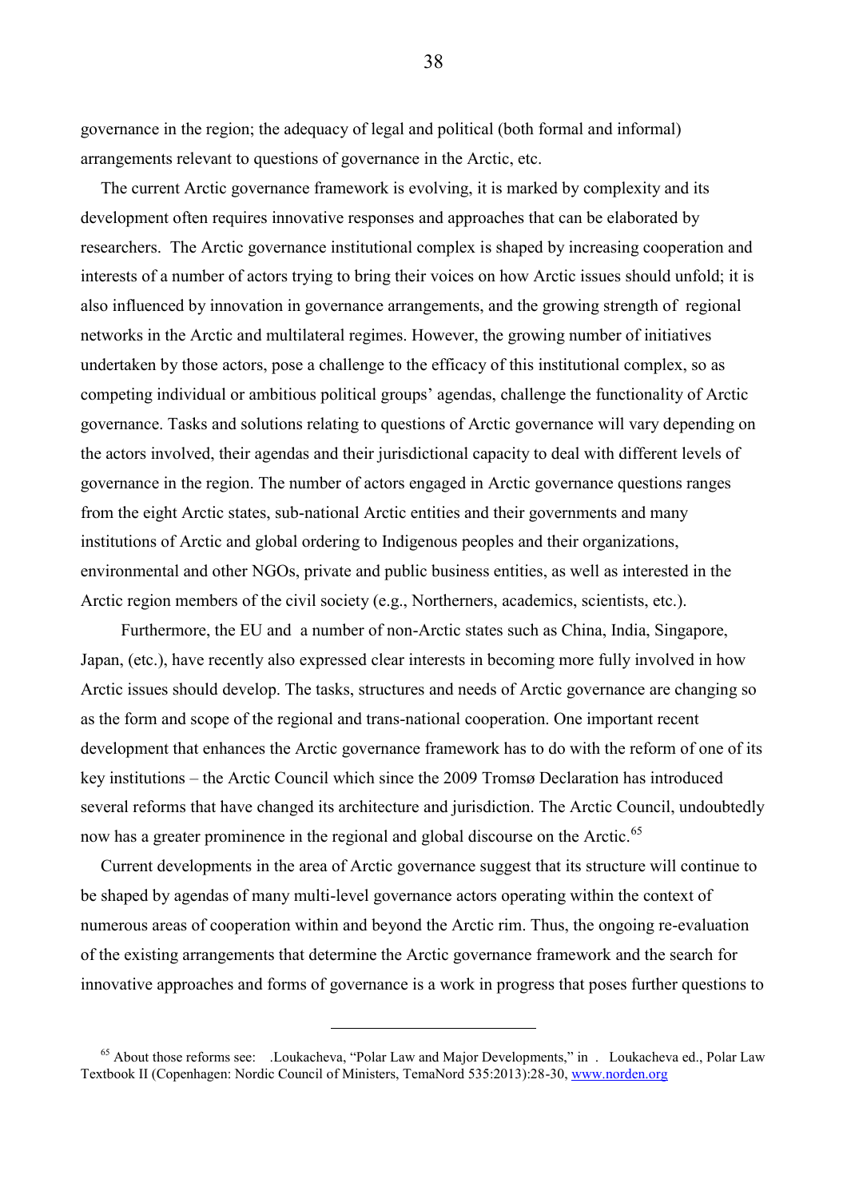governance in the region; the adequacy of legal and political (both formal and informal) arrangements relevant to questions of governance in the Arctic, etc.

The current Arctic governance framework is evolving, it is marked by complexity and its development often requires innovative responses and approaches that can be elaborated by researchers. The Arctic governance institutional complex is shaped by increasing cooperation and interests of a number of actors trying to bring their voices on how Arctic issues should unfold; it is also influenced by innovation in governance arrangements, and the growing strength of regional networks in the Arctic and multilateral regimes. However, the growing number of initiatives undertaken by those actors, pose a challenge to the efficacy of this institutional complex, so as competing individual or ambitious political groups' agendas, challenge the functionality of Arctic governance. Tasks and solutions relating to questions of Arctic governance will vary depending on the actors involved, their agendas and their jurisdictional capacity to deal with different levels of governance in the region. The number of actors engaged in Arctic governance questions ranges from the eight Arctic states, sub-national Arctic entities and their governments and many institutions of Arctic and global ordering to Indigenous peoples and their organizations, environmental and other NGOs, private and public business entities, as well as interested in the Arctic region members of the civil society (e.g., Northerners, academics, scientists, etc.).

Furthermore, the EU and a number of non-Arctic states such as China, India, Singapore, Japan, (etc.), have recently also expressed clear interests in becoming more fully involved in how Arctic issues should develop. The tasks, structures and needs of Arctic governance are changing so as the form and scope of the regional and trans-national cooperation. One important recent development that enhances the Arctic governance framework has to do with the reform of one of its key institutions – the Arctic Council which since the 2009 Tromsø Declaration has introduced several reforms that have changed its architecture and jurisdiction. The Arctic Council, undoubtedly now has a greater prominence in the regional and global discourse on the Arctic.[65]

Current developments in the area of Arctic governance suggest that its structure will continue to be shaped by agendas of many multi-level governance actors operating within the context of numerous areas of cooperation within and beyond the Arctic rim. Thus, the ongoing re-evaluation of the existing arrangements that determine the Arctic governance framework and the search for innovative approaches and forms of governance is a work in progress that poses further questions to

---

[65] About those reforms see: .Loukacheva, "Polar Law and Major Developments," in . Loukacheva ed., Polar Law Textbook II (Copenhagen: Nordic Council of Ministers, TemaNord 535:2013):28-30, www.norden.org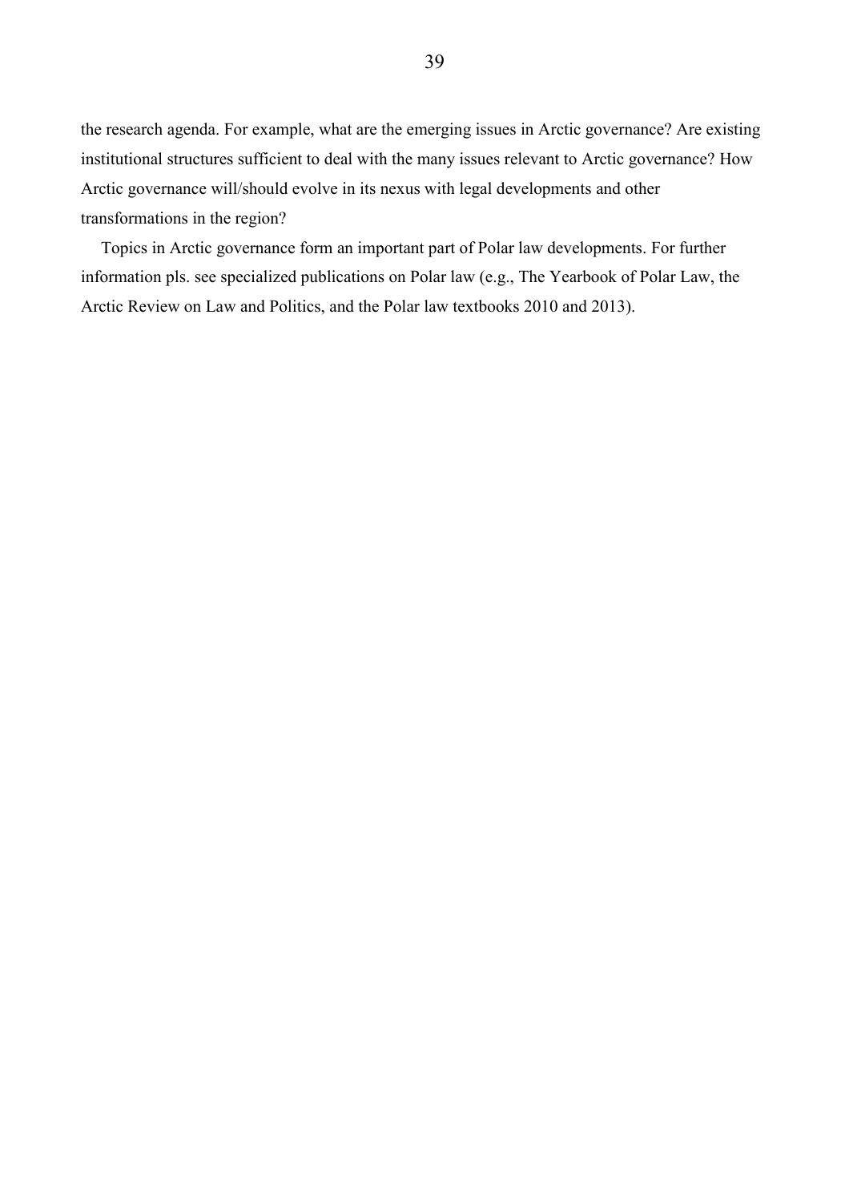the research agenda. For example, what are the emerging issues in Arctic governance? Are existing institutional structures sufficient to deal with the many issues relevant to Arctic governance? How Arctic governance will/should evolve in its nexus with legal developments and other transformations in the region?

Topics in Arctic governance form an important part of Polar law developments. For further information pls. see specialized publications on Polar law (e.g., The Yearbook of Polar Law, the Arctic Review on Law and Politics, and the Polar law textbooks 2010 and 2013).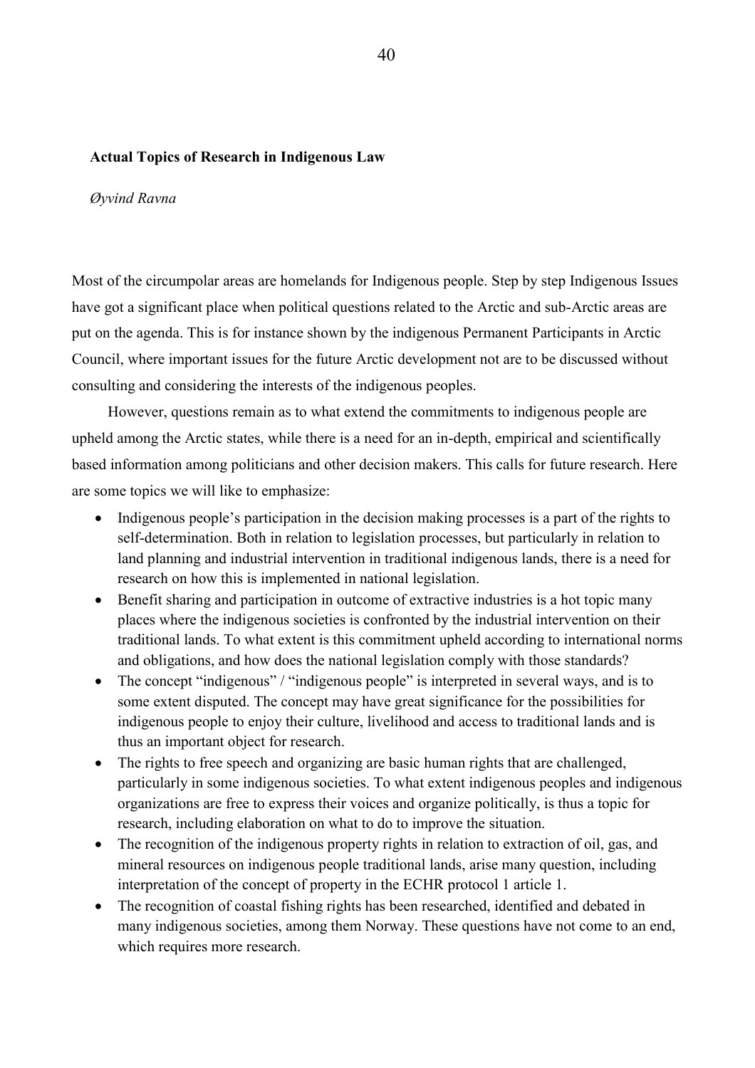## Actual Topics of Research in Indigenous Law

*Øyvind Ravna*

Most of the circumpolar areas are homelands for Indigenous people. Step by step Indigenous Issues have got a significant place when political questions related to the Arctic and sub-Arctic areas are put on the agenda. This is for instance shown by the indigenous Permanent Participants in Arctic Council, where important issues for the future Arctic development not are to be discussed without consulting and considering the interests of the indigenous peoples.

However, questions remain as to what extend the commitments to indigenous people are upheld among the Arctic states, while there is a need for an in-depth, empirical and scientifically based information among politicians and other decision makers. This calls for future research. Here are some topics we will like to emphasize:

- Indigenous people's participation in the decision making processes is a part of the rights to self-determination. Both in relation to legislation processes, but particularly in relation to land planning and industrial intervention in traditional indigenous lands, there is a need for research on how this is implemented in national legislation.
- Benefit sharing and participation in outcome of extractive industries is a hot topic many places where the indigenous societies is confronted by the industrial intervention on their traditional lands. To what extent is this commitment upheld according to international norms and obligations, and how does the national legislation comply with those standards?
- The concept "indigenous" / "indigenous people" is interpreted in several ways, and is to some extent disputed. The concept may have great significance for the possibilities for indigenous people to enjoy their culture, livelihood and access to traditional lands and is thus an important object for research.
- The rights to free speech and organizing are basic human rights that are challenged, particularly in some indigenous societies. To what extent indigenous peoples and indigenous organizations are free to express their voices and organize politically, is thus a topic for research, including elaboration on what to do to improve the situation.
- The recognition of the indigenous property rights in relation to extraction of oil, gas, and mineral resources on indigenous people traditional lands, arise many question, including interpretation of the concept of property in the ECHR protocol 1 article 1.
- The recognition of coastal fishing rights has been researched, identified and debated in many indigenous societies, among them Norway. These questions have not come to an end, which requires more research.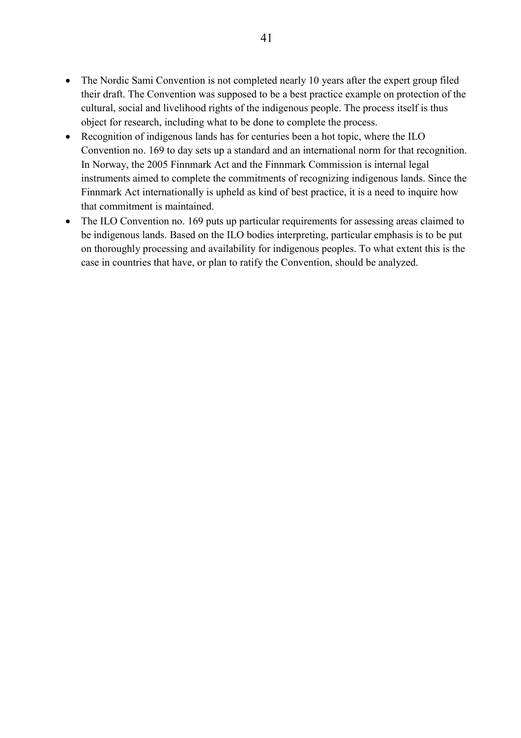- The Nordic Sami Convention is not completed nearly 10 years after the expert group filed their draft. The Convention was supposed to be a best practice example on protection of the cultural, social and livelihood rights of the indigenous people. The process itself is thus object for research, including what to be done to complete the process.
- Recognition of indigenous lands has for centuries been a hot topic, where the ILO Convention no. 169 to day sets up a standard and an international norm for that recognition. In Norway, the 2005 Finnmark Act and the Finnmark Commission is internal legal instruments aimed to complete the commitments of recognizing indigenous lands. Since the Finnmark Act internationally is upheld as kind of best practice, it is a need to inquire how that commitment is maintained.
- The ILO Convention no. 169 puts up particular requirements for assessing areas claimed to be indigenous lands. Based on the ILO bodies interpreting, particular emphasis is to be put on thoroughly processing and availability for indigenous peoples. To what extent this is the case in countries that have, or plan to ratify the Convention, should be analyzed.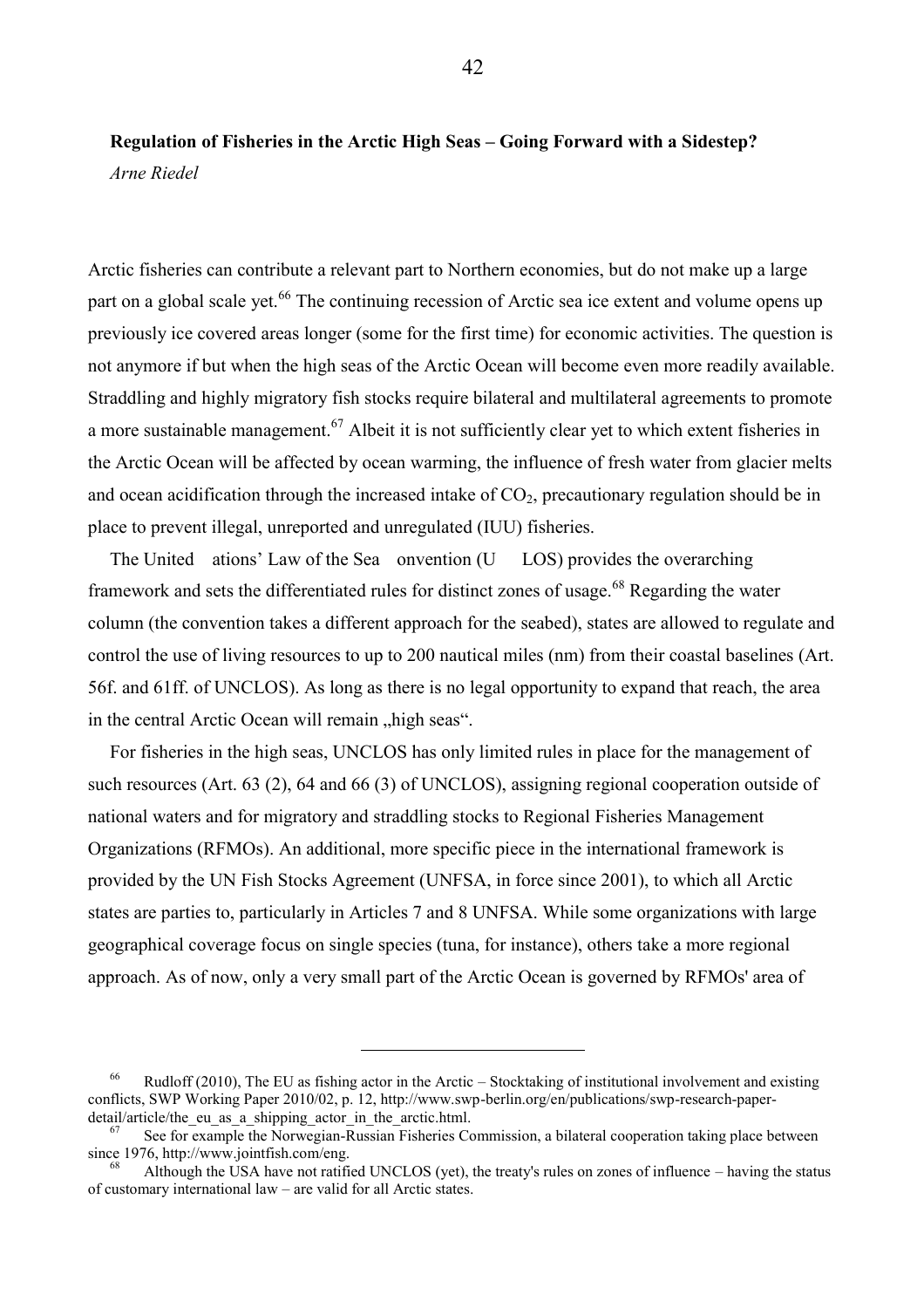**Regulation of Fisheries in the Arctic High Seas – Going Forward with a Sidestep?**

*Arne Riedel*

Arctic fisheries can contribute a relevant part to Northern economies, but do not make up a large part on a global scale yet.[66] The continuing recession of Arctic sea ice extent and volume opens up previously ice covered areas longer (some for the first time) for economic activities. The question is not anymore if but when the high seas of the Arctic Ocean will become even more readily available. Straddling and highly migratory fish stocks require bilateral and multilateral agreements to promote a more sustainable management.[67] Albeit it is not sufficiently clear yet to which extent fisheries in the Arctic Ocean will be affected by ocean warming, the influence of fresh water from glacier melts and ocean acidification through the increased intake of $CO_2$, precautionary regulation should be in place to prevent illegal, unreported and unregulated (IUU) fisheries.

The United ations' Law of the Sea onvention (U LOS) provides the overarching framework and sets the differentiated rules for distinct zones of usage.[68] Regarding the water column (the convention takes a different approach for the seabed), states are allowed to regulate and control the use of living resources to up to 200 nautical miles (nm) from their coastal baselines (Art. 56f. and 61ff. of UNCLOS). As long as there is no legal opportunity to expand that reach, the area in the central Arctic Ocean will remain „high seas".

For fisheries in the high seas, UNCLOS has only limited rules in place for the management of such resources (Art. 63 (2), 64 and 66 (3) of UNCLOS), assigning regional cooperation outside of national waters and for migratory and straddling stocks to Regional Fisheries Management Organizations (RFMOs). An additional, more specific piece in the international framework is provided by the UN Fish Stocks Agreement (UNFSA, in force since 2001), to which all Arctic states are parties to, particularly in Articles 7 and 8 UNFSA. While some organizations with large geographical coverage focus on single species (tuna, for instance), others take a more regional approach. As of now, only a very small part of the Arctic Ocean is governed by RFMOs' area of

---

[66] Rudloff (2010), The EU as fishing actor in the Arctic – Stocktaking of institutional involvement and existing conflicts, SWP Working Paper 2010/02, p. 12, http://www.swp-berlin.org/en/publications/swp-research-paper-detail/article/the_eu_as_a_shipping_actor_in_the_arctic.html.

[67] See for example the Norwegian-Russian Fisheries Commission, a bilateral cooperation taking place between since 1976, http://www.jointfish.com/eng.

[68] Although the USA have not ratified UNCLOS (yet), the treaty's rules on zones of influence – having the status of customary international law – are valid for all Arctic states.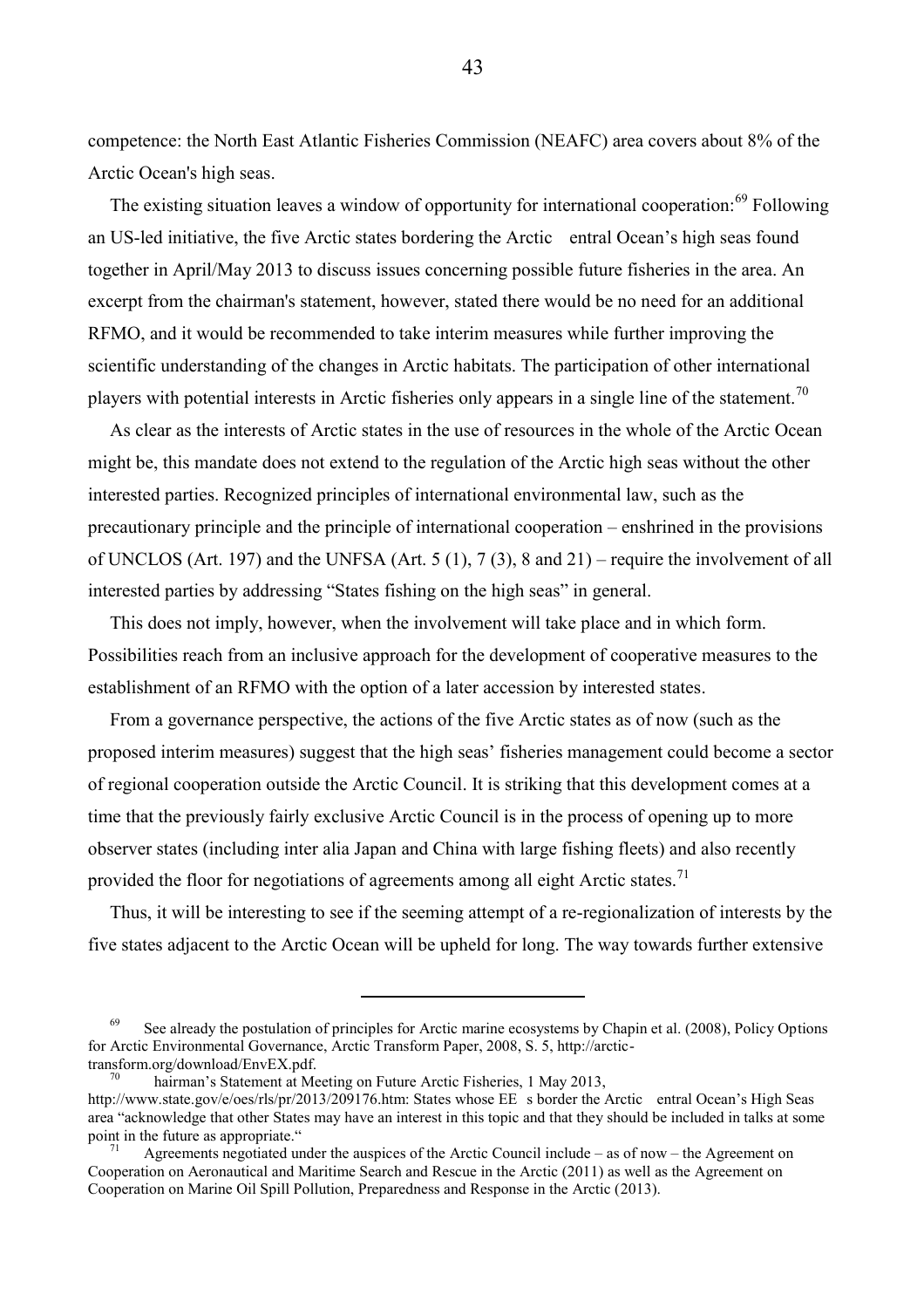competence: the North East Atlantic Fisheries Commission (NEAFC) area covers about 8% of the Arctic Ocean's high seas.

The existing situation leaves a window of opportunity for international cooperation:[69] Following an US-led initiative, the five Arctic states bordering the Arctic entral Ocean's high seas found together in April/May 2013 to discuss issues concerning possible future fisheries in the area. An excerpt from the chairman's statement, however, stated there would be no need for an additional RFMO, and it would be recommended to take interim measures while further improving the scientific understanding of the changes in Arctic habitats. The participation of other international players with potential interests in Arctic fisheries only appears in a single line of the statement.[70]

As clear as the interests of Arctic states in the use of resources in the whole of the Arctic Ocean might be, this mandate does not extend to the regulation of the Arctic high seas without the other interested parties. Recognized principles of international environmental law, such as the precautionary principle and the principle of international cooperation – enshrined in the provisions of UNCLOS (Art. 197) and the UNFSA (Art. 5 (1), 7 (3), 8 and 21) – require the involvement of all interested parties by addressing "States fishing on the high seas" in general.

This does not imply, however, when the involvement will take place and in which form. Possibilities reach from an inclusive approach for the development of cooperative measures to the establishment of an RFMO with the option of a later accession by interested states.

From a governance perspective, the actions of the five Arctic states as of now (such as the proposed interim measures) suggest that the high seas' fisheries management could become a sector of regional cooperation outside the Arctic Council. It is striking that this development comes at a time that the previously fairly exclusive Arctic Council is in the process of opening up to more observer states (including inter alia Japan and China with large fishing fleets) and also recently provided the floor for negotiations of agreements among all eight Arctic states.[71]

Thus, it will be interesting to see if the seeming attempt of a re-regionalization of interests by the five states adjacent to the Arctic Ocean will be upheld for long. The way towards further extensive

---

[69] See already the postulation of principles for Arctic marine ecosystems by Chapin et al. (2008), Policy Options for Arctic Environmental Governance, Arctic Transform Paper, 2008, S. 5, http://arctic-transform.org/download/EnvEX.pdf.

[70] hairman's Statement at Meeting on Future Arctic Fisheries, 1 May 2013, http://www.state.gov/e/oes/rls/pr/2013/209176.htm: States whose EE s border the Arctic entral Ocean's High Seas area "acknowledge that other States may have an interest in this topic and that they should be included in talks at some point in the future as appropriate."

[71] Agreements negotiated under the auspices of the Arctic Council include – as of now – the Agreement on Cooperation on Aeronautical and Maritime Search and Rescue in the Arctic (2011) as well as the Agreement on Cooperation on Marine Oil Spill Pollution, Preparedness and Response in the Arctic (2013).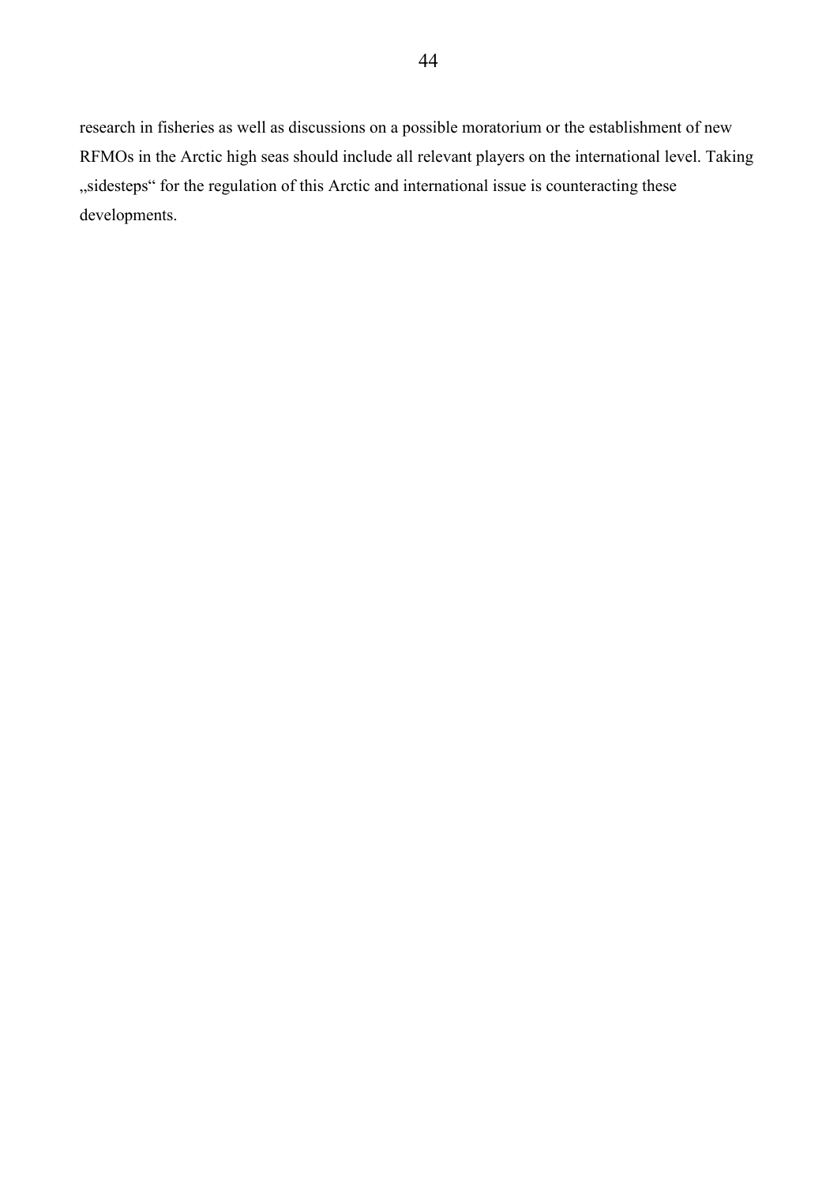research in fisheries as well as discussions on a possible moratorium or the establishment of new RFMOs in the Arctic high seas should include all relevant players on the international level. Taking „sidesteps" for the regulation of this Arctic and international issue is counteracting these developments.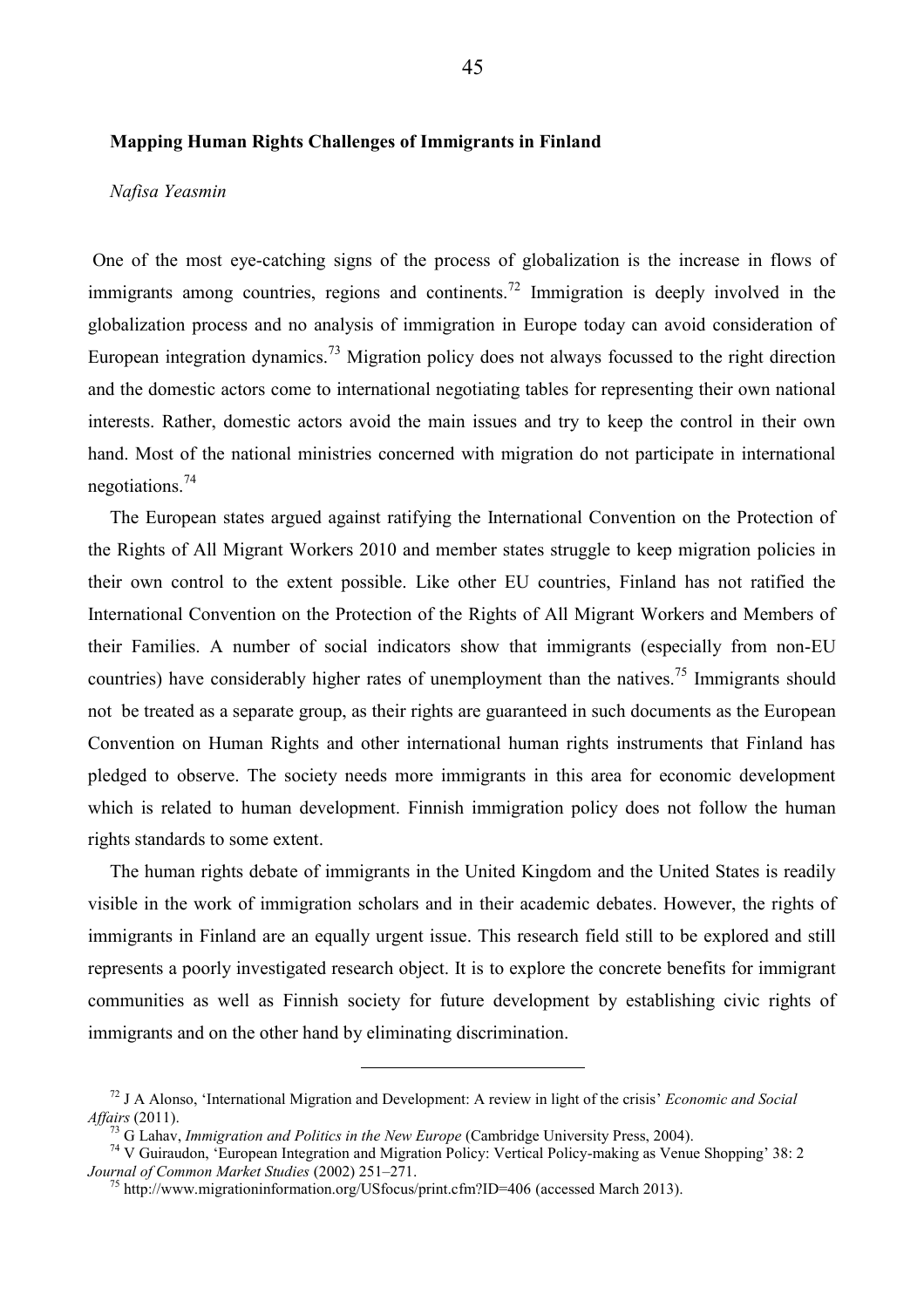## Mapping Human Rights Challenges of Immigrants in Finland

*Nafisa Yeasmin*

One of the most eye-catching signs of the process of globalization is the increase in flows of immigrants among countries, regions and continents.[72] Immigration is deeply involved in the globalization process and no analysis of immigration in Europe today can avoid consideration of European integration dynamics.[73] Migration policy does not always focussed to the right direction and the domestic actors come to international negotiating tables for representing their own national interests. Rather, domestic actors avoid the main issues and try to keep the control in their own hand. Most of the national ministries concerned with migration do not participate in international negotiations.[74]

The European states argued against ratifying the International Convention on the Protection of the Rights of All Migrant Workers 2010 and member states struggle to keep migration policies in their own control to the extent possible. Like other EU countries, Finland has not ratified the International Convention on the Protection of the Rights of All Migrant Workers and Members of their Families. A number of social indicators show that immigrants (especially from non-EU countries) have considerably higher rates of unemployment than the natives.[75] Immigrants should not be treated as a separate group, as their rights are guaranteed in such documents as the European Convention on Human Rights and other international human rights instruments that Finland has pledged to observe. The society needs more immigrants in this area for economic development which is related to human development. Finnish immigration policy does not follow the human rights standards to some extent.

The human rights debate of immigrants in the United Kingdom and the United States is readily visible in the work of immigration scholars and in their academic debates. However, the rights of immigrants in Finland are an equally urgent issue. This research field still to be explored and still represents a poorly investigated research object. It is to explore the concrete benefits for immigrant communities as well as Finnish society for future development by establishing civic rights of immigrants and on the other hand by eliminating discrimination.

---

[72] J A Alonso, 'International Migration and Development: A review in light of the crisis' *Economic and Social Affairs* (2011).

[73] G Lahav, *Immigration and Politics in the New Europe* (Cambridge University Press, 2004).

[74] V Guiraudon, 'European Integration and Migration Policy: Vertical Policy-making as Venue Shopping' 38: 2 *Journal of Common Market Studies* (2002) 251–271.

[75] http://www.migrationinformation.org/USfocus/print.cfm?ID=406 (accessed March 2013).